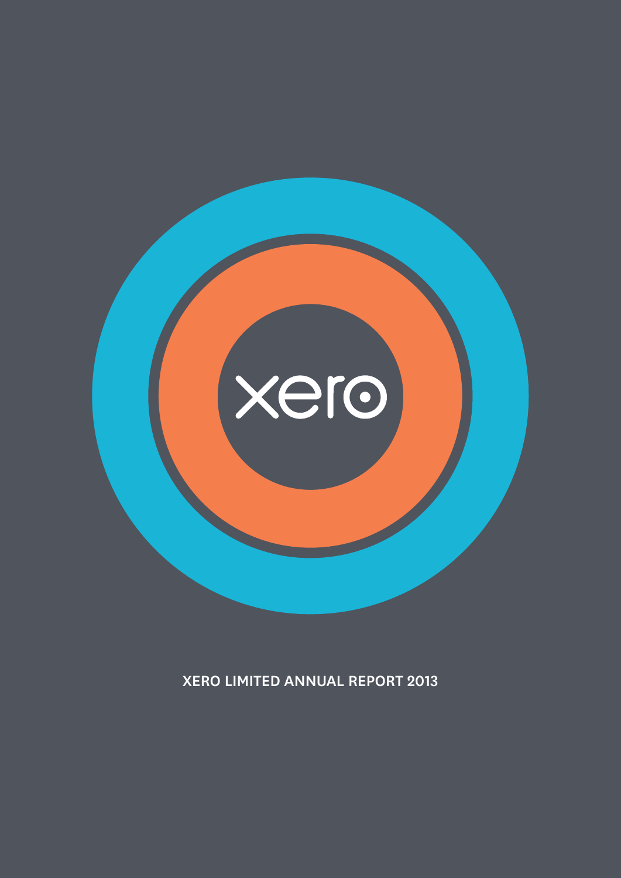xero

# XERO LIMITED ANNUAL REPORT 2013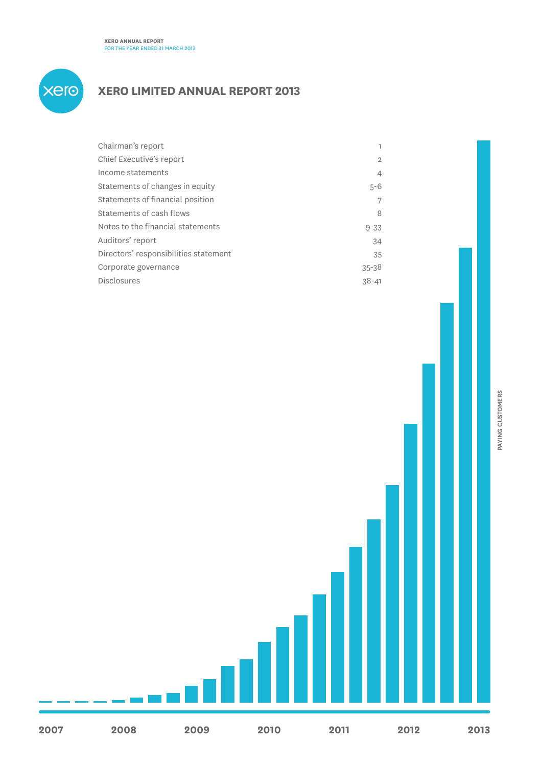XERO ANNUAL REPORT
FOR THE YEAR ENDED 31 MARCH 2013

# XERO LIMITED ANNUAL REPORT 2013

| | |
|---|---|
| Chairman's report | 1 |
| Chief Executive's report | 2 |
| Income statements | 4 |
| Statements of changes in equity | 5-6 |
| Statements of financial position | 7 |
| Statements of cash flows | 8 |
| Notes to the financial statements | 9-33 |
| Auditors' report | 34 |
| Directors' responsibilities statement | 35 |
| Corporate governance | 35-38 |
| Disclosures | 38-41 |

PAYING CUSTOMERS

2007 2008 2009 2010 2011 2012 2013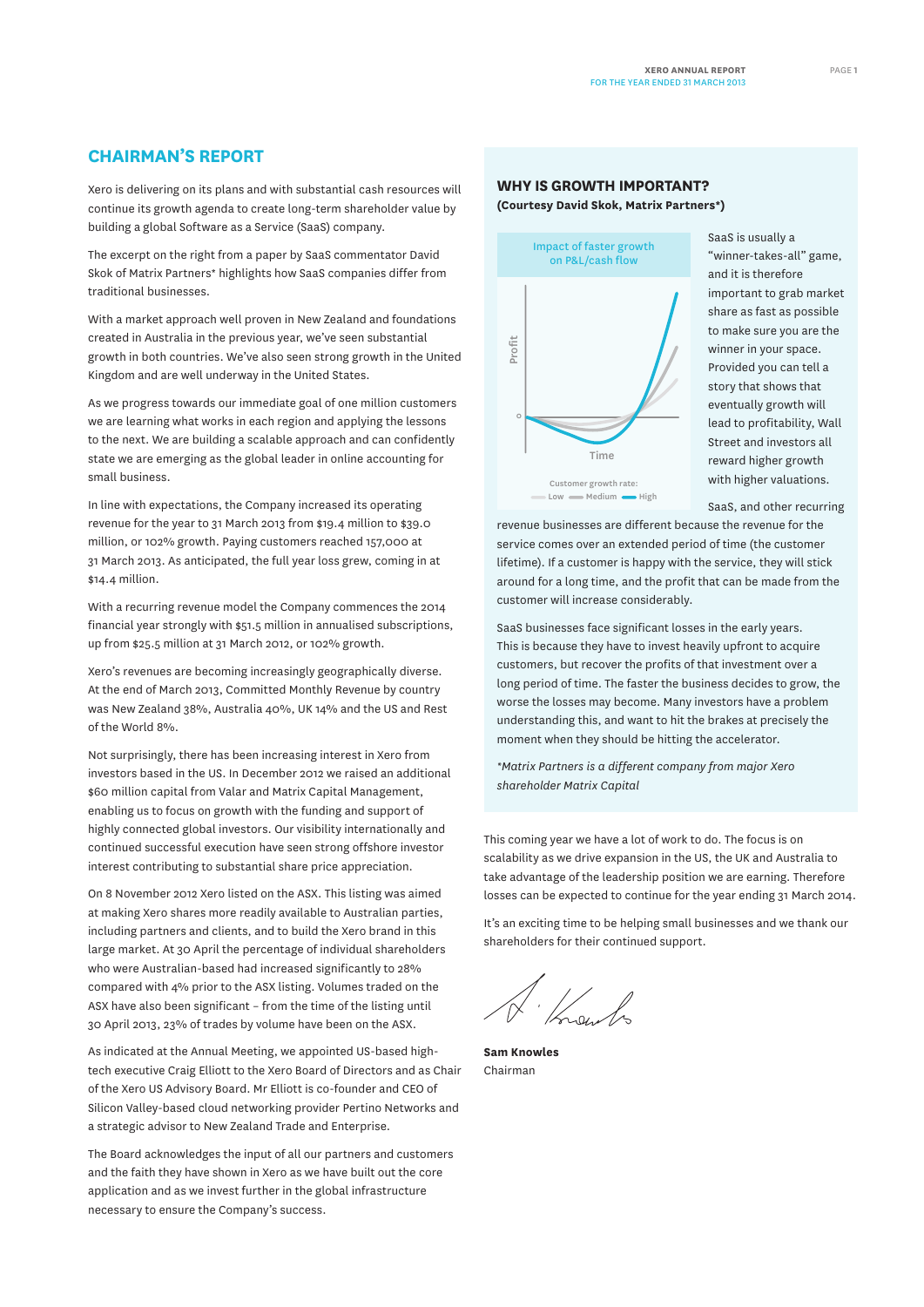## CHAIRMAN'S REPORT

Xero is delivering on its plans and with substantial cash resources will continue its growth agenda to create long-term shareholder value by building a global Software as a Service (SaaS) company.

The excerpt on the right from a paper by SaaS commentator David Skok of Matrix Partners* highlights how SaaS companies differ from traditional businesses.

With a market approach well proven in New Zealand and foundations created in Australia in the previous year, we've seen substantial growth in both countries. We've also seen strong growth in the United Kingdom and are well underway in the United States.

As we progress towards our immediate goal of one million customers we are learning what works in each region and applying the lessons to the next. We are building a scalable approach and can confidently state we are emerging as the global leader in online accounting for small business.

In line with expectations, the Company increased its operating revenue for the year to 31 March 2013 from $19.4 million to $39.0 million, or 102% growth. Paying customers reached 157,000 at 31 March 2013. As anticipated, the full year loss grew, coming in at $14.4 million.

With a recurring revenue model the Company commences the 2014 financial year strongly with $51.5 million in annualised subscriptions, up from $25.5 million at 31 March 2012, or 102% growth.

Xero's revenues are becoming increasingly geographically diverse. At the end of March 2013, Committed Monthly Revenue by country was New Zealand 38%, Australia 40%, UK 14% and the US and Rest of the World 8%.

Not surprisingly, there has been increasing interest in Xero from investors based in the US. In December 2012 we raised an additional $60 million capital from Valar and Matrix Capital Management, enabling us to focus on growth with the funding and support of highly connected global investors. Our visibility internationally and continued successful execution have seen strong offshore investor interest contributing to substantial share price appreciation.

On 8 November 2012 Xero listed on the ASX. This listing was aimed at making Xero shares more readily available to Australian parties, including partners and clients, and to build the Xero brand in this large market. At 30 April the percentage of individual shareholders who were Australian-based had increased significantly to 28% compared with 4% prior to the ASX listing. Volumes traded on the ASX have also been significant – from the time of the listing until 30 April 2013, 23% of trades by volume have been on the ASX.

As indicated at the Annual Meeting, we appointed US-based high-tech executive Craig Elliott to the Xero Board of Directors and as Chair of the Xero US Advisory Board. Mr Elliott is co-founder and CEO of Silicon Valley-based cloud networking provider Pertino Networks and a strategic advisor to New Zealand Trade and Enterprise.

The Board acknowledges the input of all our partners and customers and the faith they have shown in Xero as we have built out the core application and as we invest further in the global infrastructure necessary to ensure the Company's success.

### WHY IS GROWTH IMPORTANT?

**(Courtesy David Skok, Matrix Partners*)**

Impact of faster growth on P&L/cash flow

Profit, 0, Time

Customer growth rate: Low, Medium, High

SaaS is usually a "winner-takes-all" game, and it is therefore important to grab market share as fast as possible to make sure you are the winner in your space. Provided you can tell a story that shows that eventually growth will lead to profitability, Wall Street and investors all reward higher growth with higher valuations.

SaaS, and other recurring revenue businesses are different because the revenue for the service comes over an extended period of time (the customer lifetime). If a customer is happy with the service, they will stick around for a long time, and the profit that can be made from the customer will increase considerably.

SaaS businesses face significant losses in the early years. This is because they have to invest heavily upfront to acquire customers, but recover the profits of that investment over a long period of time. The faster the business decides to grow, the worse the losses may become. Many investors have a problem understanding this, and want to hit the brakes at precisely the moment when they should be hitting the accelerator.

*\*Matrix Partners is a different company from major Xero shareholder Matrix Capital*

This coming year we have a lot of work to do. The focus is on scalability as we drive expansion in the US, the UK and Australia to take advantage of the leadership position we are earning. Therefore losses can be expected to continue for the year ending 31 March 2014.

It's an exciting time to be helping small businesses and we thank our shareholders for their continued support.

**Sam Knowles**
Chairman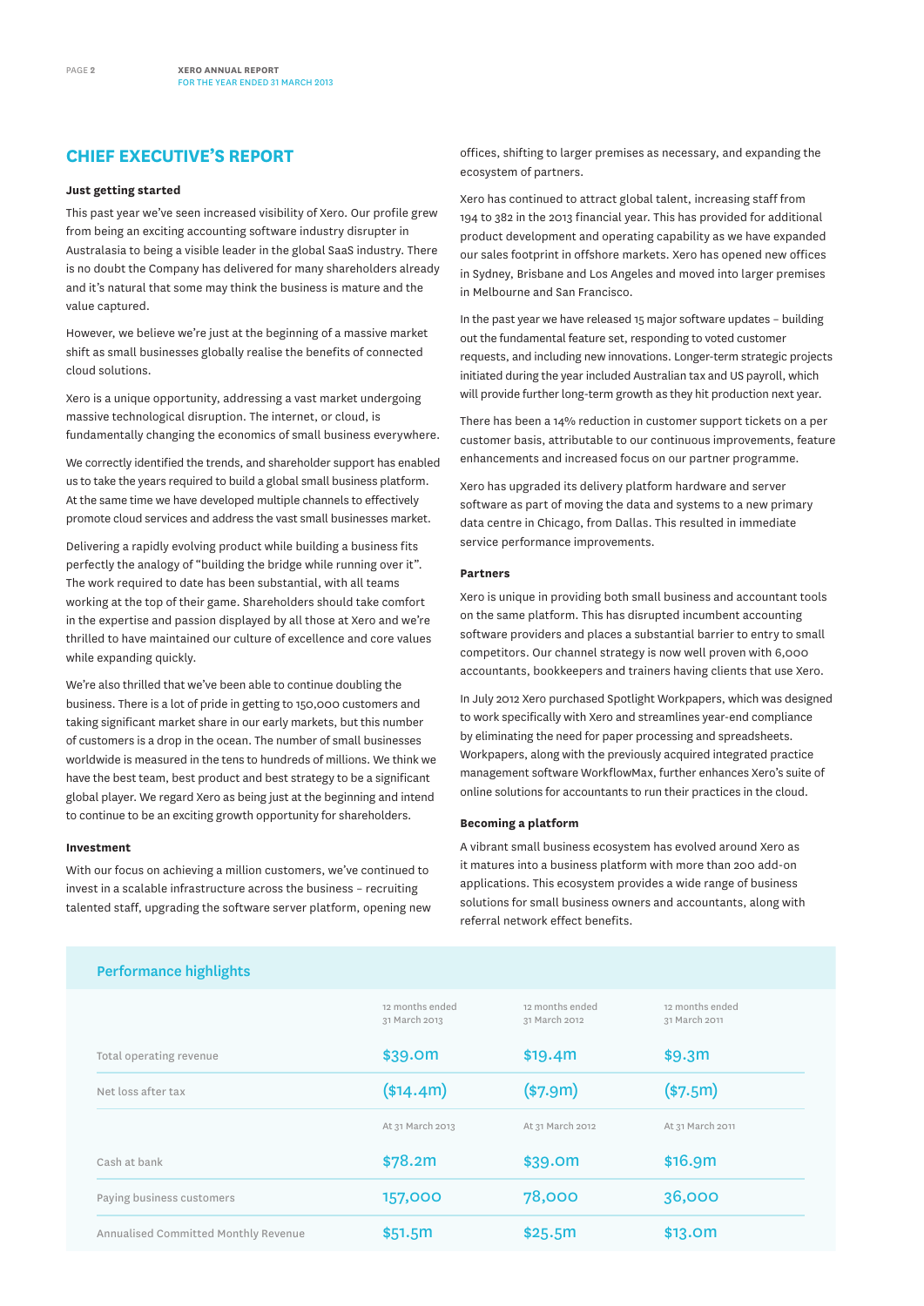## CHIEF EXECUTIVE'S REPORT

**Just getting started**

This past year we've seen increased visibility of Xero. Our profile grew from being an exciting accounting software industry disrupter in Australasia to being a visible leader in the global SaaS industry. There is no doubt the Company has delivered for many shareholders already and it's natural that some may think the business is mature and the value captured.

However, we believe we're just at the beginning of a massive market shift as small businesses globally realise the benefits of connected cloud solutions.

Xero is a unique opportunity, addressing a vast market undergoing massive technological disruption. The internet, or cloud, is fundamentally changing the economics of small business everywhere.

We correctly identified the trends, and shareholder support has enabled us to take the years required to build a global small business platform. At the same time we have developed multiple channels to effectively promote cloud services and address the vast small businesses market.

Delivering a rapidly evolving product while building a business fits perfectly the analogy of "building the bridge while running over it". The work required to date has been substantial, with all teams working at the top of their game. Shareholders should take comfort in the expertise and passion displayed by all those at Xero and we're thrilled to have maintained our culture of excellence and core values while expanding quickly.

We're also thrilled that we've been able to continue doubling the business. There is a lot of pride in getting to 150,000 customers and taking significant market share in our early markets, but this number of customers is a drop in the ocean. The number of small businesses worldwide is measured in the tens to hundreds of millions. We think we have the best team, best product and best strategy to be a significant global player. We regard Xero as being just at the beginning and intend to continue to be an exciting growth opportunity for shareholders.

**Investment**

With our focus on achieving a million customers, we've continued to invest in a scalable infrastructure across the business – recruiting talented staff, upgrading the software server platform, opening new offices, shifting to larger premises as necessary, and expanding the ecosystem of partners.

Xero has continued to attract global talent, increasing staff from 194 to 382 in the 2013 financial year. This has provided for additional product development and operating capability as we have expanded our sales footprint in offshore markets. Xero has opened new offices in Sydney, Brisbane and Los Angeles and moved into larger premises in Melbourne and San Francisco.

In the past year we have released 15 major software updates – building out the fundamental feature set, responding to voted customer requests, and including new innovations. Longer-term strategic projects initiated during the year included Australian tax and US payroll, which will provide further long-term growth as they hit production next year.

There has been a 14% reduction in customer support tickets on a per customer basis, attributable to our continuous improvements, feature enhancements and increased focus on our partner programme.

Xero has upgraded its delivery platform hardware and server software as part of moving the data and systems to a new primary data centre in Chicago, from Dallas. This resulted in immediate service performance improvements.

**Partners**

Xero is unique in providing both small business and accountant tools on the same platform. This has disrupted incumbent accounting software providers and places a substantial barrier to entry to small competitors. Our channel strategy is now well proven with 6,000 accountants, bookkeepers and trainers having clients that use Xero.

In July 2012 Xero purchased Spotlight Workpapers, which was designed to work specifically with Xero and streamlines year-end compliance by eliminating the need for paper processing and spreadsheets. Workpapers, along with the previously acquired integrated practice management software WorkflowMax, further enhances Xero's suite of online solutions for accountants to run their practices in the cloud.

**Becoming a platform**

A vibrant small business ecosystem has evolved around Xero as it matures into a business platform with more than 200 add-on applications. This ecosystem provides a wide range of business solutions for small business owners and accountants, along with referral network effect benefits.

### Performance highlights

| | 12 months ended 31 March 2013 | 12 months ended 31 March 2012 | 12 months ended 31 March 2011 |
|---|---|---|---|
| Total operating revenue | $39.0m | $19.4m | $9.3m |
| Net loss after tax | ($14.4m) | ($7.9m) | ($7.5m) |
| | At 31 March 2013 | At 31 March 2012 | At 31 March 2011 |
| Cash at bank | $78.2m | $39.0m | $16.9m |
| Paying business customers | 157,000 | 78,000 | 36,000 |
| Annualised Committed Monthly Revenue | $51.5m | $25.5m | $13.0m |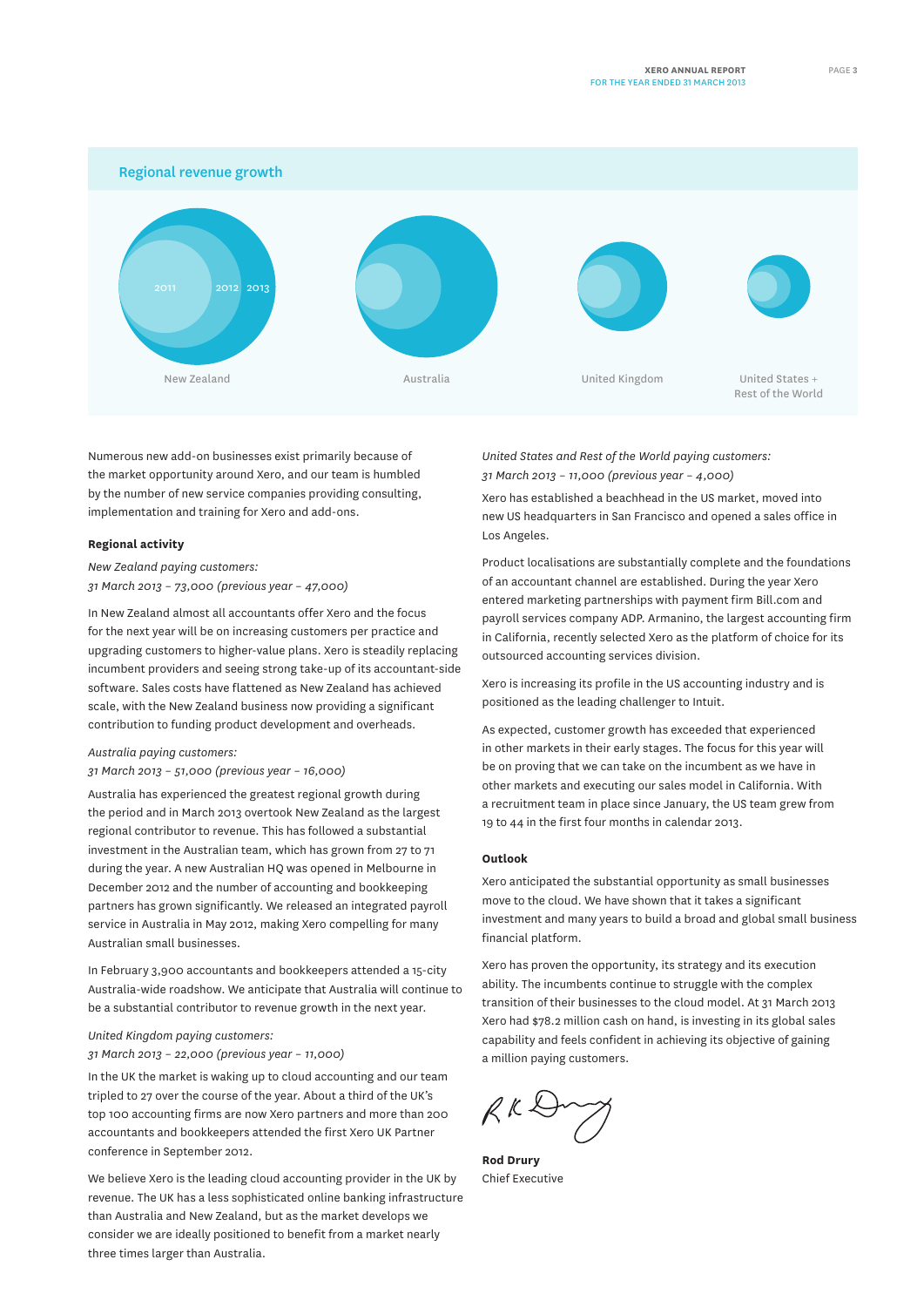## Regional revenue growth

2011 2012 2013

New Zealand

Australia

United Kingdom

United States + Rest of the World

Numerous new add-on businesses exist primarily because of the market opportunity around Xero, and our team is humbled by the number of new service companies providing consulting, implementation and training for Xero and add-ons.

**Regional activity**

*New Zealand paying customers:*
*31 March 2013 – 73,000 (previous year – 47,000)*

In New Zealand almost all accountants offer Xero and the focus for the next year will be on increasing customers per practice and upgrading customers to higher-value plans. Xero is steadily replacing incumbent providers and seeing strong take-up of its accountant-side software. Sales costs have flattened as New Zealand has achieved scale, with the New Zealand business now providing a significant contribution to funding product development and overheads.

*Australia paying customers:*
*31 March 2013 – 51,000 (previous year – 16,000)*

Australia has experienced the greatest regional growth during the period and in March 2013 overtook New Zealand as the largest regional contributor to revenue. This has followed a substantial investment in the Australian team, which has grown from 27 to 71 during the year. A new Australian HQ was opened in Melbourne in December 2012 and the number of accounting and bookkeeping partners has grown significantly. We released an integrated payroll service in Australia in May 2012, making Xero compelling for many Australian small businesses.

In February 3,900 accountants and bookkeepers attended a 15-city Australia-wide roadshow. We anticipate that Australia will continue to be a substantial contributor to revenue growth in the next year.

*United Kingdom paying customers:*
*31 March 2013 – 22,000 (previous year – 11,000)*

In the UK the market is waking up to cloud accounting and our team tripled to 27 over the course of the year. About a third of the UK's top 100 accounting firms are now Xero partners and more than 200 accountants and bookkeepers attended the first Xero UK Partner conference in September 2012.

We believe Xero is the leading cloud accounting provider in the UK by revenue. The UK has a less sophisticated online banking infrastructure than Australia and New Zealand, but as the market develops we consider we are ideally positioned to benefit from a market nearly three times larger than Australia.

*United States and Rest of the World paying customers:*
*31 March 2013 – 11,000 (previous year – 4,000)*

Xero has established a beachhead in the US market, moved into new US headquarters in San Francisco and opened a sales office in Los Angeles.

Product localisations are substantially complete and the foundations of an accountant channel are established. During the year Xero entered marketing partnerships with payment firm Bill.com and payroll services company ADP. Armanino, the largest accounting firm in California, recently selected Xero as the platform of choice for its outsourced accounting services division.

Xero is increasing its profile in the US accounting industry and is positioned as the leading challenger to Intuit.

As expected, customer growth has exceeded that experienced in other markets in their early stages. The focus for this year will be on proving that we can take on the incumbent as we have in other markets and executing our sales model in California. With a recruitment team in place since January, the US team grew from 19 to 44 in the first four months in calendar 2013.

**Outlook**

Xero anticipated the substantial opportunity as small businesses move to the cloud. We have shown that it takes a significant investment and many years to build a broad and global small business financial platform.

Xero has proven the opportunity, its strategy and its execution ability. The incumbents continue to struggle with the complex transition of their businesses to the cloud model. At 31 March 2013 Xero had $78.2 million cash on hand, is investing in its global sales capability and feels confident in achieving its objective of gaining a million paying customers.

**Rod Drury**
Chief Executive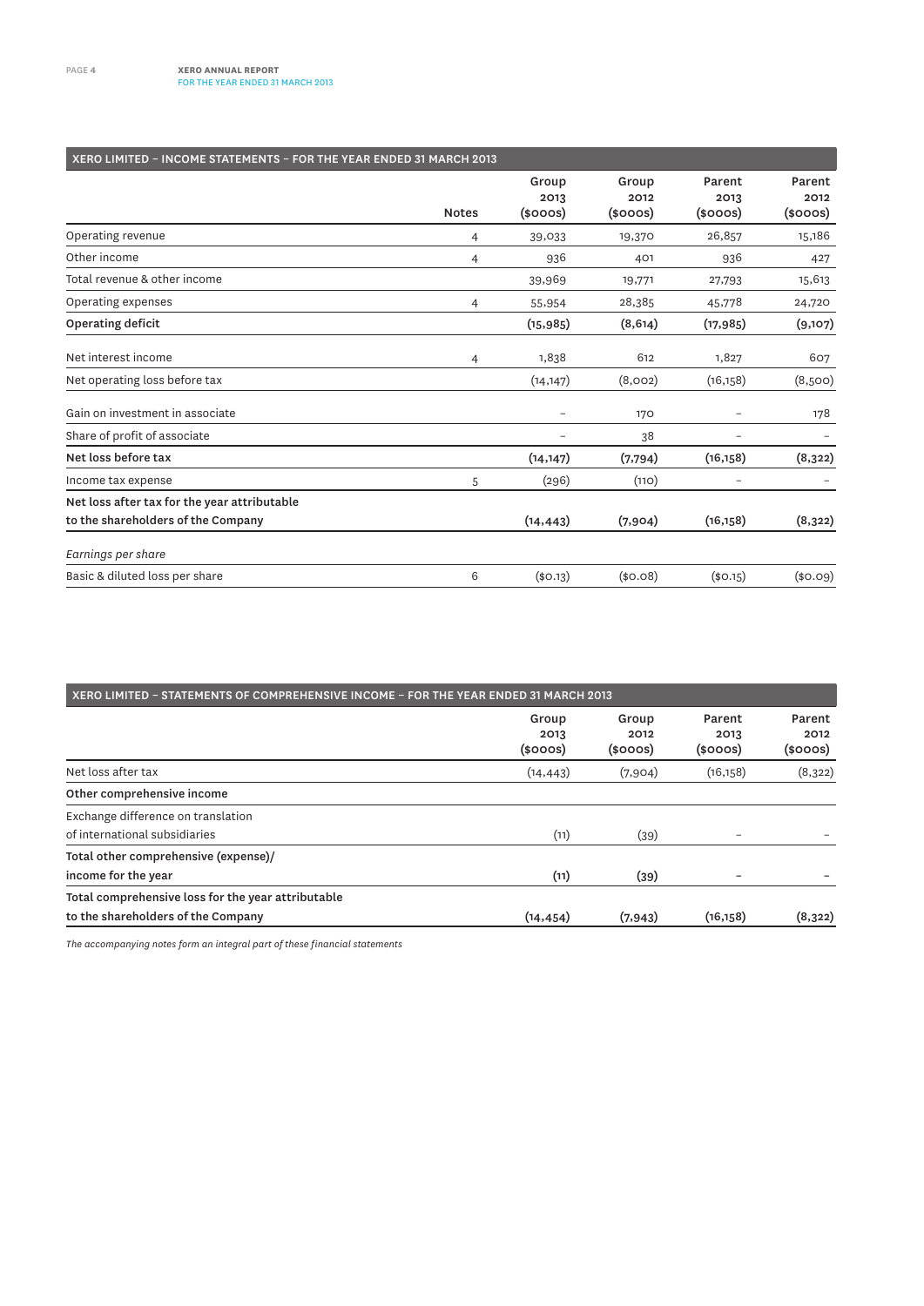## XERO LIMITED – INCOME STATEMENTS – FOR THE YEAR ENDED 31 MARCH 2013

| | Notes | Group 2013 ($000s) | Group 2012 ($000s) | Parent 2013 ($000s) | Parent 2012 ($000s) |
|---|---|---|---|---|---|
| Operating revenue | 4 | 39,033 | 19,370 | 26,857 | 15,186 |
| Other income | 4 | 936 | 401 | 936 | 427 |
| Total revenue & other income | | 39,969 | 19,771 | 27,793 | 15,613 |
| Operating expenses | 4 | 55,954 | 28,385 | 45,778 | 24,720 |
| **Operating deficit** | | **(15,985)** | **(8,614)** | **(17,985)** | **(9,107)** |
| Net interest income | 4 | 1,838 | 612 | 1,827 | 607 |
| Net operating loss before tax | | (14,147) | (8,002) | (16,158) | (8,500) |
| Gain on investment in associate | | – | 170 | – | 178 |
| Share of profit of associate | | – | 38 | – | – |
| **Net loss before tax** | | **(14,147)** | **(7,794)** | **(16,158)** | **(8,322)** |
| Income tax expense | 5 | (296) | (110) | – | – |
| **Net loss after tax for the year attributable to the shareholders of the Company** | | **(14,443)** | **(7,904)** | **(16,158)** | **(8,322)** |
| *Earnings per share* | | | | | |
| Basic & diluted loss per share | 6 | ($0.13) | ($0.08) | ($0.15) | ($0.09) |

## XERO LIMITED – STATEMENTS OF COMPREHENSIVE INCOME – FOR THE YEAR ENDED 31 MARCH 2013

| | Group 2013 ($000s) | Group 2012 ($000s) | Parent 2013 ($000s) | Parent 2012 ($000s) |
|---|---|---|---|---|
| Net loss after tax | (14,443) | (7,904) | (16,158) | (8,322) |
| **Other comprehensive income** | | | | |
| Exchange difference on translation of international subsidiaries | (11) | (39) | – | – |
| **Total other comprehensive (expense)/ income for the year** | **(11)** | **(39)** | **–** | **–** |
| **Total comprehensive loss for the year attributable to the shareholders of the Company** | **(14,454)** | **(7,943)** | **(16,158)** | **(8,322)** |

*The accompanying notes form an integral part of these financial statements*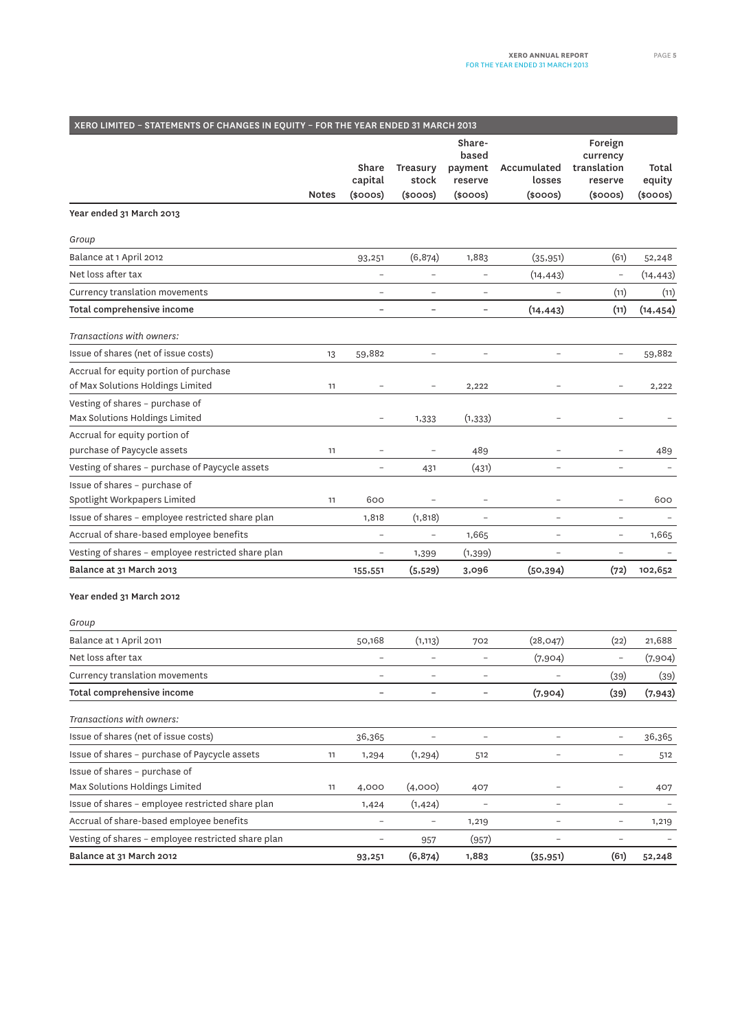## XERO LIMITED – STATEMENTS OF CHANGES IN EQUITY – FOR THE YEAR ENDED 31 MARCH 2013

| | Notes | Share capital ($000s) | Treasury stock ($000s) | Share-based payment reserve ($000s) | Accumulated losses ($000s) | Foreign currency translation reserve ($000s) | Total equity ($000s) |
|---|---|---|---|---|---|---|---|
| **Year ended 31 March 2013** | | | | | | | |
| *Group* | | | | | | | |
| Balance at 1 April 2012 | | 93,251 | (6,874) | 1,883 | (35,951) | (61) | 52,248 |
| Net loss after tax | | – | – | – | (14,443) | – | (14,443) |
| Currency translation movements | | – | – | – | – | (11) | (11) |
| **Total comprehensive income** | | **–** | **–** | **–** | **(14,443)** | **(11)** | **(14,454)** |
| *Transactions with owners:* | | | | | | | |
| Issue of shares (net of issue costs) | 13 | 59,882 | – | – | – | – | 59,882 |
| Accrual for equity portion of purchase of Max Solutions Holdings Limited | 11 | – | – | 2,222 | – | – | 2,222 |
| Vesting of shares – purchase of Max Solutions Holdings Limited | | – | 1,333 | (1,333) | – | – | – |
| Accrual for equity portion of purchase of Paycycle assets | 11 | – | – | 489 | – | – | 489 |
| Vesting of shares – purchase of Paycycle assets | | – | 431 | (431) | – | – | – |
| Issue of shares – purchase of Spotlight Workpapers Limited | 11 | 600 | – | – | – | – | 600 |
| Issue of shares – employee restricted share plan | | 1,818 | (1,818) | – | – | – | – |
| Accrual of share-based employee benefits | | – | – | 1,665 | – | – | 1,665 |
| Vesting of shares – employee restricted share plan | | – | 1,399 | (1,399) | – | – | – |
| **Balance at 31 March 2013** | | **155,551** | **(5,529)** | **3,096** | **(50,394)** | **(72)** | **102,652** |
| **Year ended 31 March 2012** | | | | | | | |
| *Group* | | | | | | | |
| Balance at 1 April 2011 | | 50,168 | (1,113) | 702 | (28,047) | (22) | 21,688 |
| Net loss after tax | | – | – | – | (7,904) | – | (7,904) |
| Currency translation movements | | – | – | – | – | (39) | (39) |
| **Total comprehensive income** | | **–** | **–** | **–** | **(7,904)** | **(39)** | **(7,943)** |
| *Transactions with owners:* | | | | | | | |
| Issue of shares (net of issue costs) | | 36,365 | – | – | – | – | 36,365 |
| Issue of shares – purchase of Paycycle assets | 11 | 1,294 | (1,294) | 512 | – | – | 512 |
| Issue of shares – purchase of Max Solutions Holdings Limited | 11 | 4,000 | (4,000) | 407 | – | – | 407 |
| Issue of shares – employee restricted share plan | | 1,424 | (1,424) | – | – | – | – |
| Accrual of share-based employee benefits | | – | – | 1,219 | – | – | 1,219 |
| Vesting of shares – employee restricted share plan | | – | 957 | (957) | – | – | – |
| **Balance at 31 March 2012** | | **93,251** | **(6,874)** | **1,883** | **(35,951)** | **(61)** | **52,248** |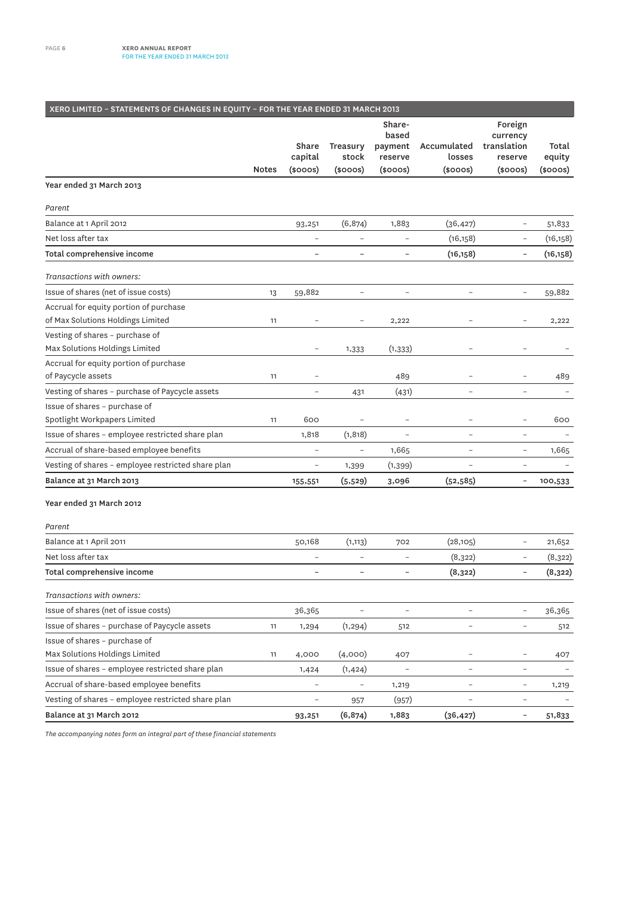## XERO LIMITED – STATEMENTS OF CHANGES IN EQUITY – FOR THE YEAR ENDED 31 MARCH 2013

| | Notes | Share capital ($000s) | Treasury stock ($000s) | Share-based payment reserve ($000s) | Accumulated losses ($000s) | Foreign currency translation reserve ($000s) | Total equity ($000s) |
|---|---|---|---|---|---|---|---|
| **Year ended 31 March 2013** | | | | | | | |
| *Parent* | | | | | | | |
| Balance at 1 April 2012 | | 93,251 | (6,874) | 1,883 | (36,427) | – | 51,833 |
| Net loss after tax | | – | – | – | (16,158) | – | (16,158) |
| **Total comprehensive income** | | **–** | **–** | **–** | **(16,158)** | **–** | **(16,158)** |
| *Transactions with owners:* | | | | | | | |
| Issue of shares (net of issue costs) | 13 | 59,882 | – | – | – | – | 59,882 |
| Accrual for equity portion of purchase of Max Solutions Holdings Limited | 11 | – | – | 2,222 | – | – | 2,222 |
| Vesting of shares – purchase of Max Solutions Holdings Limited | | – | 1,333 | (1,333) | – | – | – |
| Accrual for equity portion of purchase of Paycycle assets | 11 | – | | 489 | – | – | 489 |
| Vesting of shares – purchase of Paycycle assets | | – | 431 | (431) | – | – | – |
| Issue of shares – purchase of Spotlight Workpapers Limited | 11 | 600 | – | – | – | – | 600 |
| Issue of shares – employee restricted share plan | | 1,818 | (1,818) | – | – | – | – |
| Accrual of share-based employee benefits | | – | – | 1,665 | – | – | 1,665 |
| Vesting of shares – employee restricted share plan | | – | 1,399 | (1,399) | – | – | – |
| **Balance at 31 March 2013** | | **155,551** | **(5,529)** | **3,096** | **(52,585)** | **–** | **100,533** |
| **Year ended 31 March 2012** | | | | | | | |
| *Parent* | | | | | | | |
| Balance at 1 April 2011 | | 50,168 | (1,113) | 702 | (28,105) | – | 21,652 |
| Net loss after tax | | – | – | – | (8,322) | – | (8,322) |
| **Total comprehensive income** | | **–** | **–** | **–** | **(8,322)** | **–** | **(8,322)** |
| *Transactions with owners:* | | | | | | | |
| Issue of shares (net of issue costs) | | 36,365 | – | – | – | – | 36,365 |
| Issue of shares – purchase of Paycycle assets | 11 | 1,294 | (1,294) | 512 | – | – | 512 |
| Issue of shares – purchase of Max Solutions Holdings Limited | 11 | 4,000 | (4,000) | 407 | – | – | 407 |
| Issue of shares – employee restricted share plan | | 1,424 | (1,424) | – | – | – | – |
| Accrual of share-based employee benefits | | – | – | 1,219 | – | – | 1,219 |
| Vesting of shares – employee restricted share plan | | – | 957 | (957) | – | – | – |
| **Balance at 31 March 2012** | | **93,251** | **(6,874)** | **1,883** | **(36,427)** | **–** | **51,833** |

*The accompanying notes form an integral part of these financial statements*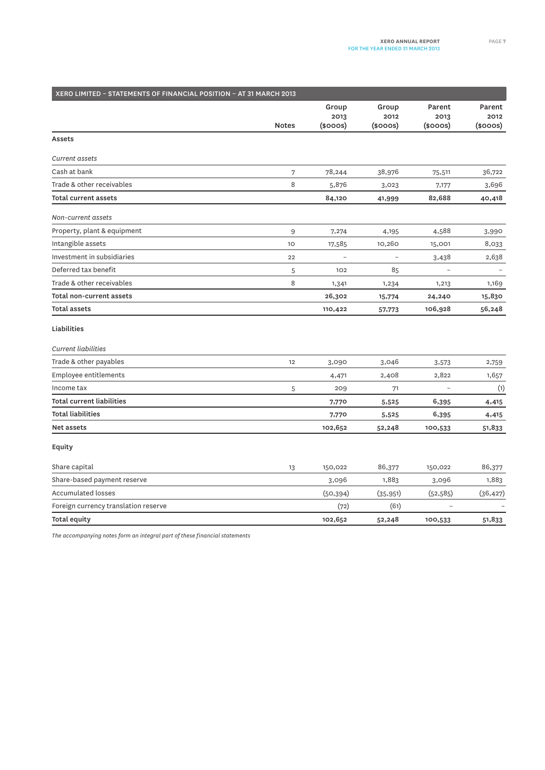## XERO LIMITED – STATEMENTS OF FINANCIAL POSITION – AT 31 MARCH 2013

| | Notes | Group 2013 ($000s) | Group 2012 ($000s) | Parent 2013 ($000s) | Parent 2012 ($000s) |
|---|---|---|---|---|---|
| **Assets** | | | | | |
| *Current assets* | | | | | |
| Cash at bank | 7 | 78,244 | 38,976 | 75,511 | 36,722 |
| Trade & other receivables | 8 | 5,876 | 3,023 | 7,177 | 3,696 |
| **Total current assets** | | **84,120** | **41,999** | **82,688** | **40,418** |
| *Non-current assets* | | | | | |
| Property, plant & equipment | 9 | 7,274 | 4,195 | 4,588 | 3,990 |
| Intangible assets | 10 | 17,585 | 10,260 | 15,001 | 8,033 |
| Investment in subsidiaries | 22 | – | – | 3,438 | 2,638 |
| Deferred tax benefit | 5 | 102 | 85 | – | – |
| Trade & other receivables | 8 | 1,341 | 1,234 | 1,213 | 1,169 |
| **Total non-current assets** | | **26,302** | **15,774** | **24,240** | **15,830** |
| **Total assets** | | **110,422** | **57,773** | **106,928** | **56,248** |
| **Liabilities** | | | | | |
| *Current liabilities* | | | | | |
| Trade & other payables | 12 | 3,090 | 3,046 | 3,573 | 2,759 |
| Employee entitlements | | 4,471 | 2,408 | 2,822 | 1,657 |
| Income tax | 5 | 209 | 71 | – | (1) |
| **Total current liabilities** | | **7,770** | **5,525** | **6,395** | **4,415** |
| **Total liabilities** | | **7,770** | **5,525** | **6,395** | **4,415** |
| **Net assets** | | **102,652** | **52,248** | **100,533** | **51,833** |
| **Equity** | | | | | |
| Share capital | 13 | 150,022 | 86,377 | 150,022 | 86,377 |
| Share-based payment reserve | | 3,096 | 1,883 | 3,096 | 1,883 |
| Accumulated losses | | (50,394) | (35,951) | (52,585) | (36,427) |
| Foreign currency translation reserve | | (72) | (61) | – | – |
| **Total equity** | | **102,652** | **52,248** | **100,533** | **51,833** |

*The accompanying notes form an integral part of these financial statements*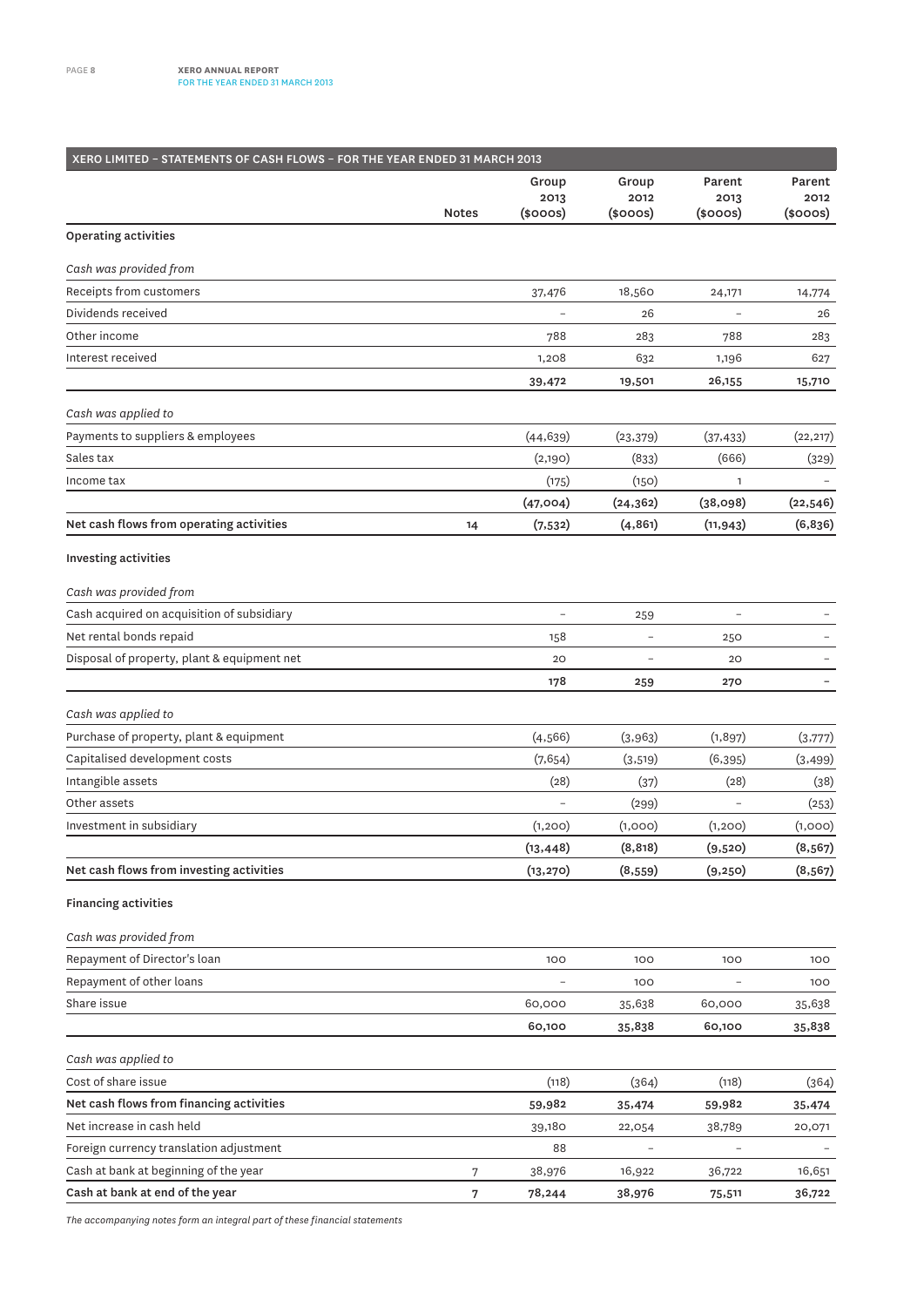## XERO LIMITED – STATEMENTS OF CASH FLOWS – FOR THE YEAR ENDED 31 MARCH 2013

| | Notes | Group 2013 ($000s) | Group 2012 ($000s) | Parent 2013 ($000s) | Parent 2012 ($000s) |
|---|---|---|---|---|---|
| **Operating activities** | | | | | |
| *Cash was provided from* | | | | | |
| Receipts from customers | | 37,476 | 18,560 | 24,171 | 14,774 |
| Dividends received | | – | 26 | – | 26 |
| Other income | | 788 | 283 | 788 | 283 |
| Interest received | | 1,208 | 632 | 1,196 | 627 |
| | | **39,472** | **19,501** | **26,155** | **15,710** |
| *Cash was applied to* | | | | | |
| Payments to suppliers & employees | | (44,639) | (23,379) | (37,433) | (22,217) |
| Sales tax | | (2,190) | (833) | (666) | (329) |
| Income tax | | (175) | (150) | 1 | – |
| | | **(47,004)** | **(24,362)** | **(38,098)** | **(22,546)** |
| **Net cash flows from operating activities** | 14 | **(7,532)** | **(4,861)** | **(11,943)** | **(6,836)** |
| **Investing activities** | | | | | |
| *Cash was provided from* | | | | | |
| Cash acquired on acquisition of subsidiary | | – | 259 | – | – |
| Net rental bonds repaid | | 158 | – | 250 | – |
| Disposal of property, plant & equipment net | | 20 | – | 20 | – |
| | | **178** | **259** | **270** | **–** |
| *Cash was applied to* | | | | | |
| Purchase of property, plant & equipment | | (4,566) | (3,963) | (1,897) | (3,777) |
| Capitalised development costs | | (7,654) | (3,519) | (6,395) | (3,499) |
| Intangible assets | | (28) | (37) | (28) | (38) |
| Other assets | | – | (299) | – | (253) |
| Investment in subsidiary | | (1,200) | (1,000) | (1,200) | (1,000) |
| | | **(13,448)** | **(8,818)** | **(9,520)** | **(8,567)** |
| **Net cash flows from investing activities** | | **(13,270)** | **(8,559)** | **(9,250)** | **(8,567)** |
| **Financing activities** | | | | | |
| *Cash was provided from* | | | | | |
| Repayment of Director's loan | | 100 | 100 | 100 | 100 |
| Repayment of other loans | | – | 100 | – | 100 |
| Share issue | | 60,000 | 35,638 | 60,000 | 35,638 |
| | | **60,100** | **35,838** | **60,100** | **35,838** |
| *Cash was applied to* | | | | | |
| Cost of share issue | | (118) | (364) | (118) | (364) |
| **Net cash flows from financing activities** | | **59,982** | **35,474** | **59,982** | **35,474** |
| Net increase in cash held | | 39,180 | 22,054 | 38,789 | 20,071 |
| Foreign currency translation adjustment | | 88 | – | – | – |
| Cash at bank at beginning of the year | 7 | 38,976 | 16,922 | 36,722 | 16,651 |
| **Cash at bank at end of the year** | 7 | **78,244** | **38,976** | **75,511** | **36,722** |

*The accompanying notes form an integral part of these financial statements*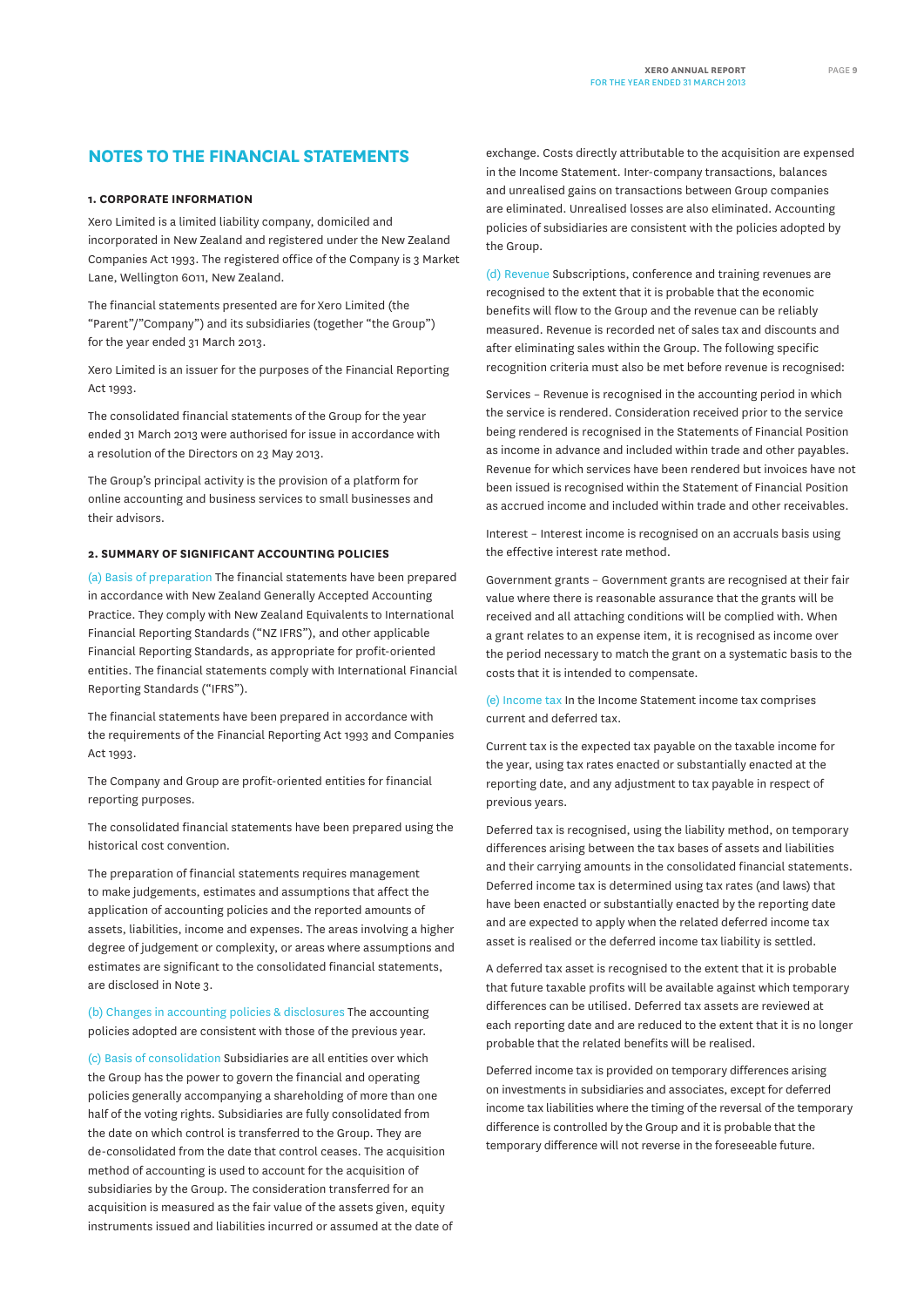## NOTES TO THE FINANCIAL STATEMENTS

### 1. CORPORATE INFORMATION

Xero Limited is a limited liability company, domiciled and incorporated in New Zealand and registered under the New Zealand Companies Act 1993. The registered office of the Company is 3 Market Lane, Wellington 6011, New Zealand.

The financial statements presented are for Xero Limited (the "Parent"/"Company") and its subsidiaries (together "the Group") for the year ended 31 March 2013.

Xero Limited is an issuer for the purposes of the Financial Reporting Act 1993.

The consolidated financial statements of the Group for the year ended 31 March 2013 were authorised for issue in accordance with a resolution of the Directors on 23 May 2013.

The Group's principal activity is the provision of a platform for online accounting and business services to small businesses and their advisors.

### 2. SUMMARY OF SIGNIFICANT ACCOUNTING POLICIES

(a) Basis of preparation The financial statements have been prepared in accordance with New Zealand Generally Accepted Accounting Practice. They comply with New Zealand Equivalents to International Financial Reporting Standards ("NZ IFRS"), and other applicable Financial Reporting Standards, as appropriate for profit-oriented entities. The financial statements comply with International Financial Reporting Standards ("IFRS").

The financial statements have been prepared in accordance with the requirements of the Financial Reporting Act 1993 and Companies Act 1993.

The Company and Group are profit-oriented entities for financial reporting purposes.

The consolidated financial statements have been prepared using the historical cost convention.

The preparation of financial statements requires management to make judgements, estimates and assumptions that affect the application of accounting policies and the reported amounts of assets, liabilities, income and expenses. The areas involving a higher degree of judgement or complexity, or areas where assumptions and estimates are significant to the consolidated financial statements, are disclosed in Note 3.

(b) Changes in accounting policies & disclosures The accounting policies adopted are consistent with those of the previous year.

(c) Basis of consolidation Subsidiaries are all entities over which the Group has the power to govern the financial and operating policies generally accompanying a shareholding of more than one half of the voting rights. Subsidiaries are fully consolidated from the date on which control is transferred to the Group. They are de-consolidated from the date that control ceases. The acquisition method of accounting is used to account for the acquisition of subsidiaries by the Group. The consideration transferred for an acquisition is measured as the fair value of the assets given, equity instruments issued and liabilities incurred or assumed at the date of exchange. Costs directly attributable to the acquisition are expensed in the Income Statement. Inter-company transactions, balances and unrealised gains on transactions between Group companies are eliminated. Unrealised losses are also eliminated. Accounting policies of subsidiaries are consistent with the policies adopted by the Group.

(d) Revenue Subscriptions, conference and training revenues are recognised to the extent that it is probable that the economic benefits will flow to the Group and the revenue can be reliably measured. Revenue is recorded net of sales tax and discounts and after eliminating sales within the Group. The following specific recognition criteria must also be met before revenue is recognised:

Services – Revenue is recognised in the accounting period in which the service is rendered. Consideration received prior to the service being rendered is recognised in the Statements of Financial Position as income in advance and included within trade and other payables. Revenue for which services have been rendered but invoices have not been issued is recognised within the Statement of Financial Position as accrued income and included within trade and other receivables.

Interest – Interest income is recognised on an accruals basis using the effective interest rate method.

Government grants – Government grants are recognised at their fair value where there is reasonable assurance that the grants will be received and all attaching conditions will be complied with. When a grant relates to an expense item, it is recognised as income over the period necessary to match the grant on a systematic basis to the costs that it is intended to compensate.

(e) Income tax In the Income Statement income tax comprises current and deferred tax.

Current tax is the expected tax payable on the taxable income for the year, using tax rates enacted or substantially enacted at the reporting date, and any adjustment to tax payable in respect of previous years.

Deferred tax is recognised, using the liability method, on temporary differences arising between the tax bases of assets and liabilities and their carrying amounts in the consolidated financial statements. Deferred income tax is determined using tax rates (and laws) that have been enacted or substantially enacted by the reporting date and are expected to apply when the related deferred income tax asset is realised or the deferred income tax liability is settled.

A deferred tax asset is recognised to the extent that it is probable that future taxable profits will be available against which temporary differences can be utilised. Deferred tax assets are reviewed at each reporting date and are reduced to the extent that it is no longer probable that the related benefits will be realised.

Deferred income tax is provided on temporary differences arising on investments in subsidiaries and associates, except for deferred income tax liabilities where the timing of the reversal of the temporary difference is controlled by the Group and it is probable that the temporary difference will not reverse in the foreseeable future.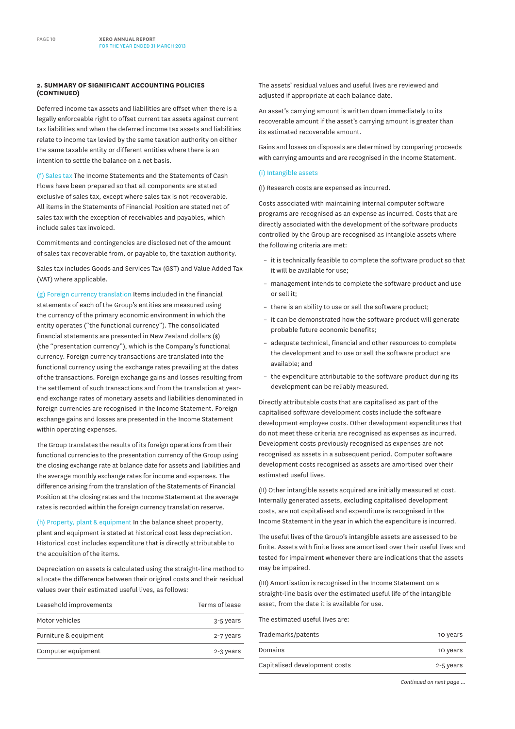**2. SUMMARY OF SIGNIFICANT ACCOUNTING POLICIES (CONTINUED)**

Deferred income tax assets and liabilities are offset when there is a legally enforceable right to offset current tax assets against current tax liabilities and when the deferred income tax assets and liabilities relate to income tax levied by the same taxation authority on either the same taxable entity or different entities where there is an intention to settle the balance on a net basis.

(f) Sales tax The Income Statements and the Statements of Cash Flows have been prepared so that all components are stated exclusive of sales tax, except where sales tax is not recoverable. All items in the Statements of Financial Position are stated net of sales tax with the exception of receivables and payables, which include sales tax invoiced.

Commitments and contingencies are disclosed net of the amount of sales tax recoverable from, or payable to, the taxation authority.

Sales tax includes Goods and Services Tax (GST) and Value Added Tax (VAT) where applicable.

(g) Foreign currency translation Items included in the financial statements of each of the Group's entities are measured using the currency of the primary economic environment in which the entity operates ("the functional currency"). The consolidated financial statements are presented in New Zealand dollars ($) (the "presentation currency"), which is the Company's functional currency. Foreign currency transactions are translated into the functional currency using the exchange rates prevailing at the dates of the transactions. Foreign exchange gains and losses resulting from the settlement of such transactions and from the translation at year-end exchange rates of monetary assets and liabilities denominated in foreign currencies are recognised in the Income Statement. Foreign exchange gains and losses are presented in the Income Statement within operating expenses.

The Group translates the results of its foreign operations from their functional currencies to the presentation currency of the Group using the closing exchange rate at balance date for assets and liabilities and the average monthly exchange rates for income and expenses. The difference arising from the translation of the Statements of Financial Position at the closing rates and the Income Statement at the average rates is recorded within the foreign currency translation reserve.

(h) Property, plant & equipment In the balance sheet property, plant and equipment is stated at historical cost less depreciation. Historical cost includes expenditure that is directly attributable to the acquisition of the items.

Depreciation on assets is calculated using the straight-line method to allocate the difference between their original costs and their residual values over their estimated useful lives, as follows:

| | |
|---|---|
| Leasehold improvements | Terms of lease |
| Motor vehicles | 3-5 years |
| Furniture & equipment | 2-7 years |
| Computer equipment | 2-3 years |

The assets' residual values and useful lives are reviewed and adjusted if appropriate at each balance date.

An asset's carrying amount is written down immediately to its recoverable amount if the asset's carrying amount is greater than its estimated recoverable amount.

Gains and losses on disposals are determined by comparing proceeds with carrying amounts and are recognised in the Income Statement.

(i) Intangible assets

(I) Research costs are expensed as incurred.

Costs associated with maintaining internal computer software programs are recognised as an expense as incurred. Costs that are directly associated with the development of the software products controlled by the Group are recognised as intangible assets where the following criteria are met:

- it is technically feasible to complete the software product so that it will be available for use;
- management intends to complete the software product and use or sell it;
- there is an ability to use or sell the software product;
- it can be demonstrated how the software product will generate probable future economic benefits;
- adequate technical, financial and other resources to complete the development and to use or sell the software product are available; and
- the expenditure attributable to the software product during its development can be reliably measured.

Directly attributable costs that are capitalised as part of the capitalised software development costs include the software development employee costs. Other development expenditures that do not meet these criteria are recognised as expenses as incurred. Development costs previously recognised as expenses are not recognised as assets in a subsequent period. Computer software development costs recognised as assets are amortised over their estimated useful lives.

(II) Other intangible assets acquired are initially measured at cost. Internally generated assets, excluding capitalised development costs, are not capitalised and expenditure is recognised in the Income Statement in the year in which the expenditure is incurred.

The useful lives of the Group's intangible assets are assessed to be finite. Assets with finite lives are amortised over their useful lives and tested for impairment whenever there are indications that the assets may be impaired.

(III) Amortisation is recognised in the Income Statement on a straight-line basis over the estimated useful life of the intangible asset, from the date it is available for use.

The estimated useful lives are:

| | |
|---|---|
| Trademarks/patents | 10 years |
| Domains | 10 years |
| Capitalised development costs | 2-5 years |

*Continued on next page ...*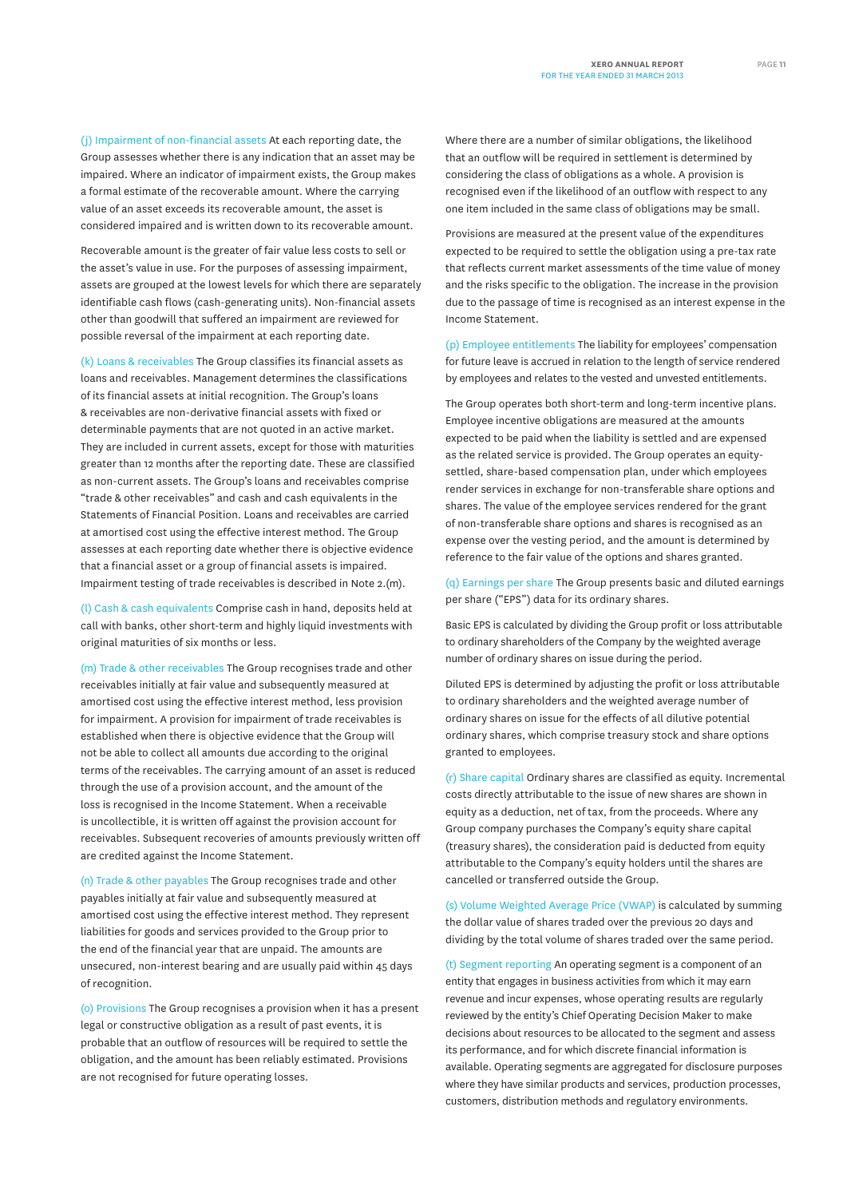(j) Impairment of non-financial assets At each reporting date, the Group assesses whether there is any indication that an asset may be impaired. Where an indicator of impairment exists, the Group makes a formal estimate of the recoverable amount. Where the carrying value of an asset exceeds its recoverable amount, the asset is considered impaired and is written down to its recoverable amount.

Recoverable amount is the greater of fair value less costs to sell or the asset's value in use. For the purposes of assessing impairment, assets are grouped at the lowest levels for which there are separately identifiable cash flows (cash-generating units). Non-financial assets other than goodwill that suffered an impairment are reviewed for possible reversal of the impairment at each reporting date.

(k) Loans & receivables The Group classifies its financial assets as loans and receivables. Management determines the classifications of its financial assets at initial recognition. The Group's loans & receivables are non-derivative financial assets with fixed or determinable payments that are not quoted in an active market. They are included in current assets, except for those with maturities greater than 12 months after the reporting date. These are classified as non-current assets. The Group's loans and receivables comprise "trade & other receivables" and cash and cash equivalents in the Statements of Financial Position. Loans and receivables are carried at amortised cost using the effective interest method. The Group assesses at each reporting date whether there is objective evidence that a financial asset or a group of financial assets is impaired. Impairment testing of trade receivables is described in Note 2.(m).

(l) Cash & cash equivalents Comprise cash in hand, deposits held at call with banks, other short-term and highly liquid investments with original maturities of six months or less.

(m) Trade & other receivables The Group recognises trade and other receivables initially at fair value and subsequently measured at amortised cost using the effective interest method, less provision for impairment. A provision for impairment of trade receivables is established when there is objective evidence that the Group will not be able to collect all amounts due according to the original terms of the receivables. The carrying amount of an asset is reduced through the use of a provision account, and the amount of the loss is recognised in the Income Statement. When a receivable is uncollectible, it is written off against the provision account for receivables. Subsequent recoveries of amounts previously written off are credited against the Income Statement.

(n) Trade & other payables The Group recognises trade and other payables initially at fair value and subsequently measured at amortised cost using the effective interest method. They represent liabilities for goods and services provided to the Group prior to the end of the financial year that are unpaid. The amounts are unsecured, non-interest bearing and are usually paid within 45 days of recognition.

(o) Provisions The Group recognises a provision when it has a present legal or constructive obligation as a result of past events, it is probable that an outflow of resources will be required to settle the obligation, and the amount has been reliably estimated. Provisions are not recognised for future operating losses.

Where there are a number of similar obligations, the likelihood that an outflow will be required in settlement is determined by considering the class of obligations as a whole. A provision is recognised even if the likelihood of an outflow with respect to any one item included in the same class of obligations may be small.

Provisions are measured at the present value of the expenditures expected to be required to settle the obligation using a pre-tax rate that reflects current market assessments of the time value of money and the risks specific to the obligation. The increase in the provision due to the passage of time is recognised as an interest expense in the Income Statement.

(p) Employee entitlements The liability for employees' compensation for future leave is accrued in relation to the length of service rendered by employees and relates to the vested and unvested entitlements.

The Group operates both short-term and long-term incentive plans. Employee incentive obligations are measured at the amounts expected to be paid when the liability is settled and are expensed as the related service is provided. The Group operates an equity-settled, share-based compensation plan, under which employees render services in exchange for non-transferable share options and shares. The value of the employee services rendered for the grant of non-transferable share options and shares is recognised as an expense over the vesting period, and the amount is determined by reference to the fair value of the options and shares granted.

(q) Earnings per share The Group presents basic and diluted earnings per share ("EPS") data for its ordinary shares.

Basic EPS is calculated by dividing the Group profit or loss attributable to ordinary shareholders of the Company by the weighted average number of ordinary shares on issue during the period.

Diluted EPS is determined by adjusting the profit or loss attributable to ordinary shareholders and the weighted average number of ordinary shares on issue for the effects of all dilutive potential ordinary shares, which comprise treasury stock and share options granted to employees.

(r) Share capital Ordinary shares are classified as equity. Incremental costs directly attributable to the issue of new shares are shown in equity as a deduction, net of tax, from the proceeds. Where any Group company purchases the Company's equity share capital (treasury shares), the consideration paid is deducted from equity attributable to the Company's equity holders until the shares are cancelled or transferred outside the Group.

(s) Volume Weighted Average Price (VWAP) is calculated by summing the dollar value of shares traded over the previous 20 days and dividing by the total volume of shares traded over the same period.

(t) Segment reporting An operating segment is a component of an entity that engages in business activities from which it may earn revenue and incur expenses, whose operating results are regularly reviewed by the entity's Chief Operating Decision Maker to make decisions about resources to be allocated to the segment and assess its performance, and for which discrete financial information is available. Operating segments are aggregated for disclosure purposes where they have similar products and services, production processes, customers, distribution methods and regulatory environments.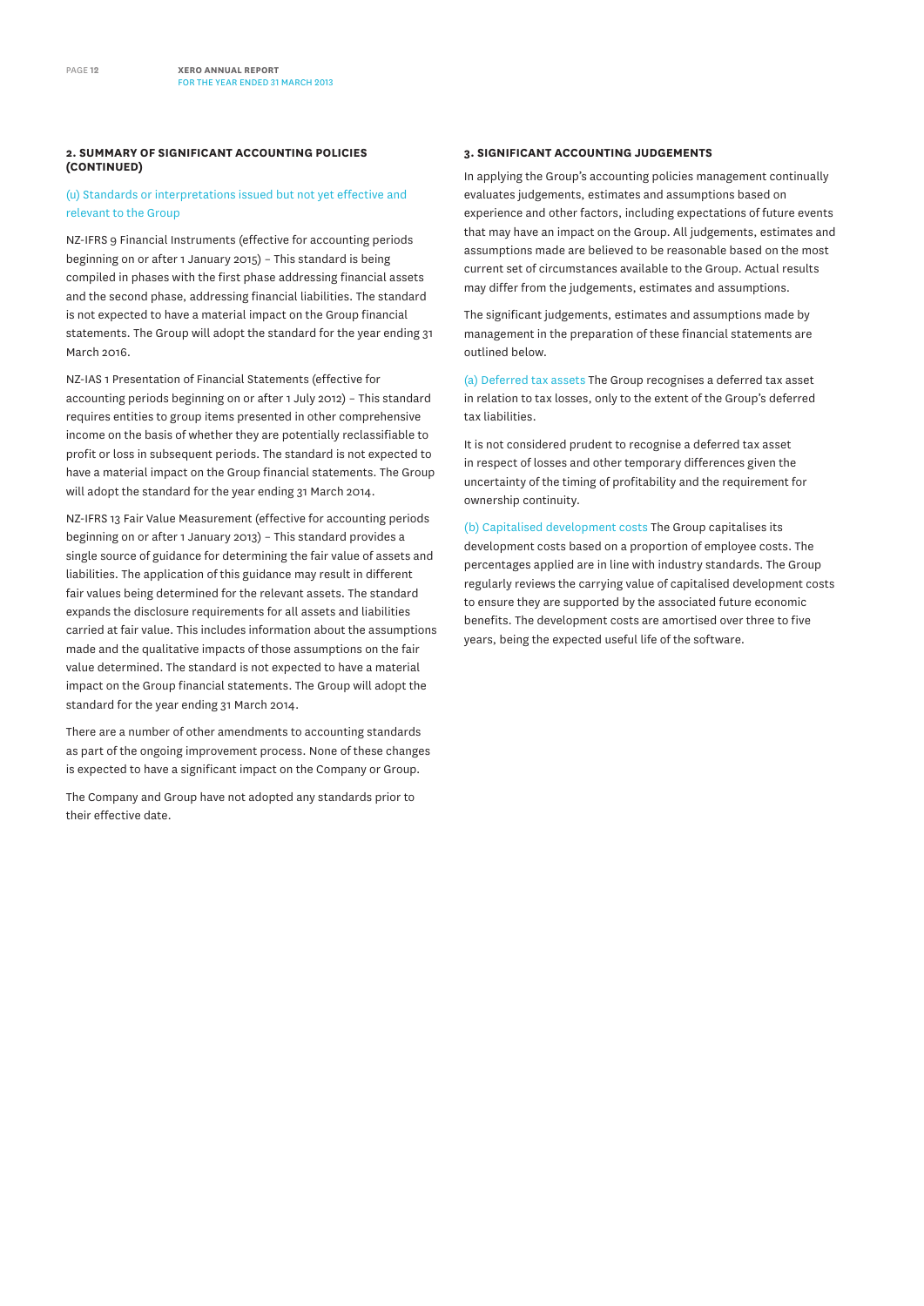## 2. SUMMARY OF SIGNIFICANT ACCOUNTING POLICIES (CONTINUED)

### (u) Standards or interpretations issued but not yet effective and relevant to the Group

NZ-IFRS 9 Financial Instruments (effective for accounting periods beginning on or after 1 January 2015) – This standard is being compiled in phases with the first phase addressing financial assets and the second phase, addressing financial liabilities. The standard is not expected to have a material impact on the Group financial statements. The Group will adopt the standard for the year ending 31 March 2016.

NZ-IAS 1 Presentation of Financial Statements (effective for accounting periods beginning on or after 1 July 2012) – This standard requires entities to group items presented in other comprehensive income on the basis of whether they are potentially reclassifiable to profit or loss in subsequent periods. The standard is not expected to have a material impact on the Group financial statements. The Group will adopt the standard for the year ending 31 March 2014.

NZ-IFRS 13 Fair Value Measurement (effective for accounting periods beginning on or after 1 January 2013) – This standard provides a single source of guidance for determining the fair value of assets and liabilities. The application of this guidance may result in different fair values being determined for the relevant assets. The standard expands the disclosure requirements for all assets and liabilities carried at fair value. This includes information about the assumptions made and the qualitative impacts of those assumptions on the fair value determined. The standard is not expected to have a material impact on the Group financial statements. The Group will adopt the standard for the year ending 31 March 2014.

There are a number of other amendments to accounting standards as part of the ongoing improvement process. None of these changes is expected to have a significant impact on the Company or Group.

The Company and Group have not adopted any standards prior to their effective date.

## 3. SIGNIFICANT ACCOUNTING JUDGEMENTS

In applying the Group's accounting policies management continually evaluates judgements, estimates and assumptions based on experience and other factors, including expectations of future events that may have an impact on the Group. All judgements, estimates and assumptions made are believed to be reasonable based on the most current set of circumstances available to the Group. Actual results may differ from the judgements, estimates and assumptions.

The significant judgements, estimates and assumptions made by management in the preparation of these financial statements are outlined below.

**(a) Deferred tax assets** The Group recognises a deferred tax asset in relation to tax losses, only to the extent of the Group's deferred tax liabilities.

It is not considered prudent to recognise a deferred tax asset in respect of losses and other temporary differences given the uncertainty of the timing of profitability and the requirement for ownership continuity.

**(b) Capitalised development costs** The Group capitalises its development costs based on a proportion of employee costs. The percentages applied are in line with industry standards. The Group regularly reviews the carrying value of capitalised development costs to ensure they are supported by the associated future economic benefits. The development costs are amortised over three to five years, being the expected useful life of the software.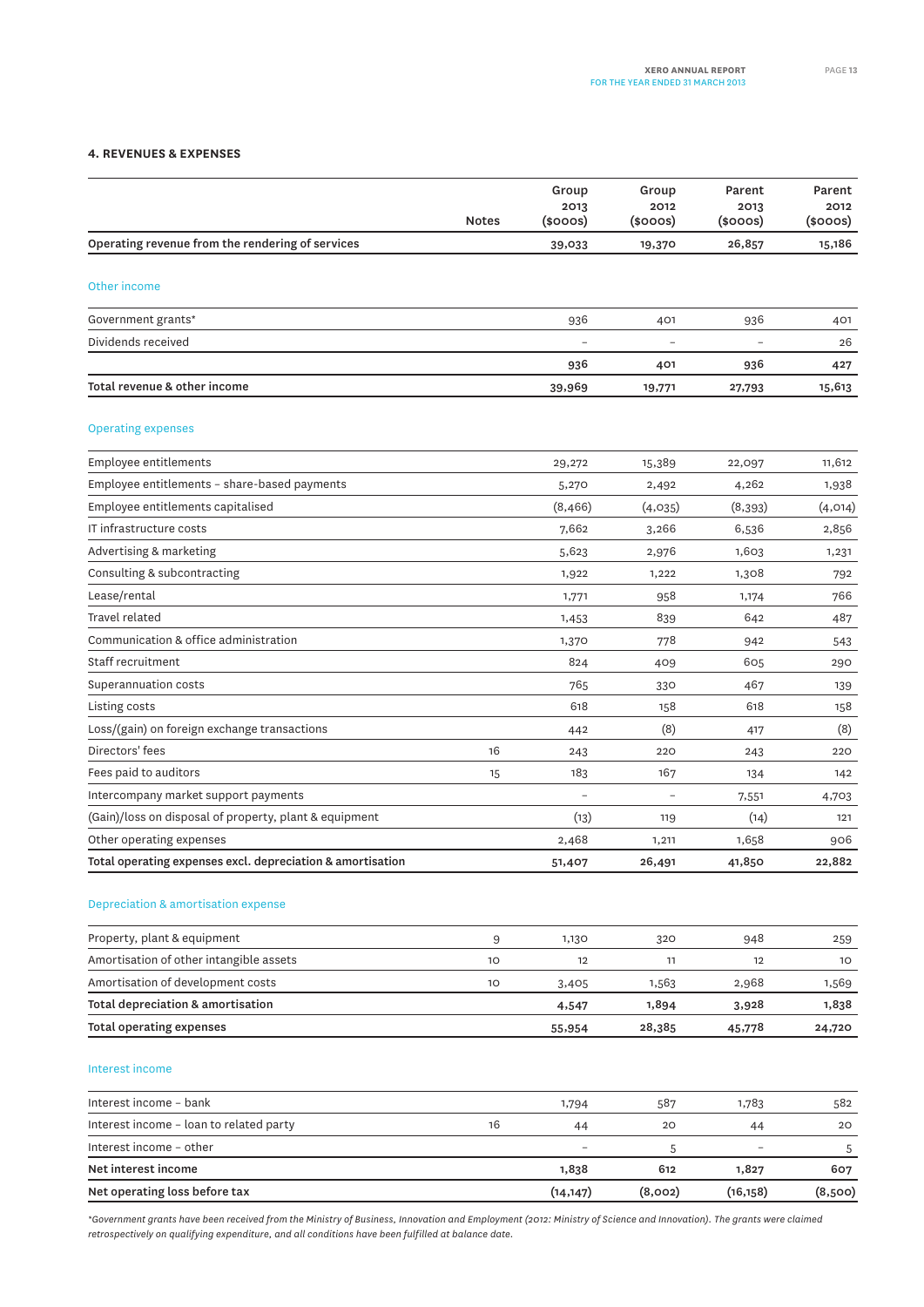## 4. REVENUES & EXPENSES

| | Notes | Group 2013 ($000s) | Group 2012 ($000s) | Parent 2013 ($000s) | Parent 2012 ($000s) |
|---|---|---|---|---|---|
| **Operating revenue from the rendering of services** | | 39,033 | 19,370 | 26,857 | 15,186 |
| **Other income** | | | | | |
| Government grants* | | 936 | 401 | 936 | 401 |
| Dividends received | | – | – | – | 26 |
| | | **936** | **401** | **936** | **427** |
| **Total revenue & other income** | | **39,969** | **19,771** | **27,793** | **15,613** |
| **Operating expenses** | | | | | |
| Employee entitlements | | 29,272 | 15,389 | 22,097 | 11,612 |
| Employee entitlements – share-based payments | | 5,270 | 2,492 | 4,262 | 1,938 |
| Employee entitlements capitalised | | (8,466) | (4,035) | (8,393) | (4,014) |
| IT infrastructure costs | | 7,662 | 3,266 | 6,536 | 2,856 |
| Advertising & marketing | | 5,623 | 2,976 | 1,603 | 1,231 |
| Consulting & subcontracting | | 1,922 | 1,222 | 1,308 | 792 |
| Lease/rental | | 1,771 | 958 | 1,174 | 766 |
| Travel related | | 1,453 | 839 | 642 | 487 |
| Communication & office administration | | 1,370 | 778 | 942 | 543 |
| Staff recruitment | | 824 | 409 | 605 | 290 |
| Superannuation costs | | 765 | 330 | 467 | 139 |
| Listing costs | | 618 | 158 | 618 | 158 |
| Loss/(gain) on foreign exchange transactions | | 442 | (8) | 417 | (8) |
| Directors' fees | 16 | 243 | 220 | 243 | 220 |
| Fees paid to auditors | 15 | 183 | 167 | 134 | 142 |
| Intercompany market support payments | | – | – | 7,551 | 4,703 |
| (Gain)/loss on disposal of property, plant & equipment | | (13) | 119 | (14) | 121 |
| Other operating expenses | | 2,468 | 1,211 | 1,658 | 906 |
| **Total operating expenses excl. depreciation & amortisation** | | **51,407** | **26,491** | **41,850** | **22,882** |
| **Depreciation & amortisation expense** | | | | | |
| Property, plant & equipment | 9 | 1,130 | 320 | 948 | 259 |
| Amortisation of other intangible assets | 10 | 12 | 11 | 12 | 10 |
| Amortisation of development costs | 10 | 3,405 | 1,563 | 2,968 | 1,569 |
| **Total depreciation & amortisation** | | **4,547** | **1,894** | **3,928** | **1,838** |
| **Total operating expenses** | | **55,954** | **28,385** | **45,778** | **24,720** |
| **Interest income** | | | | | |
| Interest income – bank | | 1,794 | 587 | 1,783 | 582 |
| Interest income – loan to related party | 16 | 44 | 20 | 44 | 20 |
| Interest income – other | | – | 5 | – | 5 |
| **Net interest income** | | **1,838** | **612** | **1,827** | **607** |
| **Net operating loss before tax** | | **(14,147)** | **(8,002)** | **(16,158)** | **(8,500)** |

*\*Government grants have been received from the Ministry of Business, Innovation and Employment (2012: Ministry of Science and Innovation). The grants were claimed retrospectively on qualifying expenditure, and all conditions have been fulfilled at balance date.*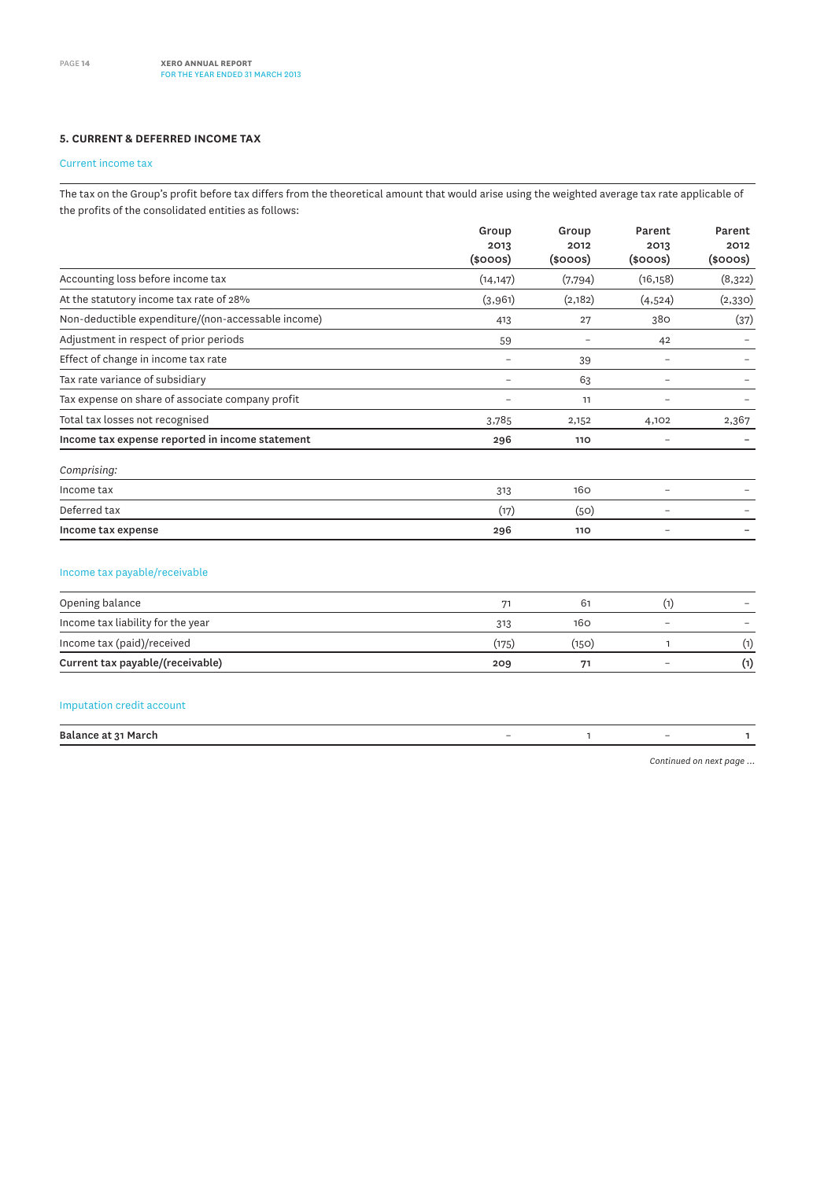## 5. CURRENT & DEFERRED INCOME TAX

### Current income tax

The tax on the Group's profit before tax differs from the theoretical amount that would arise using the weighted average tax rate applicable of the profits of the consolidated entities as follows:

| | Group 2013 ($000s) | Group 2012 ($000s) | Parent 2013 ($000s) | Parent 2012 ($000s) |
|---|---|---|---|---|
| Accounting loss before income tax | (14,147) | (7,794) | (16,158) | (8,322) |
| At the statutory income tax rate of 28% | (3,961) | (2,182) | (4,524) | (2,330) |
| Non-deductible expenditure/(non-accessable income) | 413 | 27 | 380 | (37) |
| Adjustment in respect of prior periods | 59 | – | 42 | – |
| Effect of change in income tax rate | – | 39 | – | – |
| Tax rate variance of subsidiary | – | 63 | – | – |
| Tax expense on share of associate company profit | – | 11 | – | – |
| Total tax losses not recognised | 3,785 | 2,152 | 4,102 | 2,367 |
| **Income tax expense reported in income statement** | **296** | **110** | **–** | **–** |
| *Comprising:* | | | | |
| Income tax | 313 | 160 | – | – |
| Deferred tax | (17) | (50) | – | – |
| **Income tax expense** | **296** | **110** | **–** | **–** |

### Income tax payable/receivable

| | Group 2013 ($000s) | Group 2012 ($000s) | Parent 2013 ($000s) | Parent 2012 ($000s) |
|---|---|---|---|---|
| Opening balance | 71 | 61 | (1) | – |
| Income tax liability for the year | 313 | 160 | – | – |
| Income tax (paid)/received | (175) | (150) | 1 | (1) |
| **Current tax payable/(receivable)** | **209** | **71** | **–** | **(1)** |

### Imputation credit account

| | Group 2013 ($000s) | Group 2012 ($000s) | Parent 2013 ($000s) | Parent 2012 ($000s) |
|---|---|---|---|---|
| **Balance at 31 March** | – | 1 | – | 1 |

*Continued on next page ...*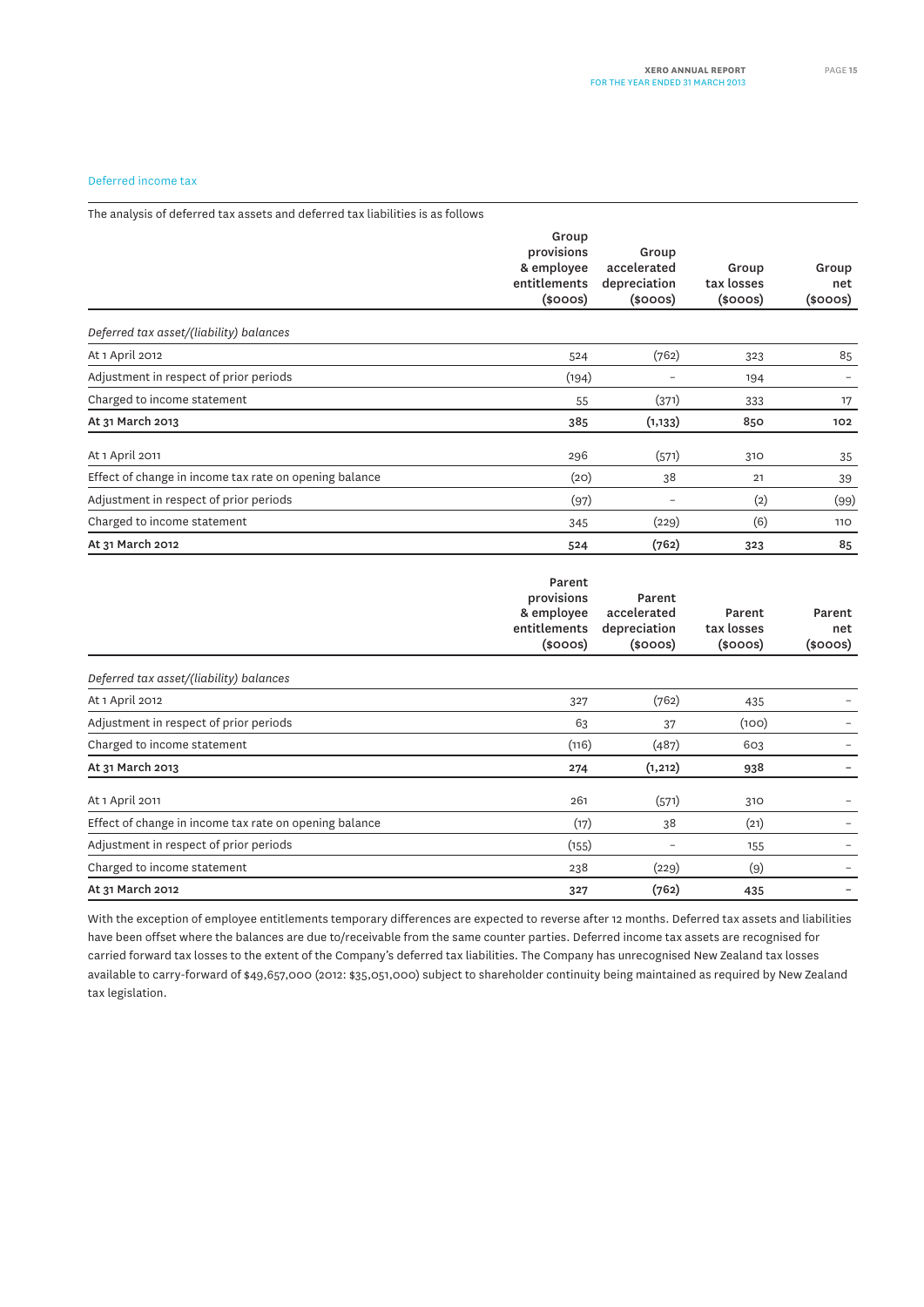### Deferred income tax

The analysis of deferred tax assets and deferred tax liabilities is as follows

| | Group provisions & employee entitlements ($000s) | Group accelerated depreciation ($000s) | Group tax losses ($000s) | Group net ($000s) |
|---|---|---|---|---|
| *Deferred tax asset/(liability) balances* | | | | |
| At 1 April 2012 | 524 | (762) | 323 | 85 |
| Adjustment in respect of prior periods | (194) | – | 194 | – |
| Charged to income statement | 55 | (371) | 333 | 17 |
| **At 31 March 2013** | **385** | **(1,133)** | **850** | **102** |
| At 1 April 2011 | 296 | (571) | 310 | 35 |
| Effect of change in income tax rate on opening balance | (20) | 38 | 21 | 39 |
| Adjustment in respect of prior periods | (97) | – | (2) | (99) |
| Charged to income statement | 345 | (229) | (6) | 110 |
| **At 31 March 2012** | **524** | **(762)** | **323** | **85** |

| | Parent provisions & employee entitlements ($000s) | Parent accelerated depreciation ($000s) | Parent tax losses ($000s) | Parent net ($000s) |
|---|---|---|---|---|
| *Deferred tax asset/(liability) balances* | | | | |
| At 1 April 2012 | 327 | (762) | 435 | – |
| Adjustment in respect of prior periods | 63 | 37 | (100) | – |
| Charged to income statement | (116) | (487) | 603 | – |
| **At 31 March 2013** | **274** | **(1,212)** | **938** | **–** |
| At 1 April 2011 | 261 | (571) | 310 | – |
| Effect of change in income tax rate on opening balance | (17) | 38 | (21) | – |
| Adjustment in respect of prior periods | (155) | – | 155 | – |
| Charged to income statement | 238 | (229) | (9) | – |
| **At 31 March 2012** | **327** | **(762)** | **435** | **–** |

With the exception of employee entitlements temporary differences are expected to reverse after 12 months. Deferred tax assets and liabilities have been offset where the balances are due to/receivable from the same counter parties. Deferred income tax assets are recognised for carried forward tax losses to the extent of the Company's deferred tax liabilities. The Company has unrecognised New Zealand tax losses available to carry-forward of $49,657,000 (2012: $35,051,000) subject to shareholder continuity being maintained as required by New Zealand tax legislation.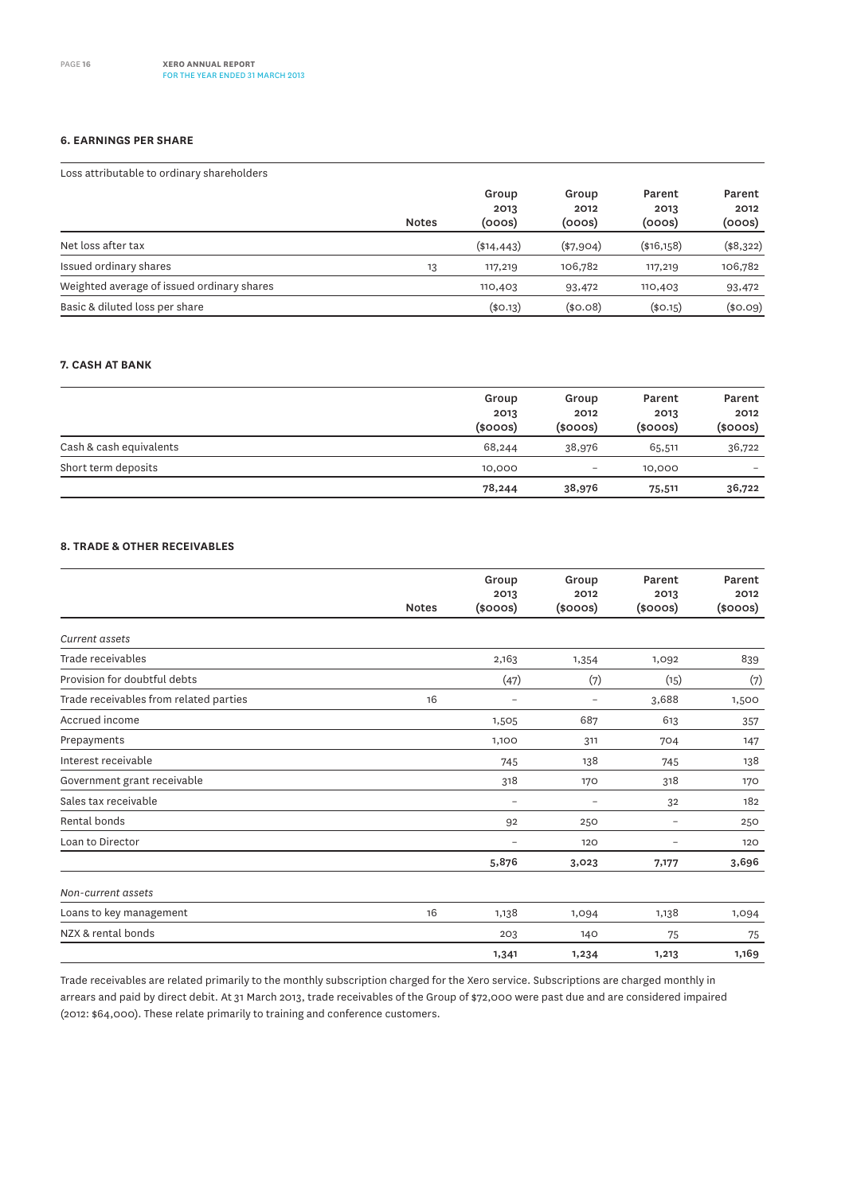## 6. EARNINGS PER SHARE

Loss attributable to ordinary shareholders

| | Notes | Group 2013 (000s) | Group 2012 (000s) | Parent 2013 (000s) | Parent 2012 (000s) |
|---|---|---|---|---|---|
| Net loss after tax | | ($14,443) | ($7,904) | ($16,158) | ($8,322) |
| Issued ordinary shares | 13 | 117,219 | 106,782 | 117,219 | 106,782 |
| Weighted average of issued ordinary shares | | 110,403 | 93,472 | 110,403 | 93,472 |
| Basic & diluted loss per share | | ($0.13) | ($0.08) | ($0.15) | ($0.09) |

## 7. CASH AT BANK

| | Group 2013 ($000s) | Group 2012 ($000s) | Parent 2013 ($000s) | Parent 2012 ($000s) |
|---|---|---|---|---|
| Cash & cash equivalents | 68,244 | 38,976 | 65,511 | 36,722 |
| Short term deposits | 10,000 | – | 10,000 | – |
| | **78,244** | **38,976** | **75,511** | **36,722** |

## 8. TRADE & OTHER RECEIVABLES

| | Notes | Group 2013 ($000s) | Group 2012 ($000s) | Parent 2013 ($000s) | Parent 2012 ($000s) |
|---|---|---|---|---|---|
| *Current assets* | | | | | |
| Trade receivables | | 2,163 | 1,354 | 1,092 | 839 |
| Provision for doubtful debts | | (47) | (7) | (15) | (7) |
| Trade receivables from related parties | 16 | – | – | 3,688 | 1,500 |
| Accrued income | | 1,505 | 687 | 613 | 357 |
| Prepayments | | 1,100 | 311 | 704 | 147 |
| Interest receivable | | 745 | 138 | 745 | 138 |
| Government grant receivable | | 318 | 170 | 318 | 170 |
| Sales tax receivable | | – | – | 32 | 182 |
| Rental bonds | | 92 | 250 | – | 250 |
| Loan to Director | | – | 120 | – | 120 |
| | | **5,876** | **3,023** | **7,177** | **3,696** |
| *Non-current assets* | | | | | |
| Loans to key management | 16 | 1,138 | 1,094 | 1,138 | 1,094 |
| NZX & rental bonds | | 203 | 140 | 75 | 75 |
| | | **1,341** | **1,234** | **1,213** | **1,169** |

Trade receivables are related primarily to the monthly subscription charged for the Xero service. Subscriptions are charged monthly in arrears and paid by direct debit. At 31 March 2013, trade receivables of the Group of $72,000 were past due and are considered impaired (2012: $64,000). These relate primarily to training and conference customers.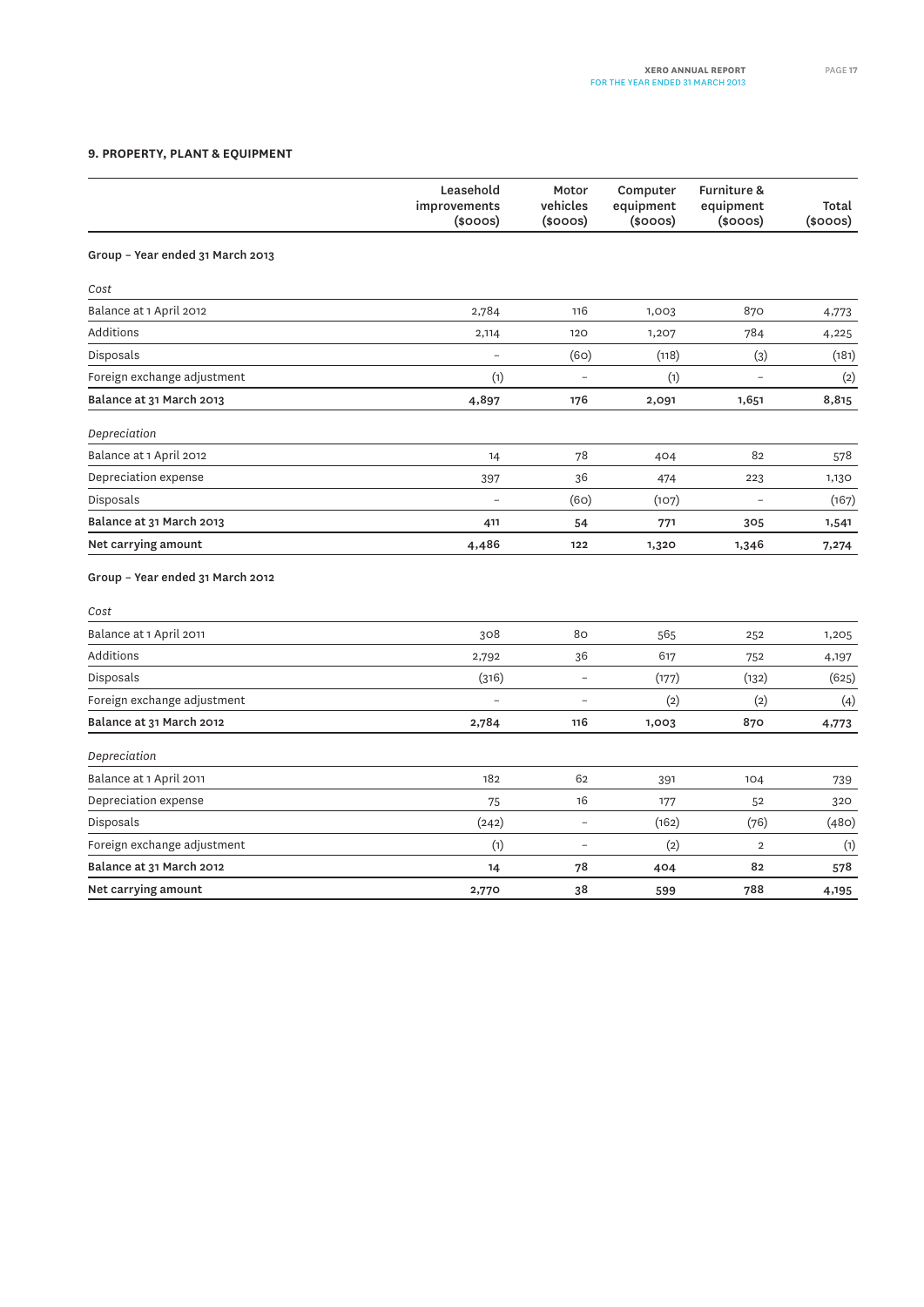### 9. PROPERTY, PLANT & EQUIPMENT

| | Leasehold improvements ($000s) | Motor vehicles ($000s) | Computer equipment ($000s) | Furniture & equipment ($000s) | Total ($000s) |
|---|---|---|---|---|---|
| **Group – Year ended 31 March 2013** | | | | | |
| *Cost* | | | | | |
| Balance at 1 April 2012 | 2,784 | 116 | 1,003 | 870 | 4,773 |
| Additions | 2,114 | 120 | 1,207 | 784 | 4,225 |
| Disposals | – | (60) | (118) | (3) | (181) |
| Foreign exchange adjustment | (1) | – | (1) | – | (2) |
| **Balance at 31 March 2013** | **4,897** | **176** | **2,091** | **1,651** | **8,815** |
| *Depreciation* | | | | | |
| Balance at 1 April 2012 | 14 | 78 | 404 | 82 | 578 |
| Depreciation expense | 397 | 36 | 474 | 223 | 1,130 |
| Disposals | – | (60) | (107) | – | (167) |
| **Balance at 31 March 2013** | **411** | **54** | **771** | **305** | **1,541** |
| **Net carrying amount** | **4,486** | **122** | **1,320** | **1,346** | **7,274** |
| **Group – Year ended 31 March 2012** | | | | | |
| *Cost* | | | | | |
| Balance at 1 April 2011 | 308 | 80 | 565 | 252 | 1,205 |
| Additions | 2,792 | 36 | 617 | 752 | 4,197 |
| Disposals | (316) | – | (177) | (132) | (625) |
| Foreign exchange adjustment | – | – | (2) | (2) | (4) |
| **Balance at 31 March 2012** | **2,784** | **116** | **1,003** | **870** | **4,773** |
| *Depreciation* | | | | | |
| Balance at 1 April 2011 | 182 | 62 | 391 | 104 | 739 |
| Depreciation expense | 75 | 16 | 177 | 52 | 320 |
| Disposals | (242) | – | (162) | (76) | (480) |
| Foreign exchange adjustment | (1) | – | (2) | 2 | (1) |
| **Balance at 31 March 2012** | **14** | **78** | **404** | **82** | **578** |
| **Net carrying amount** | **2,770** | **38** | **599** | **788** | **4,195** |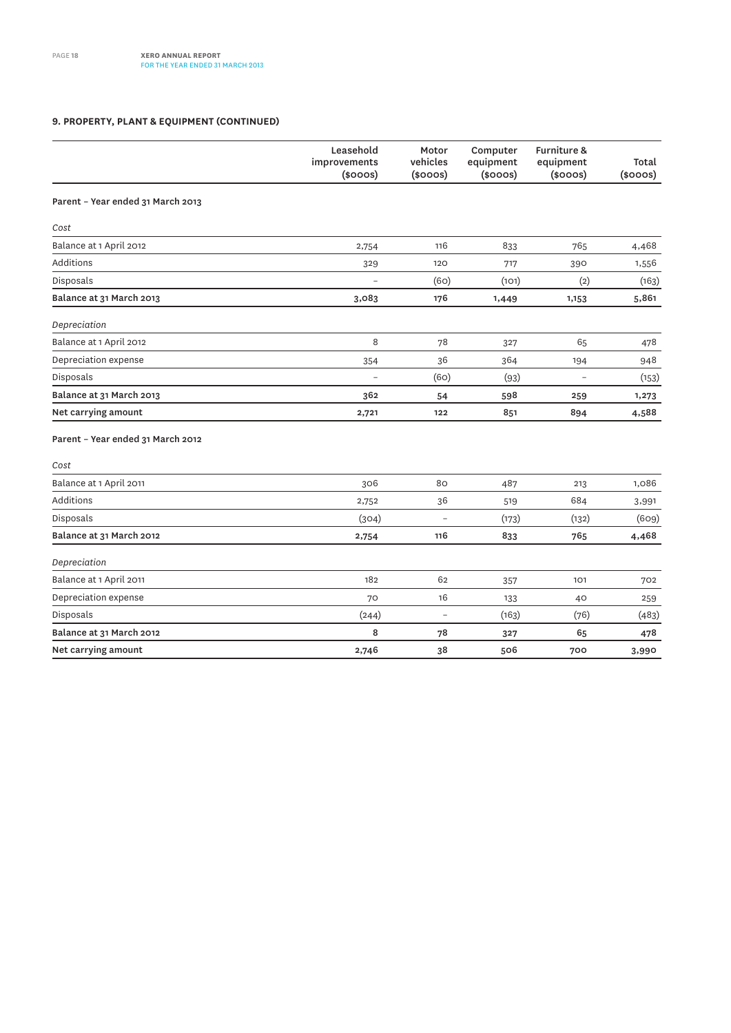## 9. PROPERTY, PLANT & EQUIPMENT (CONTINUED)

| | Leasehold improvements ($000s) | Motor vehicles ($000s) | Computer equipment ($000s) | Furniture & equipment ($000s) | Total ($000s) |
|---|---|---|---|---|---|
| **Parent – Year ended 31 March 2013** | | | | | |
| *Cost* | | | | | |
| Balance at 1 April 2012 | 2,754 | 116 | 833 | 765 | 4,468 |
| Additions | 329 | 120 | 717 | 390 | 1,556 |
| Disposals | – | (60) | (101) | (2) | (163) |
| **Balance at 31 March 2013** | **3,083** | **176** | **1,449** | **1,153** | **5,861** |
| *Depreciation* | | | | | |
| Balance at 1 April 2012 | 8 | 78 | 327 | 65 | 478 |
| Depreciation expense | 354 | 36 | 364 | 194 | 948 |
| Disposals | – | (60) | (93) | – | (153) |
| **Balance at 31 March 2013** | **362** | **54** | **598** | **259** | **1,273** |
| **Net carrying amount** | **2,721** | **122** | **851** | **894** | **4,588** |
| **Parent – Year ended 31 March 2012** | | | | | |
| *Cost* | | | | | |
| Balance at 1 April 2011 | 306 | 80 | 487 | 213 | 1,086 |
| Additions | 2,752 | 36 | 519 | 684 | 3,991 |
| Disposals | (304) | – | (173) | (132) | (609) |
| **Balance at 31 March 2012** | **2,754** | **116** | **833** | **765** | **4,468** |
| *Depreciation* | | | | | |
| Balance at 1 April 2011 | 182 | 62 | 357 | 101 | 702 |
| Depreciation expense | 70 | 16 | 133 | 40 | 259 |
| Disposals | (244) | – | (163) | (76) | (483) |
| **Balance at 31 March 2012** | **8** | **78** | **327** | **65** | **478** |
| **Net carrying amount** | **2,746** | **38** | **506** | **700** | **3,990** |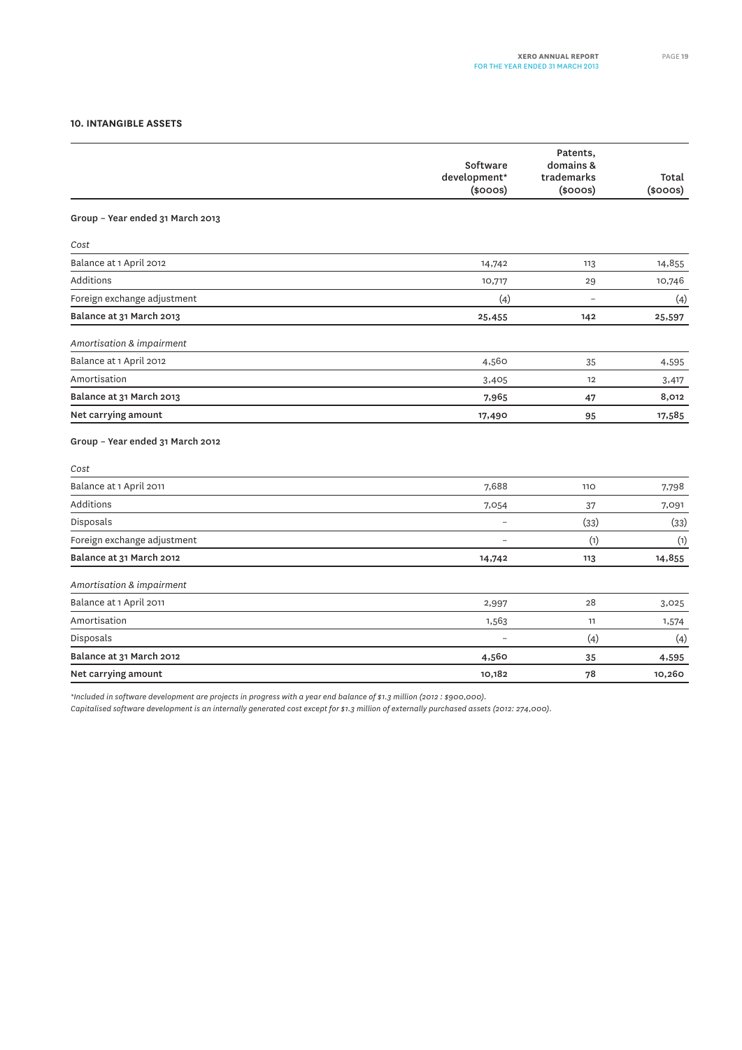## 10. INTANGIBLE ASSETS

| | Software development* ($000s) | Patents, domains & trademarks ($000s) | Total ($000s) |
|---|---|---|---|
| **Group – Year ended 31 March 2013** | | | |
| *Cost* | | | |
| Balance at 1 April 2012 | 14,742 | 113 | 14,855 |
| Additions | 10,717 | 29 | 10,746 |
| Foreign exchange adjustment | (4) | – | (4) |
| **Balance at 31 March 2013** | **25,455** | **142** | **25,597** |
| *Amortisation & impairment* | | | |
| Balance at 1 April 2012 | 4,560 | 35 | 4,595 |
| Amortisation | 3,405 | 12 | 3,417 |
| **Balance at 31 March 2013** | **7,965** | **47** | **8,012** |
| **Net carrying amount** | **17,490** | **95** | **17,585** |
| **Group – Year ended 31 March 2012** | | | |
| *Cost* | | | |
| Balance at 1 April 2011 | 7,688 | 110 | 7,798 |
| Additions | 7,054 | 37 | 7,091 |
| Disposals | – | (33) | (33) |
| Foreign exchange adjustment | – | (1) | (1) |
| **Balance at 31 March 2012** | **14,742** | **113** | **14,855** |
| *Amortisation & impairment* | | | |
| Balance at 1 April 2011 | 2,997 | 28 | 3,025 |
| Amortisation | 1,563 | 11 | 1,574 |
| Disposals | – | (4) | (4) |
| **Balance at 31 March 2012** | **4,560** | **35** | **4,595** |
| **Net carrying amount** | **10,182** | **78** | **10,260** |

*\*Included in software development are projects in progress with a year end balance of $1.3 million (2012 : $900,000).*
*Capitalised software development is an internally generated cost except for $1.3 million of externally purchased assets (2012: 274,000).*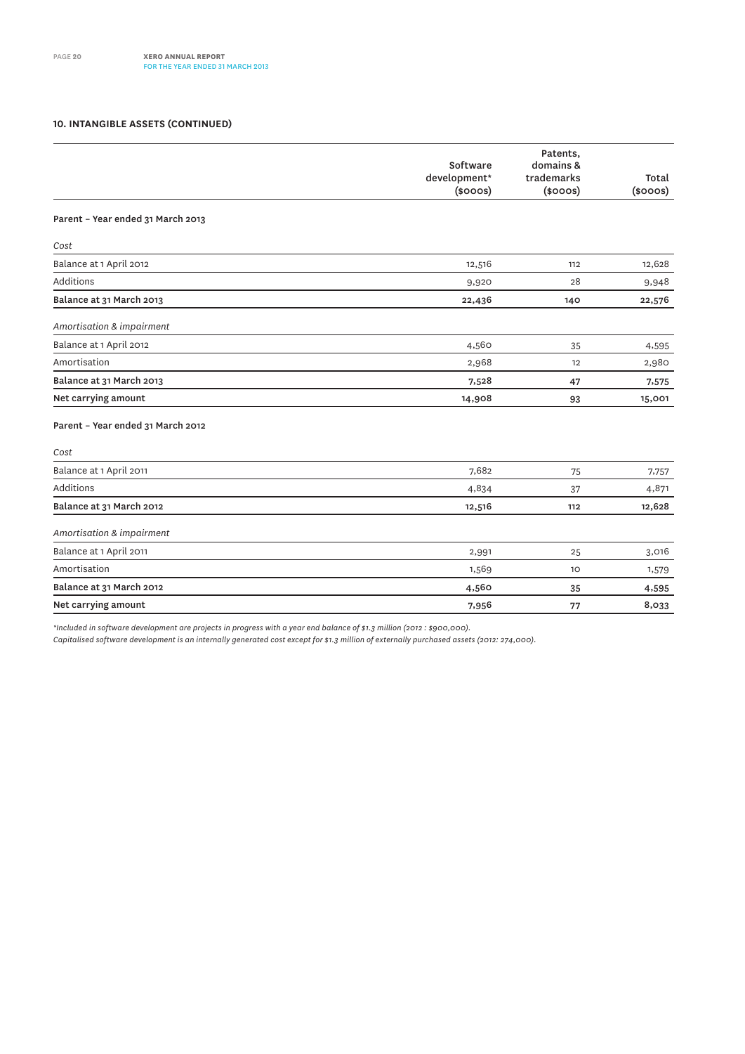## 10. INTANGIBLE ASSETS (CONTINUED)

| | Software development* ($000s) | Patents, domains & trademarks ($000s) | Total ($000s) |
|---|---|---|---|
| **Parent – Year ended 31 March 2013** | | | |
| *Cost* | | | |
| Balance at 1 April 2012 | 12,516 | 112 | 12,628 |
| Additions | 9,920 | 28 | 9,948 |
| **Balance at 31 March 2013** | **22,436** | **140** | **22,576** |
| *Amortisation & impairment* | | | |
| Balance at 1 April 2012 | 4,560 | 35 | 4,595 |
| Amortisation | 2,968 | 12 | 2,980 |
| **Balance at 31 March 2013** | **7,528** | **47** | **7,575** |
| **Net carrying amount** | **14,908** | **93** | **15,001** |
| **Parent – Year ended 31 March 2012** | | | |
| *Cost* | | | |
| Balance at 1 April 2011 | 7,682 | 75 | 7,757 |
| Additions | 4,834 | 37 | 4,871 |
| **Balance at 31 March 2012** | **12,516** | **112** | **12,628** |
| *Amortisation & impairment* | | | |
| Balance at 1 April 2011 | 2,991 | 25 | 3,016 |
| Amortisation | 1,569 | 10 | 1,579 |
| **Balance at 31 March 2012** | **4,560** | **35** | **4,595** |
| **Net carrying amount** | **7,956** | **77** | **8,033** |

*\*Included in software development are projects in progress with a year end balance of $1.3 million (2012 : $900,000).*

*Capitalised software development is an internally generated cost except for $1.3 million of externally purchased assets (2012: 274,000).*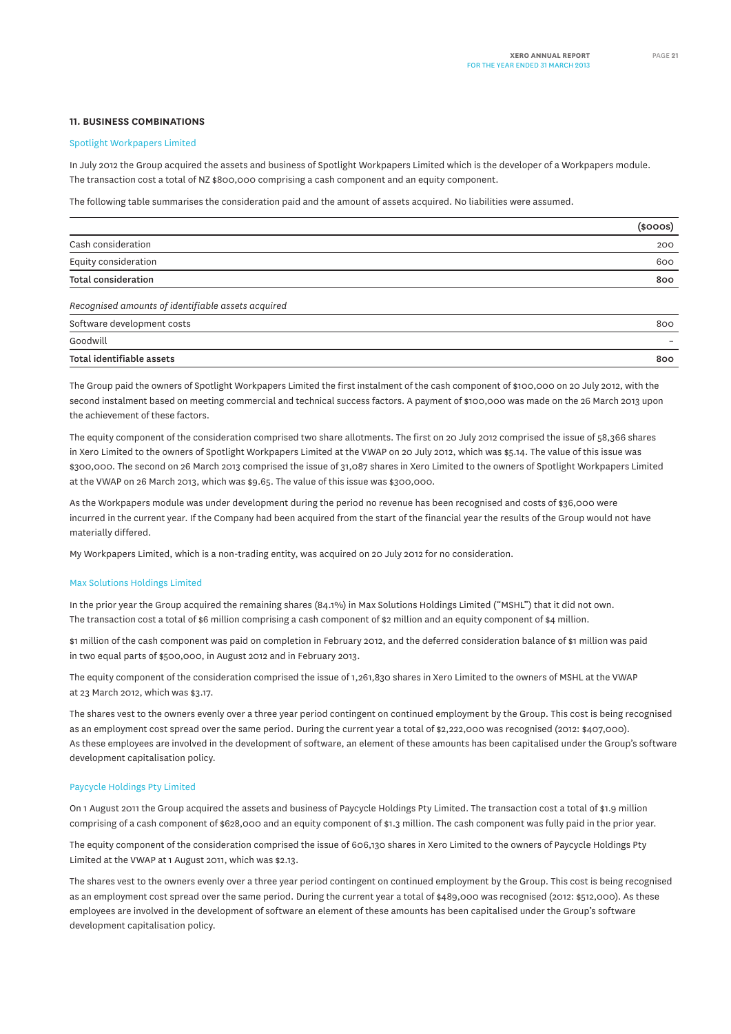## 11. BUSINESS COMBINATIONS

### Spotlight Workpapers Limited

In July 2012 the Group acquired the assets and business of Spotlight Workpapers Limited which is the developer of a Workpapers module. The transaction cost a total of NZ $800,000 comprising a cash component and an equity component.

The following table summarises the consideration paid and the amount of assets acquired. No liabilities were assumed.

| | ($000s) |
|---|---|
| Cash consideration | 200 |
| Equity consideration | 600 |
| **Total consideration** | **800** |
| *Recognised amounts of identifiable assets acquired* | |
| Software development costs | 800 |
| Goodwill | – |
| **Total identifiable assets** | **800** |

The Group paid the owners of Spotlight Workpapers Limited the first instalment of the cash component of $100,000 on 20 July 2012, with the second instalment based on meeting commercial and technical success factors. A payment of $100,000 was made on the 26 March 2013 upon the achievement of these factors.

The equity component of the consideration comprised two share allotments. The first on 20 July 2012 comprised the issue of 58,366 shares in Xero Limited to the owners of Spotlight Workpapers Limited at the VWAP on 20 July 2012, which was $5.14. The value of this issue was $300,000. The second on 26 March 2013 comprised the issue of 31,087 shares in Xero Limited to the owners of Spotlight Workpapers Limited at the VWAP on 26 March 2013, which was $9.65. The value of this issue was $300,000.

As the Workpapers module was under development during the period no revenue has been recognised and costs of $36,000 were incurred in the current year. If the Company had been acquired from the start of the financial year the results of the Group would not have materially differed.

My Workpapers Limited, which is a non-trading entity, was acquired on 20 July 2012 for no consideration.

### Max Solutions Holdings Limited

In the prior year the Group acquired the remaining shares (84.1%) in Max Solutions Holdings Limited ("MSHL") that it did not own. The transaction cost a total of $6 million comprising a cash component of $2 million and an equity component of $4 million.

$1 million of the cash component was paid on completion in February 2012, and the deferred consideration balance of $1 million was paid in two equal parts of $500,000, in August 2012 and in February 2013.

The equity component of the consideration comprised the issue of 1,261,830 shares in Xero Limited to the owners of MSHL at the VWAP at 23 March 2012, which was $3.17.

The shares vest to the owners evenly over a three year period contingent on continued employment by the Group. This cost is being recognised as an employment cost spread over the same period. During the current year a total of $2,222,000 was recognised (2012: $407,000). As these employees are involved in the development of software, an element of these amounts has been capitalised under the Group's software development capitalisation policy.

### Paycycle Holdings Pty Limited

On 1 August 2011 the Group acquired the assets and business of Paycycle Holdings Pty Limited. The transaction cost a total of $1.9 million comprising of a cash component of $628,000 and an equity component of $1.3 million. The cash component was fully paid in the prior year.

The equity component of the consideration comprised the issue of 606,130 shares in Xero Limited to the owners of Paycycle Holdings Pty Limited at the VWAP at 1 August 2011, which was $2.13.

The shares vest to the owners evenly over a three year period contingent on continued employment by the Group. This cost is being recognised as an employment cost spread over the same period. During the current year a total of $489,000 was recognised (2012: $512,000). As these employees are involved in the development of software an element of these amounts has been capitalised under the Group's software development capitalisation policy.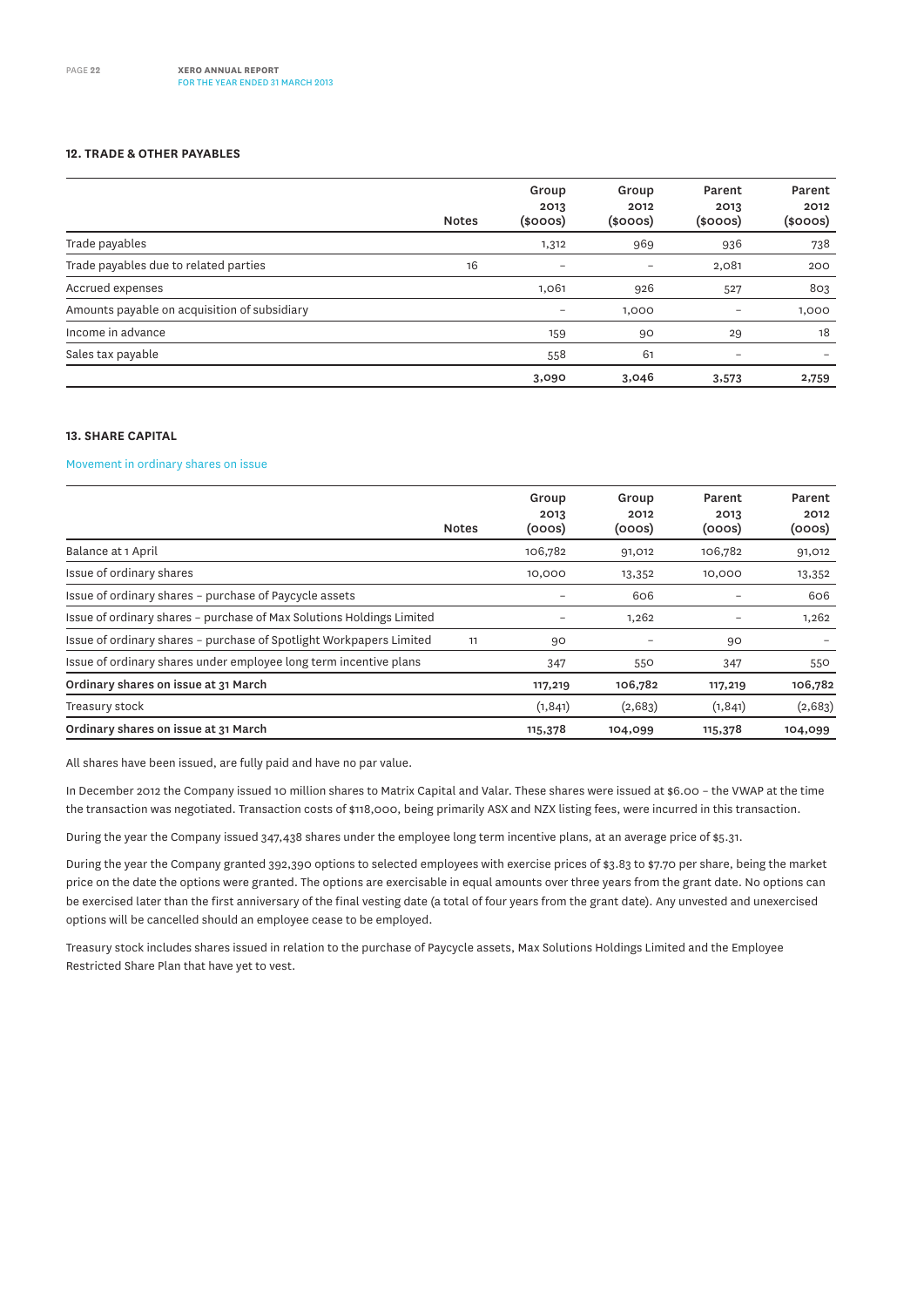## 12. TRADE & OTHER PAYABLES

| | Notes | Group 2013 ($000s) | Group 2012 ($000s) | Parent 2013 ($000s) | Parent 2012 ($000s) |
|---|---|---|---|---|---|
| Trade payables | | 1,312 | 969 | 936 | 738 |
| Trade payables due to related parties | 16 | – | – | 2,081 | 200 |
| Accrued expenses | | 1,061 | 926 | 527 | 803 |
| Amounts payable on acquisition of subsidiary | | – | 1,000 | – | 1,000 |
| Income in advance | | 159 | 90 | 29 | 18 |
| Sales tax payable | | 558 | 61 | – | – |
| | | **3,090** | **3,046** | **3,573** | **2,759** |

## 13. SHARE CAPITAL

Movement in ordinary shares on issue

| | Notes | Group 2013 (000s) | Group 2012 (000s) | Parent 2013 (000s) | Parent 2012 (000s) |
|---|---|---|---|---|---|
| Balance at 1 April | | 106,782 | 91,012 | 106,782 | 91,012 |
| Issue of ordinary shares | | 10,000 | 13,352 | 10,000 | 13,352 |
| Issue of ordinary shares – purchase of Paycycle assets | | – | 606 | – | 606 |
| Issue of ordinary shares – purchase of Max Solutions Holdings Limited | | – | 1,262 | – | 1,262 |
| Issue of ordinary shares – purchase of Spotlight Workpapers Limited | 11 | 90 | – | 90 | – |
| Issue of ordinary shares under employee long term incentive plans | | 347 | 550 | 347 | 550 |
| **Ordinary shares on issue at 31 March** | | **117,219** | **106,782** | **117,219** | **106,782** |
| Treasury stock | | (1,841) | (2,683) | (1,841) | (2,683) |
| **Ordinary shares on issue at 31 March** | | **115,378** | **104,099** | **115,378** | **104,099** |

All shares have been issued, are fully paid and have no par value.

In December 2012 the Company issued 10 million shares to Matrix Capital and Valar. These shares were issued at $6.00 – the VWAP at the time the transaction was negotiated. Transaction costs of $118,000, being primarily ASX and NZX listing fees, were incurred in this transaction.

During the year the Company issued 347,438 shares under the employee long term incentive plans, at an average price of $5.31.

During the year the Company granted 392,390 options to selected employees with exercise prices of $3.83 to $7.70 per share, being the market price on the date the options were granted. The options are exercisable in equal amounts over three years from the grant date. No options can be exercised later than the first anniversary of the final vesting date (a total of four years from the grant date). Any unvested and unexercised options will be cancelled should an employee cease to be employed.

Treasury stock includes shares issued in relation to the purchase of Paycycle assets, Max Solutions Holdings Limited and the Employee Restricted Share Plan that have yet to vest.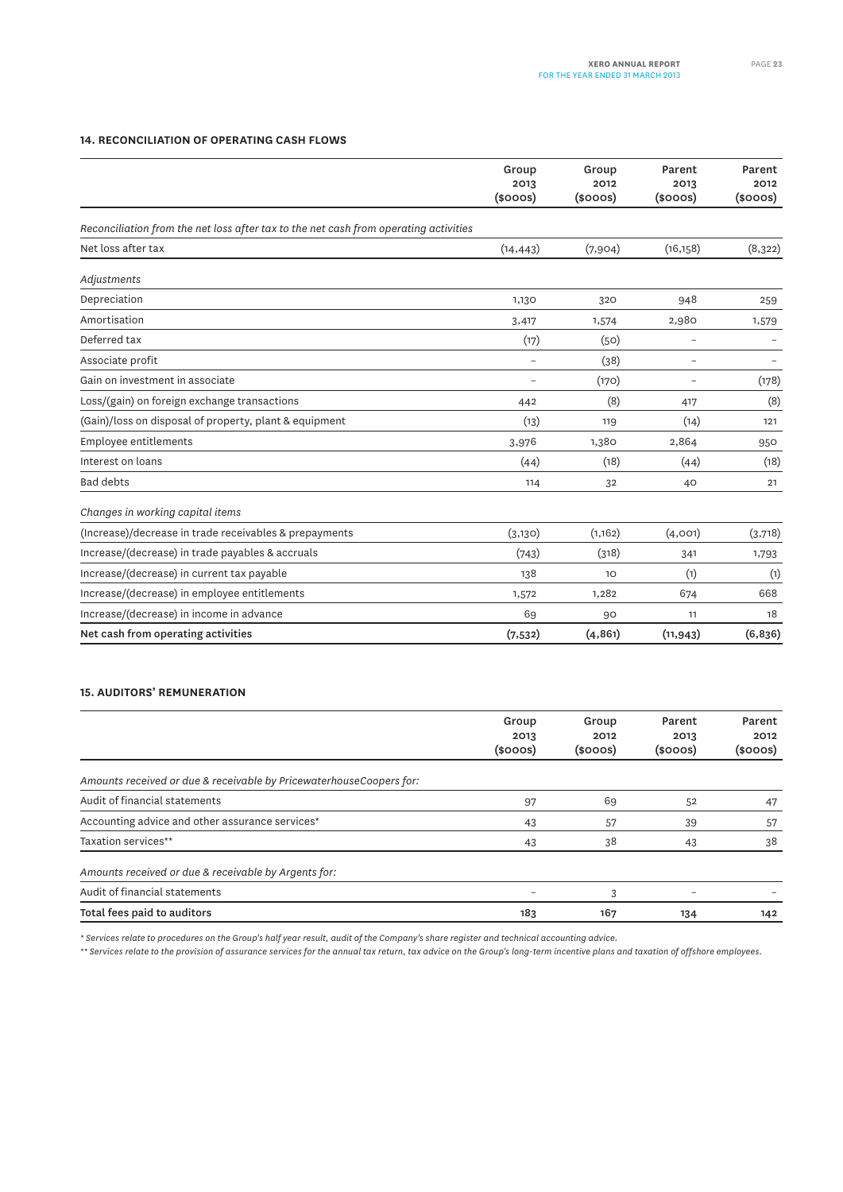## 14. RECONCILIATION OF OPERATING CASH FLOWS

| | Group 2013 ($000s) | Group 2012 ($000s) | Parent 2013 ($000s) | Parent 2012 ($000s) |
|---|---|---|---|---|
| *Reconciliation from the net loss after tax to the net cash from operating activities* | | | | |
| Net loss after tax | (14,443) | (7,904) | (16,158) | (8,322) |
| *Adjustments* | | | | |
| Depreciation | 1,130 | 320 | 948 | 259 |
| Amortisation | 3,417 | 1,574 | 2,980 | 1,579 |
| Deferred tax | (17) | (50) | – | – |
| Associate profit | – | (38) | – | – |
| Gain on investment in associate | – | (170) | – | (178) |
| Loss/(gain) on foreign exchange transactions | 442 | (8) | 417 | (8) |
| (Gain)/loss on disposal of property, plant & equipment | (13) | 119 | (14) | 121 |
| Employee entitlements | 3,976 | 1,380 | 2,864 | 950 |
| Interest on loans | (44) | (18) | (44) | (18) |
| Bad debts | 114 | 32 | 40 | 21 |
| *Changes in working capital items* | | | | |
| (Increase)/decrease in trade receivables & prepayments | (3,130) | (1,162) | (4,001) | (3,718) |
| Increase/(decrease) in trade payables & accruals | (743) | (318) | 341 | 1,793 |
| Increase/(decrease) in current tax payable | 138 | 10 | (1) | (1) |
| Increase/(decrease) in employee entitlements | 1,572 | 1,282 | 674 | 668 |
| Increase/(decrease) in income in advance | 69 | 90 | 11 | 18 |
| **Net cash from operating activities** | **(7,532)** | **(4,861)** | **(11,943)** | **(6,836)** |

## 15. AUDITORS' REMUNERATION

| | Group 2013 ($000s) | Group 2012 ($000s) | Parent 2013 ($000s) | Parent 2012 ($000s) |
|---|---|---|---|---|
| *Amounts received or due & receivable by PricewaterhouseCoopers for:* | | | | |
| Audit of financial statements | 97 | 69 | 52 | 47 |
| Accounting advice and other assurance services* | 43 | 57 | 39 | 57 |
| Taxation services** | 43 | 38 | 43 | 38 |
| *Amounts received or due & receivable by Argents for:* | | | | |
| Audit of financial statements | – | 3 | – | – |
| **Total fees paid to auditors** | **183** | **167** | **134** | **142** |

*\* Services relate to procedures on the Group's half year result, audit of the Company's share register and technical accounting advice.*

*\*\* Services relate to the provision of assurance services for the annual tax return, tax advice on the Group's long-term incentive plans and taxation of offshore employees.*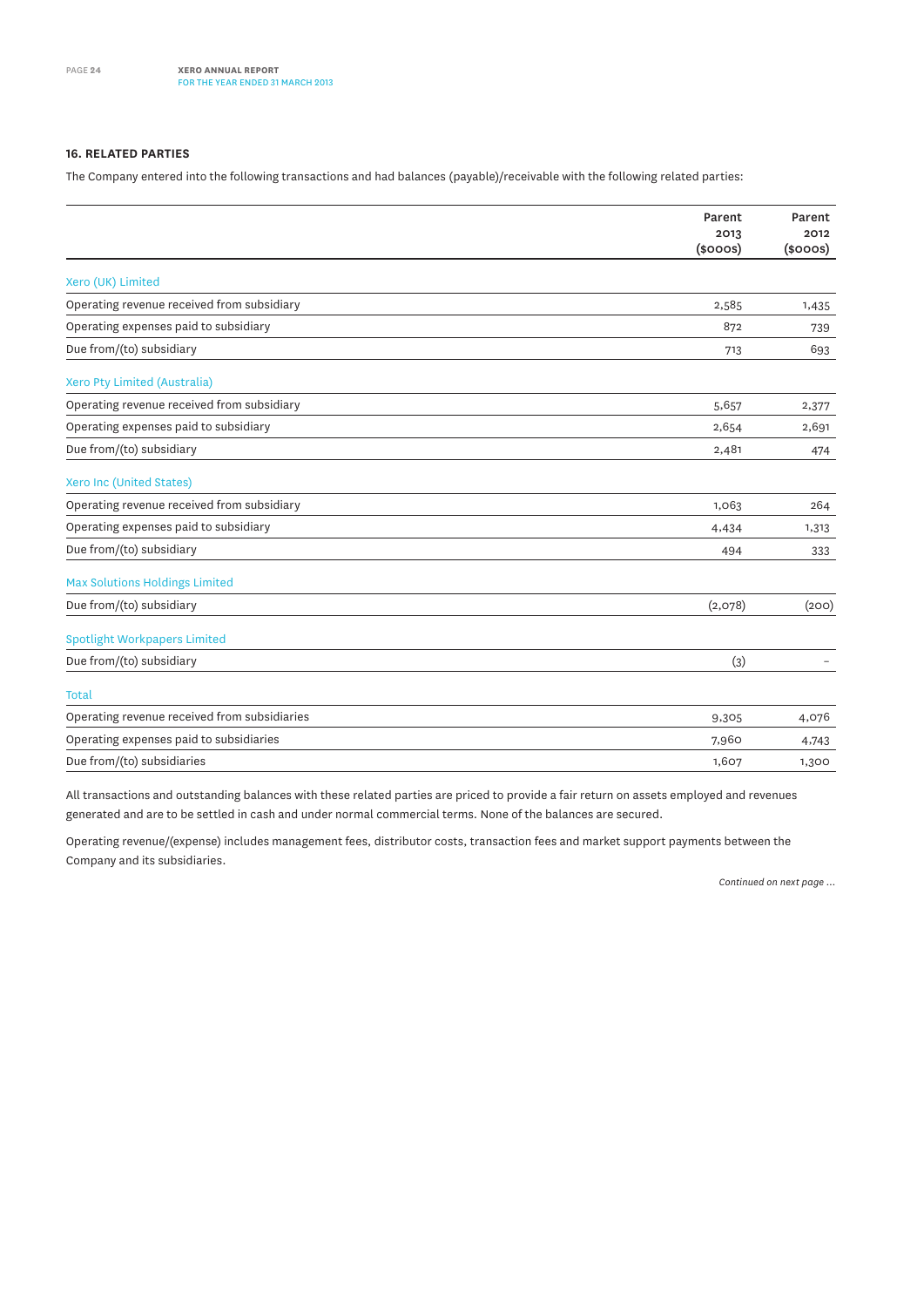## 16. RELATED PARTIES

The Company entered into the following transactions and had balances (payable)/receivable with the following related parties:

| | Parent 2013 ($000s) | Parent 2012 ($000s) |
|---|---|---|
| **Xero (UK) Limited** | | |
| Operating revenue received from subsidiary | 2,585 | 1,435 |
| Operating expenses paid to subsidiary | 872 | 739 |
| Due from/(to) subsidiary | 713 | 693 |
| **Xero Pty Limited (Australia)** | | |
| Operating revenue received from subsidiary | 5,657 | 2,377 |
| Operating expenses paid to subsidiary | 2,654 | 2,691 |
| Due from/(to) subsidiary | 2,481 | 474 |
| **Xero Inc (United States)** | | |
| Operating revenue received from subsidiary | 1,063 | 264 |
| Operating expenses paid to subsidiary | 4,434 | 1,313 |
| Due from/(to) subsidiary | 494 | 333 |
| **Max Solutions Holdings Limited** | | |
| Due from/(to) subsidiary | (2,078) | (200) |
| **Spotlight Workpapers Limited** | | |
| Due from/(to) subsidiary | (3) | – |
| **Total** | | |
| Operating revenue received from subsidiaries | 9,305 | 4,076 |
| Operating expenses paid to subsidiaries | 7,960 | 4,743 |
| Due from/(to) subsidiaries | 1,607 | 1,300 |

All transactions and outstanding balances with these related parties are priced to provide a fair return on assets employed and revenues generated and are to be settled in cash and under normal commercial terms. None of the balances are secured.

Operating revenue/(expense) includes management fees, distributor costs, transaction fees and market support payments between the Company and its subsidiaries.

*Continued on next page ...*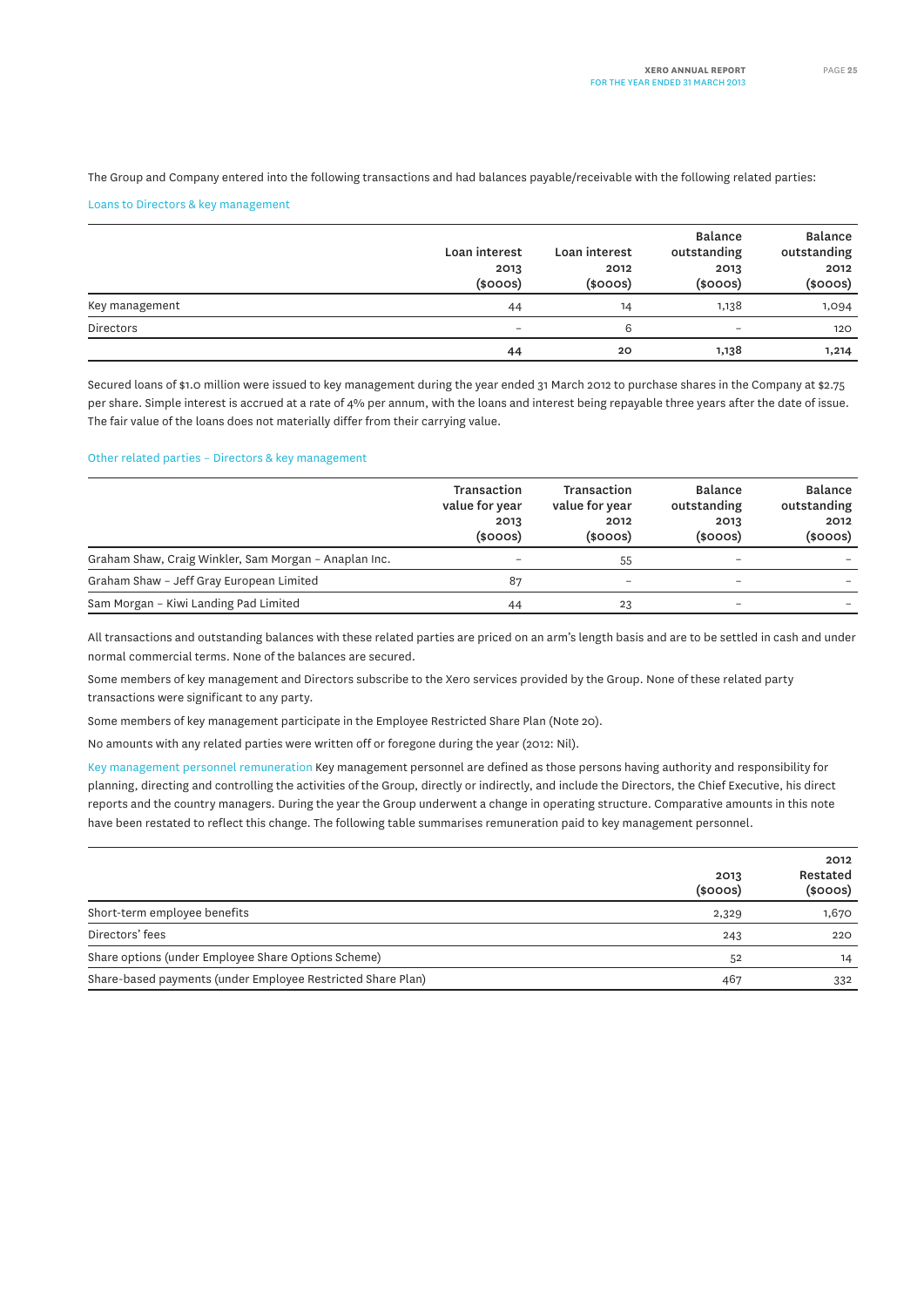The Group and Company entered into the following transactions and had balances payable/receivable with the following related parties:

### Loans to Directors & key management

| | Loan interest 2013 ($000s) | Loan interest 2012 ($000s) | Balance outstanding 2013 ($000s) | Balance outstanding 2012 ($000s) |
|---|---|---|---|---|
| Key management | 44 | 14 | 1,138 | 1,094 |
| Directors | – | 6 | – | 120 |
| | **44** | **20** | **1,138** | **1,214** |

Secured loans of $1.0 million were issued to key management during the year ended 31 March 2012 to purchase shares in the Company at $2.75 per share. Simple interest is accrued at a rate of 4% per annum, with the loans and interest being repayable three years after the date of issue. The fair value of the loans does not materially differ from their carrying value.

### Other related parties – Directors & key management

| | Transaction value for year 2013 ($000s) | Transaction value for year 2012 ($000s) | Balance outstanding 2013 ($000s) | Balance outstanding 2012 ($000s) |
|---|---|---|---|---|
| Graham Shaw, Craig Winkler, Sam Morgan – Anaplan Inc. | – | 55 | – | – |
| Graham Shaw – Jeff Gray European Limited | 87 | – | – | – |
| Sam Morgan – Kiwi Landing Pad Limited | 44 | 23 | – | – |

All transactions and outstanding balances with these related parties are priced on an arm's length basis and are to be settled in cash and under normal commercial terms. None of the balances are secured.

Some members of key management and Directors subscribe to the Xero services provided by the Group. None of these related party transactions were significant to any party.

Some members of key management participate in the Employee Restricted Share Plan (Note 20).

No amounts with any related parties were written off or foregone during the year (2012: Nil).

**Key management personnel remuneration** Key management personnel are defined as those persons having authority and responsibility for planning, directing and controlling the activities of the Group, directly or indirectly, and include the Directors, the Chief Executive, his direct reports and the country managers. During the year the Group underwent a change in operating structure. Comparative amounts in this note have been restated to reflect this change. The following table summarises remuneration paid to key management personnel.

| | 2013 ($000s) | 2012 Restated ($000s) |
|---|---|---|
| Short-term employee benefits | 2,329 | 1,670 |
| Directors' fees | 243 | 220 |
| Share options (under Employee Share Options Scheme) | 52 | 14 |
| Share-based payments (under Employee Restricted Share Plan) | 467 | 332 |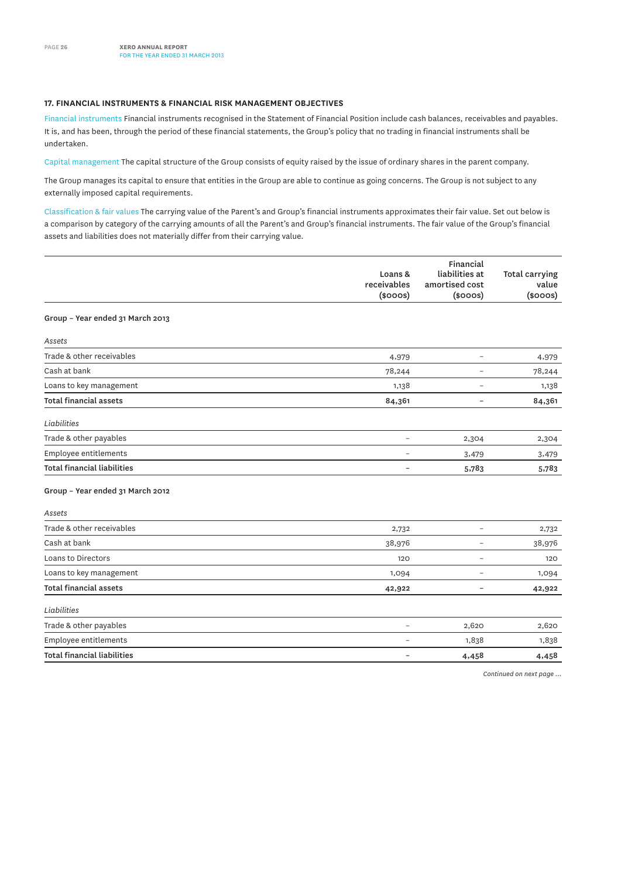### 17. FINANCIAL INSTRUMENTS & FINANCIAL RISK MANAGEMENT OBJECTIVES

Financial instruments Financial instruments recognised in the Statement of Financial Position include cash balances, receivables and payables. It is, and has been, through the period of these financial statements, the Group's policy that no trading in financial instruments shall be undertaken.

Capital management The capital structure of the Group consists of equity raised by the issue of ordinary shares in the parent company.

The Group manages its capital to ensure that entities in the Group are able to continue as going concerns. The Group is not subject to any externally imposed capital requirements.

Classification & fair values The carrying value of the Parent's and Group's financial instruments approximates their fair value. Set out below is a comparison by category of the carrying amounts of all the Parent's and Group's financial instruments. The fair value of the Group's financial assets and liabilities does not materially differ from their carrying value.

| | Loans & receivables ($000s) | Financial liabilities at amortised cost ($000s) | Total carrying value ($000s) |
|---|---|---|---|
| **Group – Year ended 31 March 2013** | | | |
| *Assets* | | | |
| Trade & other receivables | 4,979 | – | 4,979 |
| Cash at bank | 78,244 | – | 78,244 |
| Loans to key management | 1,138 | – | 1,138 |
| **Total financial assets** | **84,361** | **–** | **84,361** |
| *Liabilities* | | | |
| Trade & other payables | – | 2,304 | 2,304 |
| Employee entitlements | – | 3,479 | 3,479 |
| **Total financial liabilities** | **–** | **5,783** | **5,783** |
| **Group – Year ended 31 March 2012** | | | |
| *Assets* | | | |
| Trade & other receivables | 2,732 | – | 2,732 |
| Cash at bank | 38,976 | – | 38,976 |
| Loans to Directors | 120 | – | 120 |
| Loans to key management | 1,094 | – | 1,094 |
| **Total financial assets** | **42,922** | **–** | **42,922** |
| *Liabilities* | | | |
| Trade & other payables | – | 2,620 | 2,620 |
| Employee entitlements | – | 1,838 | 1,838 |
| **Total financial liabilities** | **–** | **4,458** | **4,458** |

*Continued on next page ...*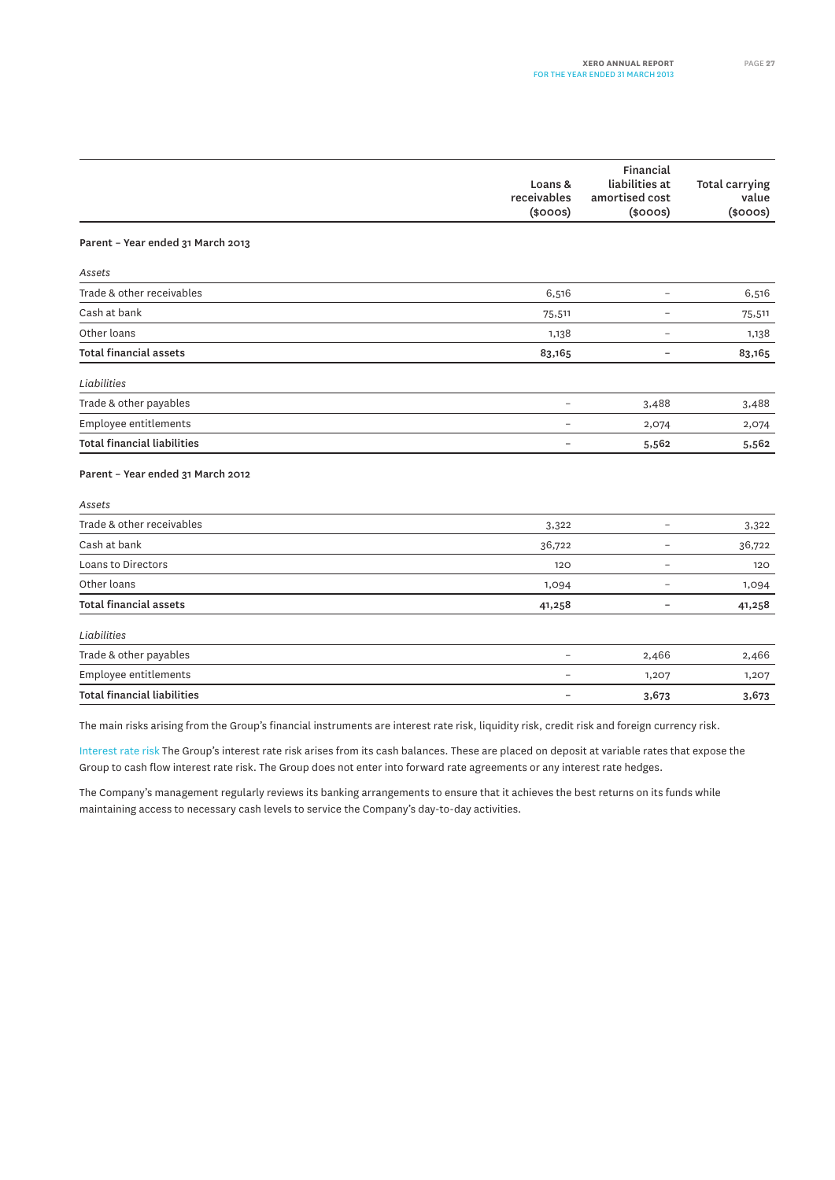| | Loans & receivables ($000s) | Financial liabilities at amortised cost ($000s) | Total carrying value ($000s) |
|---|---|---|---|
| **Parent – Year ended 31 March 2013** | | | |
| *Assets* | | | |
| Trade & other receivables | 6,516 | – | 6,516 |
| Cash at bank | 75,511 | – | 75,511 |
| Other loans | 1,138 | – | 1,138 |
| **Total financial assets** | **83,165** | **–** | **83,165** |
| *Liabilities* | | | |
| Trade & other payables | – | 3,488 | 3,488 |
| Employee entitlements | – | 2,074 | 2,074 |
| **Total financial liabilities** | **–** | **5,562** | **5,562** |
| **Parent – Year ended 31 March 2012** | | | |
| *Assets* | | | |
| Trade & other receivables | 3,322 | – | 3,322 |
| Cash at bank | 36,722 | – | 36,722 |
| Loans to Directors | 120 | – | 120 |
| Other loans | 1,094 | – | 1,094 |
| **Total financial assets** | **41,258** | **–** | **41,258** |
| *Liabilities* | | | |
| Trade & other payables | – | 2,466 | 2,466 |
| Employee entitlements | – | 1,207 | 1,207 |
| **Total financial liabilities** | **–** | **3,673** | **3,673** |

The main risks arising from the Group's financial instruments are interest rate risk, liquidity risk, credit risk and foreign currency risk.

Interest rate risk The Group's interest rate risk arises from its cash balances. These are placed on deposit at variable rates that expose the Group to cash flow interest rate risk. The Group does not enter into forward rate agreements or any interest rate hedges.

The Company's management regularly reviews its banking arrangements to ensure that it achieves the best returns on its funds while maintaining access to necessary cash levels to service the Company's day-to-day activities.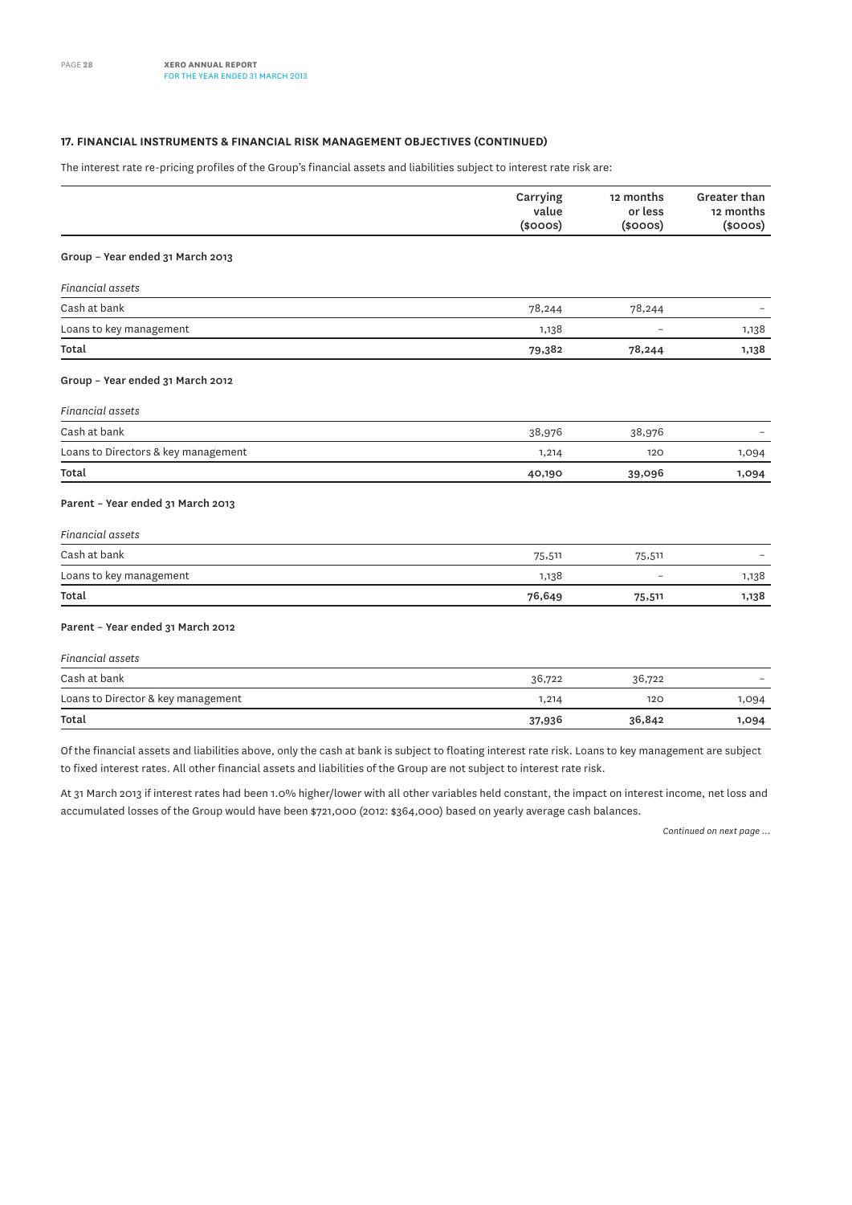### 17. FINANCIAL INSTRUMENTS & FINANCIAL RISK MANAGEMENT OBJECTIVES (CONTINUED)

The interest rate re-pricing profiles of the Group's financial assets and liabilities subject to interest rate risk are:

| | Carrying value ($000s) | 12 months or less ($000s) | Greater than 12 months ($000s) |
|---|---|---|---|
| **Group – Year ended 31 March 2013** | | | |
| *Financial assets* | | | |
| Cash at bank | 78,244 | 78,244 | – |
| Loans to key management | 1,138 | – | 1,138 |
| **Total** | **79,382** | **78,244** | **1,138** |
| **Group – Year ended 31 March 2012** | | | |
| *Financial assets* | | | |
| Cash at bank | 38,976 | 38,976 | – |
| Loans to Directors & key management | 1,214 | 120 | 1,094 |
| **Total** | **40,190** | **39,096** | **1,094** |
| **Parent – Year ended 31 March 2013** | | | |
| *Financial assets* | | | |
| Cash at bank | 75,511 | 75,511 | – |
| Loans to key management | 1,138 | – | 1,138 |
| **Total** | **76,649** | **75,511** | **1,138** |
| **Parent – Year ended 31 March 2012** | | | |
| *Financial assets* | | | |
| Cash at bank | 36,722 | 36,722 | – |
| Loans to Director & key management | 1,214 | 120 | 1,094 |
| **Total** | **37,936** | **36,842** | **1,094** |

Of the financial assets and liabilities above, only the cash at bank is subject to floating interest rate risk. Loans to key management are subject to fixed interest rates. All other financial assets and liabilities of the Group are not subject to interest rate risk.

At 31 March 2013 if interest rates had been 1.0% higher/lower with all other variables held constant, the impact on interest income, net loss and accumulated losses of the Group would have been $721,000 (2012: $364,000) based on yearly average cash balances.

*Continued on next page ...*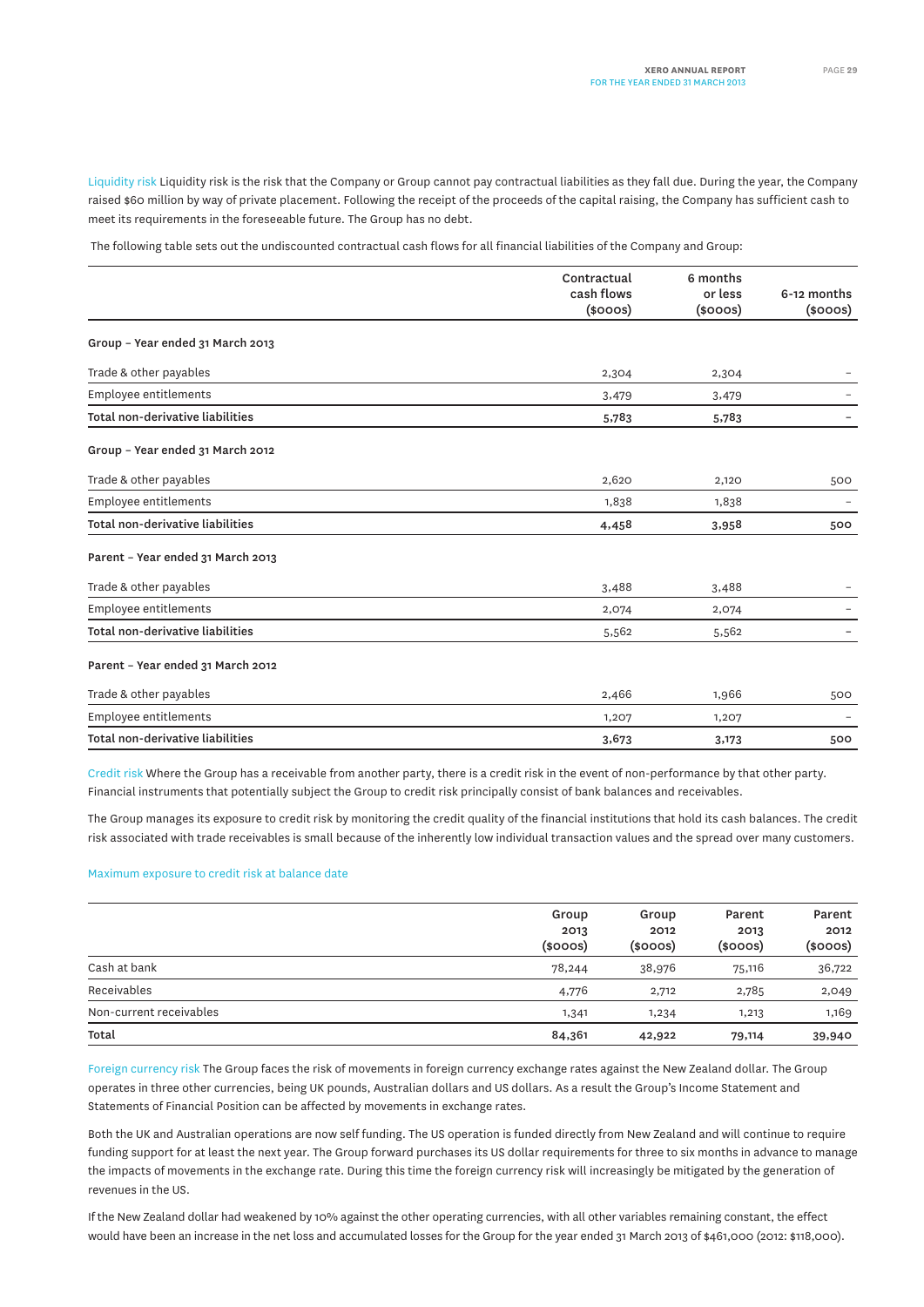**Liquidity risk** Liquidity risk is the risk that the Company or Group cannot pay contractual liabilities as they fall due. During the year, the Company raised $60 million by way of private placement. Following the receipt of the proceeds of the capital raising, the Company has sufficient cash to meet its requirements in the foreseeable future. The Group has no debt.

The following table sets out the undiscounted contractual cash flows for all financial liabilities of the Company and Group:

| | Contractual cash flows ($000s) | 6 months or less ($000s) | 6-12 months ($000s) |
|---|---|---|---|
| **Group – Year ended 31 March 2013** | | | |
| Trade & other payables | 2,304 | 2,304 | – |
| Employee entitlements | 3,479 | 3,479 | – |
| **Total non-derivative liabilities** | **5,783** | **5,783** | **–** |
| **Group – Year ended 31 March 2012** | | | |
| Trade & other payables | 2,620 | 2,120 | 500 |
| Employee entitlements | 1,838 | 1,838 | – |
| **Total non-derivative liabilities** | **4,458** | **3,958** | **500** |
| **Parent – Year ended 31 March 2013** | | | |
| Trade & other payables | 3,488 | 3,488 | – |
| Employee entitlements | 2,074 | 2,074 | – |
| **Total non-derivative liabilities** | 5,562 | 5,562 | – |
| **Parent – Year ended 31 March 2012** | | | |
| Trade & other payables | 2,466 | 1,966 | 500 |
| Employee entitlements | 1,207 | 1,207 | – |
| **Total non-derivative liabilities** | **3,673** | **3,173** | **500** |

**Credit risk** Where the Group has a receivable from another party, there is a credit risk in the event of non-performance by that other party. Financial instruments that potentially subject the Group to credit risk principally consist of bank balances and receivables.

The Group manages its exposure to credit risk by monitoring the credit quality of the financial institutions that hold its cash balances. The credit risk associated with trade receivables is small because of the inherently low individual transaction values and the spread over many customers.

### Maximum exposure to credit risk at balance date

| | Group 2013 ($000s) | Group 2012 ($000s) | Parent 2013 ($000s) | Parent 2012 ($000s) |
|---|---|---|---|---|
| Cash at bank | 78,244 | 38,976 | 75,116 | 36,722 |
| Receivables | 4,776 | 2,712 | 2,785 | 2,049 |
| Non-current receivables | 1,341 | 1,234 | 1,213 | 1,169 |
| **Total** | **84,361** | **42,922** | **79,114** | **39,940** |

**Foreign currency risk** The Group faces the risk of movements in foreign currency exchange rates against the New Zealand dollar. The Group operates in three other currencies, being UK pounds, Australian dollars and US dollars. As a result the Group's Income Statement and Statements of Financial Position can be affected by movements in exchange rates.

Both the UK and Australian operations are now self funding. The US operation is funded directly from New Zealand and will continue to require funding support for at least the next year. The Group forward purchases its US dollar requirements for three to six months in advance to manage the impacts of movements in the exchange rate. During this time the foreign currency risk will increasingly be mitigated by the generation of revenues in the US.

If the New Zealand dollar had weakened by 10% against the other operating currencies, with all other variables remaining constant, the effect would have been an increase in the net loss and accumulated losses for the Group for the year ended 31 March 2013 of $461,000 (2012: $118,000).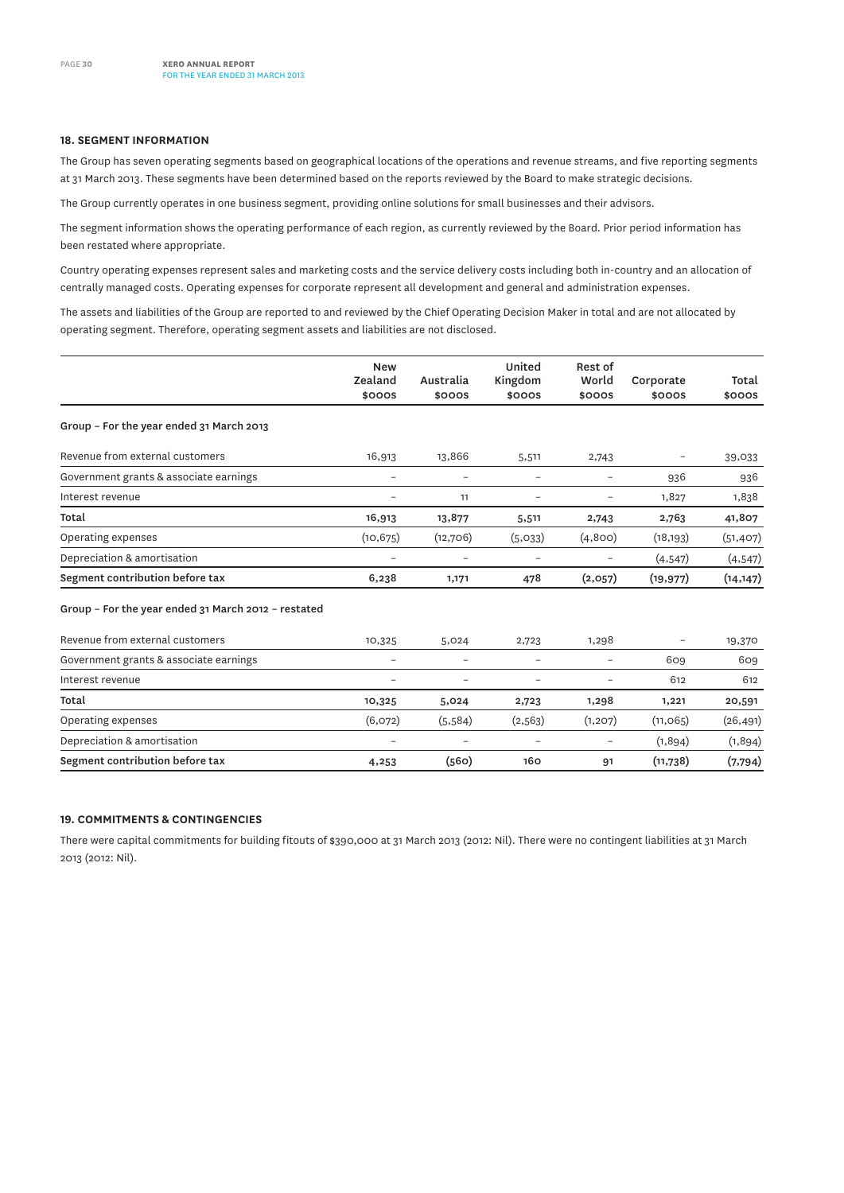### 18. SEGMENT INFORMATION

The Group has seven operating segments based on geographical locations of the operations and revenue streams, and five reporting segments at 31 March 2013. These segments have been determined based on the reports reviewed by the Board to make strategic decisions.

The Group currently operates in one business segment, providing online solutions for small businesses and their advisors.

The segment information shows the operating performance of each region, as currently reviewed by the Board. Prior period information has been restated where appropriate.

Country operating expenses represent sales and marketing costs and the service delivery costs including both in-country and an allocation of centrally managed costs. Operating expenses for corporate represent all development and general and administration expenses.

The assets and liabilities of the Group are reported to and reviewed by the Chief Operating Decision Maker in total and are not allocated by operating segment. Therefore, operating segment assets and liabilities are not disclosed.

| | New Zealand $000s | Australia $000s | United Kingdom $000s | Rest of World $000s | Corporate $000s | Total $000s |
|---|---|---|---|---|---|---|
| **Group – For the year ended 31 March 2013** | | | | | | |
| Revenue from external customers | 16,913 | 13,866 | 5,511 | 2,743 | – | 39,033 |
| Government grants & associate earnings | – | – | – | – | 936 | 936 |
| Interest revenue | – | 11 | – | – | 1,827 | 1,838 |
| **Total** | **16,913** | **13,877** | **5,511** | **2,743** | **2,763** | **41,807** |
| Operating expenses | (10,675) | (12,706) | (5,033) | (4,800) | (18,193) | (51,407) |
| Depreciation & amortisation | – | – | – | – | (4,547) | (4,547) |
| **Segment contribution before tax** | **6,238** | **1,171** | **478** | **(2,057)** | **(19,977)** | **(14,147)** |
| **Group – For the year ended 31 March 2012 – restated** | | | | | | |
| Revenue from external customers | 10,325 | 5,024 | 2,723 | 1,298 | – | 19,370 |
| Government grants & associate earnings | – | – | – | – | 609 | 609 |
| Interest revenue | – | – | – | – | 612 | 612 |
| **Total** | **10,325** | **5,024** | **2,723** | **1,298** | **1,221** | **20,591** |
| Operating expenses | (6,072) | (5,584) | (2,563) | (1,207) | (11,065) | (26,491) |
| Depreciation & amortisation | – | – | – | – | (1,894) | (1,894) |
| **Segment contribution before tax** | **4,253** | **(560)** | **160** | **91** | **(11,738)** | **(7,794)** |

### 19. COMMITMENTS & CONTINGENCIES

There were capital commitments for building fitouts of $390,000 at 31 March 2013 (2012: Nil). There were no contingent liabilities at 31 March 2013 (2012: Nil).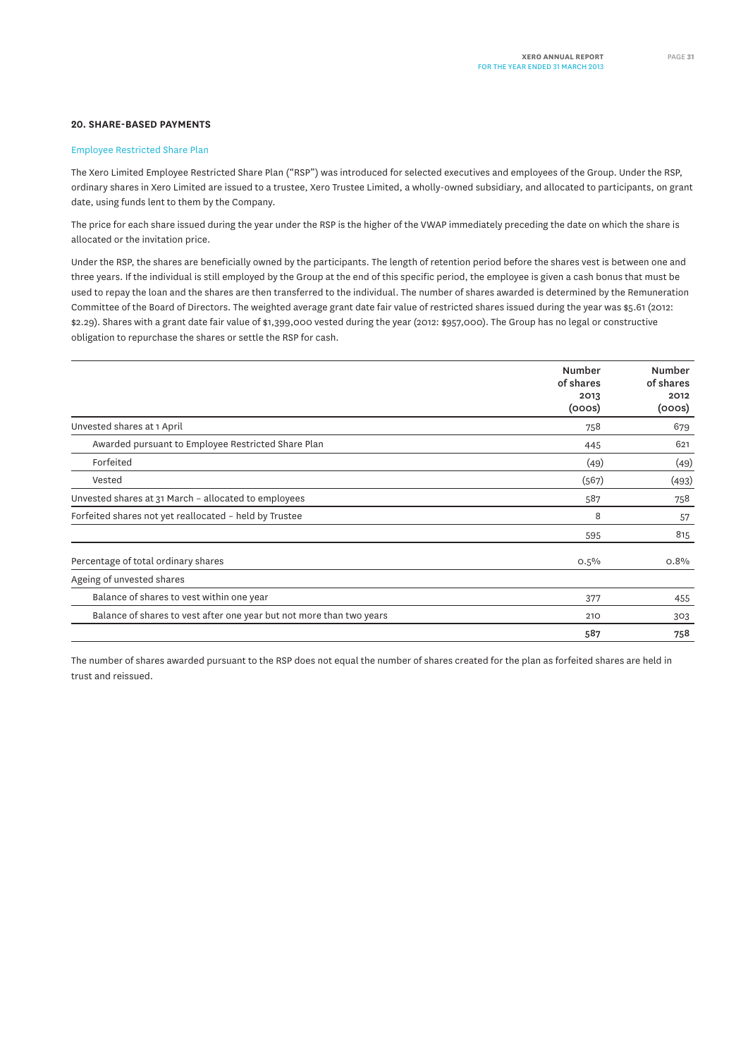## 20. SHARE-BASED PAYMENTS

### Employee Restricted Share Plan

The Xero Limited Employee Restricted Share Plan ("RSP") was introduced for selected executives and employees of the Group. Under the RSP, ordinary shares in Xero Limited are issued to a trustee, Xero Trustee Limited, a wholly-owned subsidiary, and allocated to participants, on grant date, using funds lent to them by the Company.

The price for each share issued during the year under the RSP is the higher of the VWAP immediately preceding the date on which the share is allocated or the invitation price.

Under the RSP, the shares are beneficially owned by the participants. The length of retention period before the shares vest is between one and three years. If the individual is still employed by the Group at the end of this specific period, the employee is given a cash bonus that must be used to repay the loan and the shares are then transferred to the individual. The number of shares awarded is determined by the Remuneration Committee of the Board of Directors. The weighted average grant date fair value of restricted shares issued during the year was $5.61 (2012: $2.29). Shares with a grant date fair value of $1,399,000 vested during the year (2012: $957,000). The Group has no legal or constructive obligation to repurchase the shares or settle the RSP for cash.

| | Number of shares 2013 (000s) | Number of shares 2012 (000s) |
|---|---|---|
| Unvested shares at 1 April | 758 | 679 |
| Awarded pursuant to Employee Restricted Share Plan | 445 | 621 |
| Forfeited | (49) | (49) |
| Vested | (567) | (493) |
| Unvested shares at 31 March – allocated to employees | 587 | 758 |
| Forfeited shares not yet reallocated – held by Trustee | 8 | 57 |
| | 595 | 815 |
| Percentage of total ordinary shares | 0.5% | 0.8% |
| Ageing of unvested shares | | |
| Balance of shares to vest within one year | 377 | 455 |
| Balance of shares to vest after one year but not more than two years | 210 | 303 |
| | **587** | **758** |

The number of shares awarded pursuant to the RSP does not equal the number of shares created for the plan as forfeited shares are held in trust and reissued.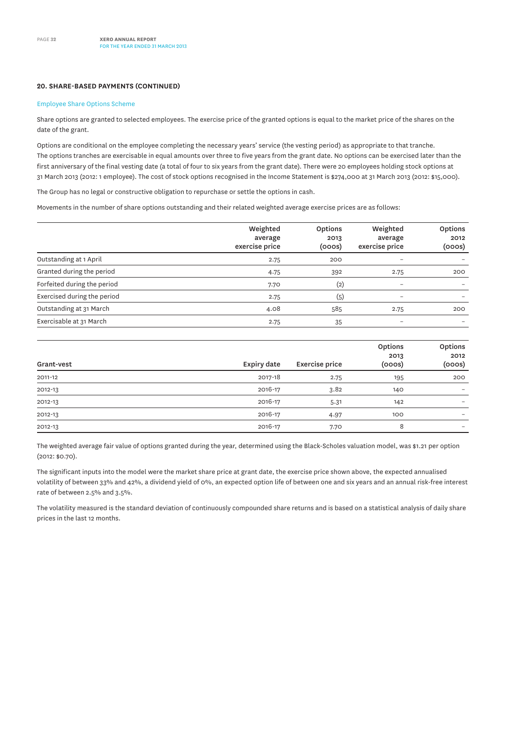### 20. SHARE-BASED PAYMENTS (CONTINUED)

#### Employee Share Options Scheme

Share options are granted to selected employees. The exercise price of the granted options is equal to the market price of the shares on the date of the grant.

Options are conditional on the employee completing the necessary years' service (the vesting period) as appropriate to that tranche. The options tranches are exercisable in equal amounts over three to five years from the grant date. No options can be exercised later than the first anniversary of the final vesting date (a total of four to six years from the grant date). There were 20 employees holding stock options at 31 March 2013 (2012: 1 employee). The cost of stock options recognised in the Income Statement is $274,000 at 31 March 2013 (2012: $15,000).

The Group has no legal or constructive obligation to repurchase or settle the options in cash.

Movements in the number of share options outstanding and their related weighted average exercise prices are as follows:

| | Weighted average exercise price | Options 2013 (000s) | Weighted average exercise price | Options 2012 (000s) |
|---|---|---|---|---|
| Outstanding at 1 April | 2.75 | 200 | – | – |
| Granted during the period | 4.75 | 392 | 2.75 | 200 |
| Forfeited during the period | 7.70 | (2) | – | – |
| Exercised during the period | 2.75 | (5) | – | – |
| Outstanding at 31 March | 4.08 | 585 | 2.75 | 200 |
| Exercisable at 31 March | 2.75 | 35 | – | – |

| Grant-vest | Expiry date | Exercise price | Options 2013 (000s) | Options 2012 (000s) |
|---|---|---|---|---|
| 2011-12 | 2017-18 | 2.75 | 195 | 200 |
| 2012-13 | 2016-17 | 3.82 | 140 | – |
| 2012-13 | 2016-17 | 5.31 | 142 | – |
| 2012-13 | 2016-17 | 4.97 | 100 | – |
| 2012-13 | 2016-17 | 7.70 | 8 | – |

The weighted average fair value of options granted during the year, determined using the Black-Scholes valuation model, was $1.21 per option (2012: $0.70).

The significant inputs into the model were the market share price at grant date, the exercise price shown above, the expected annualised volatility of between 33% and 42%, a dividend yield of 0%, an expected option life of between one and six years and an annual risk-free interest rate of between 2.5% and 3.5%.

The volatility measured is the standard deviation of continuously compounded share returns and is based on a statistical analysis of daily share prices in the last 12 months.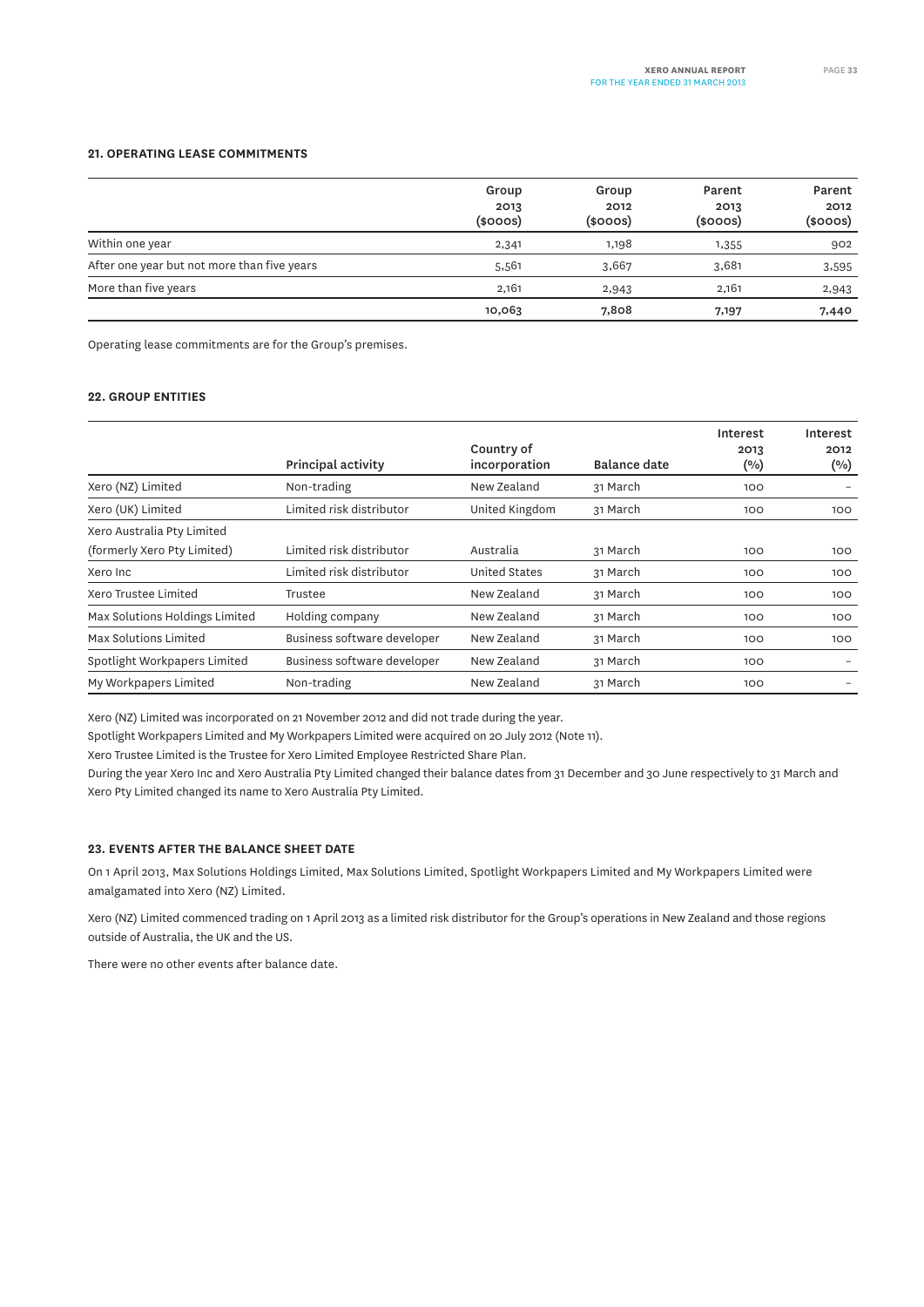## 21. OPERATING LEASE COMMITMENTS

| | Group 2013 ($000s) | Group 2012 ($000s) | Parent 2013 ($000s) | Parent 2012 ($000s) |
|---|---|---|---|---|
| Within one year | 2,341 | 1,198 | 1,355 | 902 |
| After one year but not more than five years | 5,561 | 3,667 | 3,681 | 3,595 |
| More than five years | 2,161 | 2,943 | 2,161 | 2,943 |
| | **10,063** | **7,808** | **7,197** | **7,440** |

Operating lease commitments are for the Group's premises.

## 22. GROUP ENTITIES

| | Principal activity | Country of incorporation | Balance date | Interest 2013 (%) | Interest 2012 (%) |
|---|---|---|---|---|---|
| Xero (NZ) Limited | Non-trading | New Zealand | 31 March | 100 | – |
| Xero (UK) Limited | Limited risk distributor | United Kingdom | 31 March | 100 | 100 |
| Xero Australia Pty Limited (formerly Xero Pty Limited) | Limited risk distributor | Australia | 31 March | 100 | 100 |
| Xero Inc | Limited risk distributor | United States | 31 March | 100 | 100 |
| Xero Trustee Limited | Trustee | New Zealand | 31 March | 100 | 100 |
| Max Solutions Holdings Limited | Holding company | New Zealand | 31 March | 100 | 100 |
| Max Solutions Limited | Business software developer | New Zealand | 31 March | 100 | 100 |
| Spotlight Workpapers Limited | Business software developer | New Zealand | 31 March | 100 | – |
| My Workpapers Limited | Non-trading | New Zealand | 31 March | 100 | – |

Xero (NZ) Limited was incorporated on 21 November 2012 and did not trade during the year.

Spotlight Workpapers Limited and My Workpapers Limited were acquired on 20 July 2012 (Note 11).

Xero Trustee Limited is the Trustee for Xero Limited Employee Restricted Share Plan.

During the year Xero Inc and Xero Australia Pty Limited changed their balance dates from 31 December and 30 June respectively to 31 March and Xero Pty Limited changed its name to Xero Australia Pty Limited.

## 23. EVENTS AFTER THE BALANCE SHEET DATE

On 1 April 2013, Max Solutions Holdings Limited, Max Solutions Limited, Spotlight Workpapers Limited and My Workpapers Limited were amalgamated into Xero (NZ) Limited.

Xero (NZ) Limited commenced trading on 1 April 2013 as a limited risk distributor for the Group's operations in New Zealand and those regions outside of Australia, the UK and the US.

There were no other events after balance date.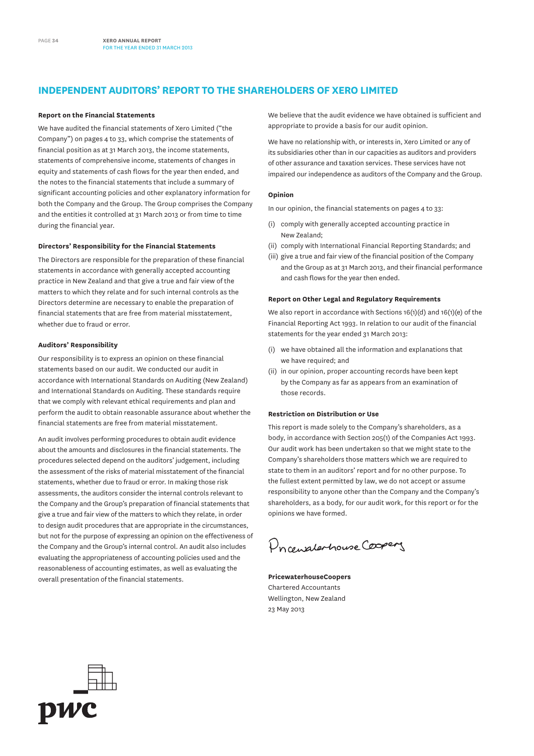# INDEPENDENT AUDITORS' REPORT TO THE SHAREHOLDERS OF XERO LIMITED

### Report on the Financial Statements

We have audited the financial statements of Xero Limited ("the Company") on pages 4 to 33, which comprise the statements of financial position as at 31 March 2013, the income statements, statements of comprehensive income, statements of changes in equity and statements of cash flows for the year then ended, and the notes to the financial statements that include a summary of significant accounting policies and other explanatory information for both the Company and the Group. The Group comprises the Company and the entities it controlled at 31 March 2013 or from time to time during the financial year.

### Directors' Responsibility for the Financial Statements

The Directors are responsible for the preparation of these financial statements in accordance with generally accepted accounting practice in New Zealand and that give a true and fair view of the matters to which they relate and for such internal controls as the Directors determine are necessary to enable the preparation of financial statements that are free from material misstatement, whether due to fraud or error.

### Auditors' Responsibility

Our responsibility is to express an opinion on these financial statements based on our audit. We conducted our audit in accordance with International Standards on Auditing (New Zealand) and International Standards on Auditing. These standards require that we comply with relevant ethical requirements and plan and perform the audit to obtain reasonable assurance about whether the financial statements are free from material misstatement.

An audit involves performing procedures to obtain audit evidence about the amounts and disclosures in the financial statements. The procedures selected depend on the auditors' judgement, including the assessment of the risks of material misstatement of the financial statements, whether due to fraud or error. In making those risk assessments, the auditors consider the internal controls relevant to the Company and the Group's preparation of financial statements that give a true and fair view of the matters to which they relate, in order to design audit procedures that are appropriate in the circumstances, but not for the purpose of expressing an opinion on the effectiveness of the Company and the Group's internal control. An audit also includes evaluating the appropriateness of accounting policies used and the reasonableness of accounting estimates, as well as evaluating the overall presentation of the financial statements.

We believe that the audit evidence we have obtained is sufficient and appropriate to provide a basis for our audit opinion.

We have no relationship with, or interests in, Xero Limited or any of its subsidiaries other than in our capacities as auditors and providers of other assurance and taxation services. These services have not impaired our independence as auditors of the Company and the Group.

### Opinion

In our opinion, the financial statements on pages 4 to 33:

(i) comply with generally accepted accounting practice in New Zealand;

(ii) comply with International Financial Reporting Standards; and

(iii) give a true and fair view of the financial position of the Company and the Group as at 31 March 2013, and their financial performance and cash flows for the year then ended.

### Report on Other Legal and Regulatory Requirements

We also report in accordance with Sections 16(1)(d) and 16(1)(e) of the Financial Reporting Act 1993. In relation to our audit of the financial statements for the year ended 31 March 2013:

(i) we have obtained all the information and explanations that we have required; and

(ii) in our opinion, proper accounting records have been kept by the Company as far as appears from an examination of those records.

### Restriction on Distribution or Use

This report is made solely to the Company's shareholders, as a body, in accordance with Section 205(1) of the Companies Act 1993. Our audit work has been undertaken so that we might state to the Company's shareholders those matters which we are required to state to them in an auditors' report and for no other purpose. To the fullest extent permitted by law, we do not accept or assume responsibility to anyone other than the Company and the Company's shareholders, as a body, for our audit work, for this report or for the opinions we have formed.

PricewaterhouseCoopers

**PricewaterhouseCoopers**
Chartered Accountants
Wellington, New Zealand
23 May 2013

pwc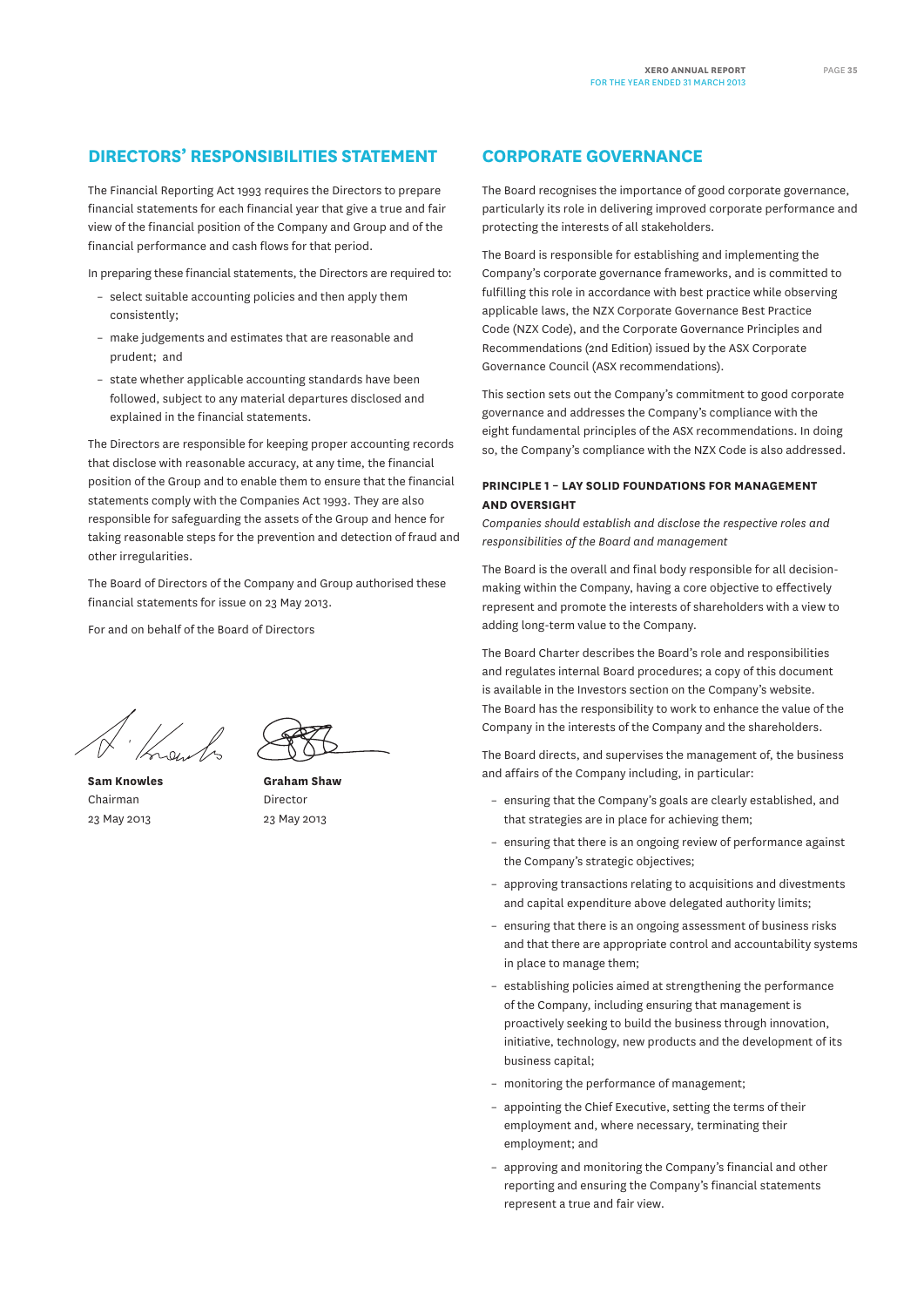## DIRECTORS' RESPONSIBILITIES STATEMENT

The Financial Reporting Act 1993 requires the Directors to prepare financial statements for each financial year that give a true and fair view of the financial position of the Company and Group and of the financial performance and cash flows for that period.

In preparing these financial statements, the Directors are required to:

- select suitable accounting policies and then apply them consistently;
- make judgements and estimates that are reasonable and prudent; and
- state whether applicable accounting standards have been followed, subject to any material departures disclosed and explained in the financial statements.

The Directors are responsible for keeping proper accounting records that disclose with reasonable accuracy, at any time, the financial position of the Group and to enable them to ensure that the financial statements comply with the Companies Act 1993. They are also responsible for safeguarding the assets of the Group and hence for taking reasonable steps for the prevention and detection of fraud and other irregularities.

The Board of Directors of the Company and Group authorised these financial statements for issue on 23 May 2013.

For and on behalf of the Board of Directors

**Sam Knowles**
Chairman
23 May 2013

**Graham Shaw**
Director
23 May 2013

## CORPORATE GOVERNANCE

The Board recognises the importance of good corporate governance, particularly its role in delivering improved corporate performance and protecting the interests of all stakeholders.

The Board is responsible for establishing and implementing the Company's corporate governance frameworks, and is committed to fulfilling this role in accordance with best practice while observing applicable laws, the NZX Corporate Governance Best Practice Code (NZX Code), and the Corporate Governance Principles and Recommendations (2nd Edition) issued by the ASX Corporate Governance Council (ASX recommendations).

This section sets out the Company's commitment to good corporate governance and addresses the Company's compliance with the eight fundamental principles of the ASX recommendations. In doing so, the Company's compliance with the NZX Code is also addressed.

### PRINCIPLE 1 – LAY SOLID FOUNDATIONS FOR MANAGEMENT AND OVERSIGHT

*Companies should establish and disclose the respective roles and responsibilities of the Board and management*

The Board is the overall and final body responsible for all decision-making within the Company, having a core objective to effectively represent and promote the interests of shareholders with a view to adding long-term value to the Company.

The Board Charter describes the Board's role and responsibilities and regulates internal Board procedures; a copy of this document is available in the Investors section on the Company's website. The Board has the responsibility to work to enhance the value of the Company in the interests of the Company and the shareholders.

The Board directs, and supervises the management of, the business and affairs of the Company including, in particular:

- ensuring that the Company's goals are clearly established, and that strategies are in place for achieving them;
- ensuring that there is an ongoing review of performance against the Company's strategic objectives;
- approving transactions relating to acquisitions and divestments and capital expenditure above delegated authority limits;
- ensuring that there is an ongoing assessment of business risks and that there are appropriate control and accountability systems in place to manage them;
- establishing policies aimed at strengthening the performance of the Company, including ensuring that management is proactively seeking to build the business through innovation, initiative, technology, new products and the development of its business capital;
- monitoring the performance of management;
- appointing the Chief Executive, setting the terms of their employment and, where necessary, terminating their employment; and
- approving and monitoring the Company's financial and other reporting and ensuring the Company's financial statements represent a true and fair view.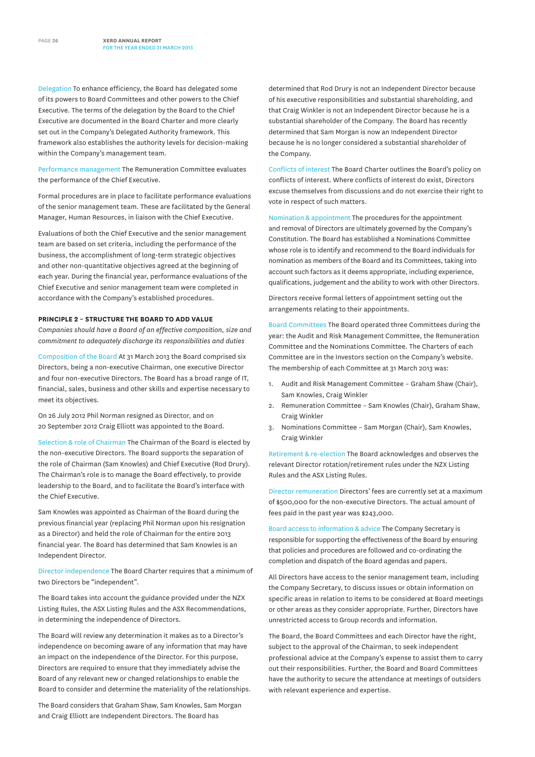**Delegation** To enhance efficiency, the Board has delegated some of its powers to Board Committees and other powers to the Chief Executive. The terms of the delegation by the Board to the Chief Executive are documented in the Board Charter and more clearly set out in the Company's Delegated Authority framework. This framework also establishes the authority levels for decision-making within the Company's management team.

**Performance management** The Remuneration Committee evaluates the performance of the Chief Executive.

Formal procedures are in place to facilitate performance evaluations of the senior management team. These are facilitated by the General Manager, Human Resources, in liaison with the Chief Executive.

Evaluations of both the Chief Executive and the senior management team are based on set criteria, including the performance of the business, the accomplishment of long-term strategic objectives and other non-quantitative objectives agreed at the beginning of each year. During the financial year, performance evaluations of the Chief Executive and senior management team were completed in accordance with the Company's established procedures.

## PRINCIPLE 2 – STRUCTURE THE BOARD TO ADD VALUE

*Companies should have a Board of an effective composition, size and commitment to adequately discharge its responsibilities and duties*

**Composition of the Board** At 31 March 2013 the Board comprised six Directors, being a non-executive Chairman, one executive Director and four non-executive Directors. The Board has a broad range of IT, financial, sales, business and other skills and expertise necessary to meet its objectives.

On 26 July 2012 Phil Norman resigned as Director, and on 20 September 2012 Craig Elliott was appointed to the Board.

**Selection & role of Chairman** The Chairman of the Board is elected by the non-executive Directors. The Board supports the separation of the role of Chairman (Sam Knowles) and Chief Executive (Rod Drury). The Chairman's role is to manage the Board effectively, to provide leadership to the Board, and to facilitate the Board's interface with the Chief Executive.

Sam Knowles was appointed as Chairman of the Board during the previous financial year (replacing Phil Norman upon his resignation as a Director) and held the role of Chairman for the entire 2013 financial year. The Board has determined that Sam Knowles is an Independent Director.

**Director independence** The Board Charter requires that a minimum of two Directors be "independent".

The Board takes into account the guidance provided under the NZX Listing Rules, the ASX Listing Rules and the ASX Recommendations, in determining the independence of Directors.

The Board will review any determination it makes as to a Director's independence on becoming aware of any information that may have an impact on the independence of the Director. For this purpose, Directors are required to ensure that they immediately advise the Board of any relevant new or changed relationships to enable the Board to consider and determine the materiality of the relationships.

The Board considers that Graham Shaw, Sam Knowles, Sam Morgan and Craig Elliott are Independent Directors. The Board has determined that Rod Drury is not an Independent Director because of his executive responsibilities and substantial shareholding, and that Craig Winkler is not an Independent Director because he is a substantial shareholder of the Company. The Board has recently determined that Sam Morgan is now an Independent Director because he is no longer considered a substantial shareholder of the Company.

**Conflicts of interest** The Board Charter outlines the Board's policy on conflicts of interest. Where conflicts of interest do exist, Directors excuse themselves from discussions and do not exercise their right to vote in respect of such matters.

**Nomination & appointment** The procedures for the appointment and removal of Directors are ultimately governed by the Company's Constitution. The Board has established a Nominations Committee whose role is to identify and recommend to the Board individuals for nomination as members of the Board and its Committees, taking into account such factors as it deems appropriate, including experience, qualifications, judgement and the ability to work with other Directors.

Directors receive formal letters of appointment setting out the arrangements relating to their appointments.

**Board Committees** The Board operated three Committees during the year: the Audit and Risk Management Committee, the Remuneration Committee and the Nominations Committee. The Charters of each Committee are in the Investors section on the Company's website. The membership of each Committee at 31 March 2013 was:

1. Audit and Risk Management Committee – Graham Shaw (Chair), Sam Knowles, Craig Winkler
2. Remuneration Committee – Sam Knowles (Chair), Graham Shaw, Craig Winkler
3. Nominations Committee – Sam Morgan (Chair), Sam Knowles, Craig Winkler

**Retirement & re-election** The Board acknowledges and observes the relevant Director rotation/retirement rules under the NZX Listing Rules and the ASX Listing Rules.

**Director remuneration** Directors' fees are currently set at a maximum of $500,000 for the non-executive Directors. The actual amount of fees paid in the past year was $243,000.

**Board access to information & advice** The Company Secretary is responsible for supporting the effectiveness of the Board by ensuring that policies and procedures are followed and co-ordinating the completion and dispatch of the Board agendas and papers.

All Directors have access to the senior management team, including the Company Secretary, to discuss issues or obtain information on specific areas in relation to items to be considered at Board meetings or other areas as they consider appropriate. Further, Directors have unrestricted access to Group records and information.

The Board, the Board Committees and each Director have the right, subject to the approval of the Chairman, to seek independent professional advice at the Company's expense to assist them to carry out their responsibilities. Further, the Board and Board Committees have the authority to secure the attendance at meetings of outsiders with relevant experience and expertise.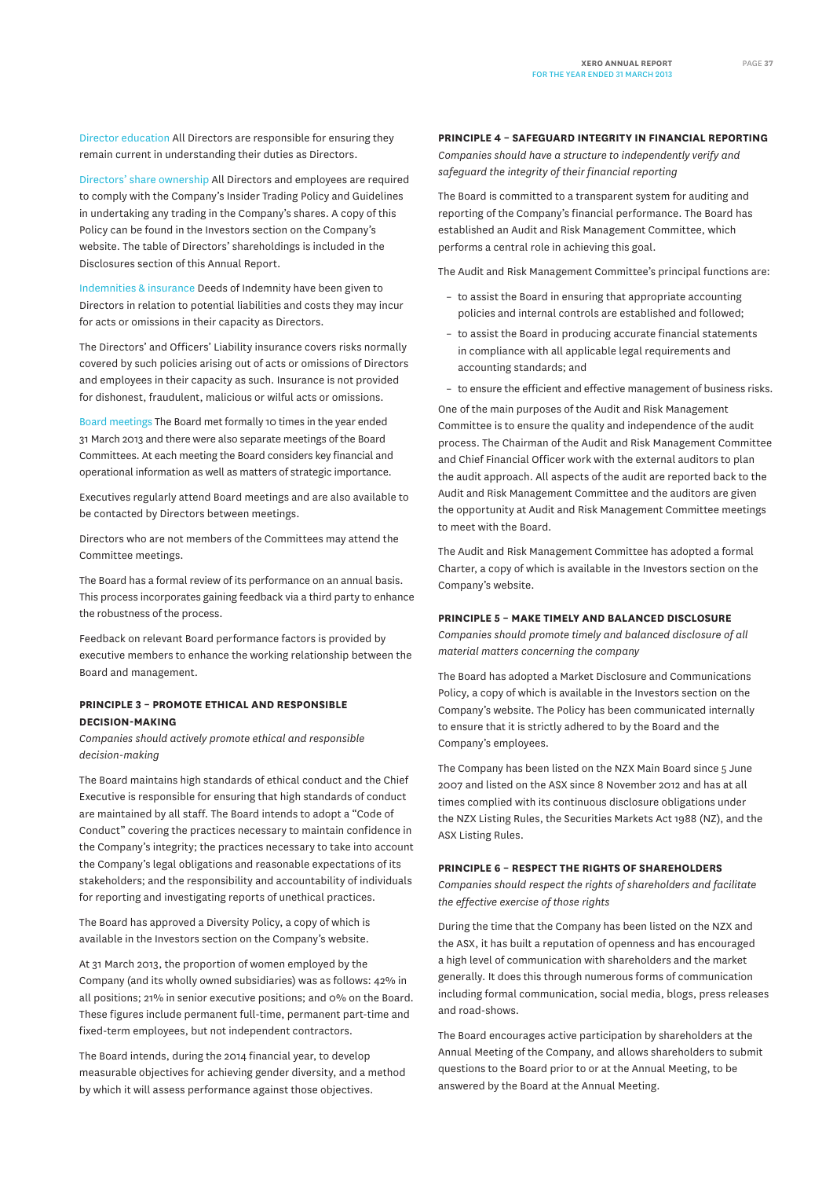**Director education** All Directors are responsible for ensuring they remain current in understanding their duties as Directors.

**Directors' share ownership** All Directors and employees are required to comply with the Company's Insider Trading Policy and Guidelines in undertaking any trading in the Company's shares. A copy of this Policy can be found in the Investors section on the Company's website. The table of Directors' shareholdings is included in the Disclosures section of this Annual Report.

**Indemnities & insurance** Deeds of Indemnity have been given to Directors in relation to potential liabilities and costs they may incur for acts or omissions in their capacity as Directors.

The Directors' and Officers' Liability insurance covers risks normally covered by such policies arising out of acts or omissions of Directors and employees in their capacity as such. Insurance is not provided for dishonest, fraudulent, malicious or wilful acts or omissions.

**Board meetings** The Board met formally 10 times in the year ended 31 March 2013 and there were also separate meetings of the Board Committees. At each meeting the Board considers key financial and operational information as well as matters of strategic importance.

Executives regularly attend Board meetings and are also available to be contacted by Directors between meetings.

Directors who are not members of the Committees may attend the Committee meetings.

The Board has a formal review of its performance on an annual basis. This process incorporates gaining feedback via a third party to enhance the robustness of the process.

Feedback on relevant Board performance factors is provided by executive members to enhance the working relationship between the Board and management.

## PRINCIPLE 3 – PROMOTE ETHICAL AND RESPONSIBLE DECISION-MAKING

*Companies should actively promote ethical and responsible decision-making*

The Board maintains high standards of ethical conduct and the Chief Executive is responsible for ensuring that high standards of conduct are maintained by all staff. The Board intends to adopt a "Code of Conduct" covering the practices necessary to maintain confidence in the Company's integrity; the practices necessary to take into account the Company's legal obligations and reasonable expectations of its stakeholders; and the responsibility and accountability of individuals for reporting and investigating reports of unethical practices.

The Board has approved a Diversity Policy, a copy of which is available in the Investors section on the Company's website.

At 31 March 2013, the proportion of women employed by the Company (and its wholly owned subsidiaries) was as follows: 42% in all positions; 21% in senior executive positions; and 0% on the Board. These figures include permanent full-time, permanent part-time and fixed-term employees, but not independent contractors.

The Board intends, during the 2014 financial year, to develop measurable objectives for achieving gender diversity, and a method by which it will assess performance against those objectives.

## PRINCIPLE 4 – SAFEGUARD INTEGRITY IN FINANCIAL REPORTING

*Companies should have a structure to independently verify and safeguard the integrity of their financial reporting*

The Board is committed to a transparent system for auditing and reporting of the Company's financial performance. The Board has established an Audit and Risk Management Committee, which performs a central role in achieving this goal.

The Audit and Risk Management Committee's principal functions are:

- to assist the Board in ensuring that appropriate accounting policies and internal controls are established and followed;
- to assist the Board in producing accurate financial statements in compliance with all applicable legal requirements and accounting standards; and
- to ensure the efficient and effective management of business risks.

One of the main purposes of the Audit and Risk Management Committee is to ensure the quality and independence of the audit process. The Chairman of the Audit and Risk Management Committee and Chief Financial Officer work with the external auditors to plan the audit approach. All aspects of the audit are reported back to the Audit and Risk Management Committee and the auditors are given the opportunity at Audit and Risk Management Committee meetings to meet with the Board.

The Audit and Risk Management Committee has adopted a formal Charter, a copy of which is available in the Investors section on the Company's website.

## PRINCIPLE 5 – MAKE TIMELY AND BALANCED DISCLOSURE

*Companies should promote timely and balanced disclosure of all material matters concerning the company*

The Board has adopted a Market Disclosure and Communications Policy, a copy of which is available in the Investors section on the Company's website. The Policy has been communicated internally to ensure that it is strictly adhered to by the Board and the Company's employees.

The Company has been listed on the NZX Main Board since 5 June 2007 and listed on the ASX since 8 November 2012 and has at all times complied with its continuous disclosure obligations under the NZX Listing Rules, the Securities Markets Act 1988 (NZ), and the ASX Listing Rules.

## PRINCIPLE 6 – RESPECT THE RIGHTS OF SHAREHOLDERS

*Companies should respect the rights of shareholders and facilitate the effective exercise of those rights*

During the time that the Company has been listed on the NZX and the ASX, it has built a reputation of openness and has encouraged a high level of communication with shareholders and the market generally. It does this through numerous forms of communication including formal communication, social media, blogs, press releases and road-shows.

The Board encourages active participation by shareholders at the Annual Meeting of the Company, and allows shareholders to submit questions to the Board prior to or at the Annual Meeting, to be answered by the Board at the Annual Meeting.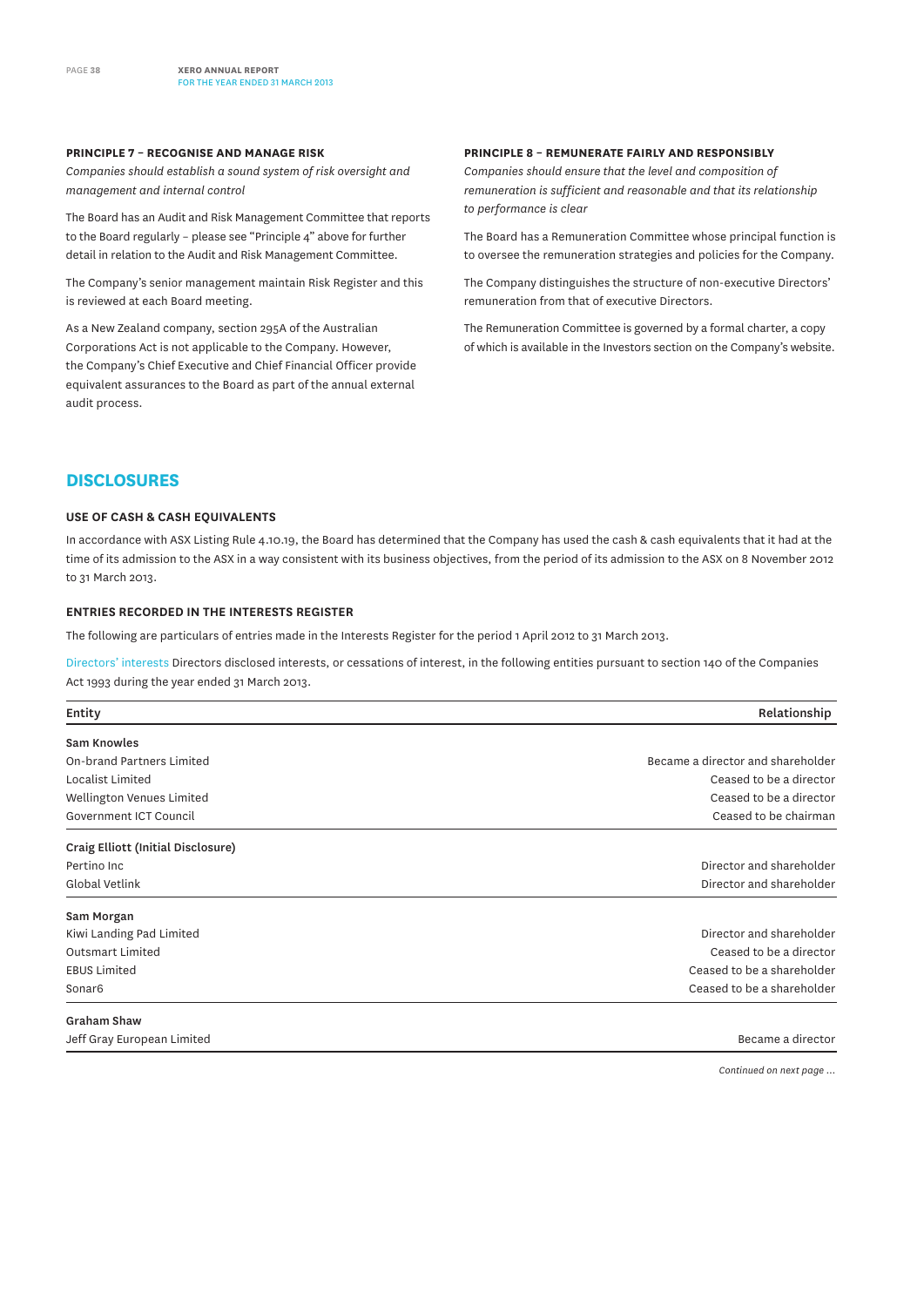#### PRINCIPLE 7 – RECOGNISE AND MANAGE RISK

*Companies should establish a sound system of risk oversight and management and internal control*

The Board has an Audit and Risk Management Committee that reports to the Board regularly – please see "Principle 4" above for further detail in relation to the Audit and Risk Management Committee.

The Company's senior management maintain Risk Register and this is reviewed at each Board meeting.

As a New Zealand company, section 295A of the Australian Corporations Act is not applicable to the Company. However, the Company's Chief Executive and Chief Financial Officer provide equivalent assurances to the Board as part of the annual external audit process.

#### PRINCIPLE 8 – REMUNERATE FAIRLY AND RESPONSIBLY

*Companies should ensure that the level and composition of remuneration is sufficient and reasonable and that its relationship to performance is clear*

The Board has a Remuneration Committee whose principal function is to oversee the remuneration strategies and policies for the Company.

The Company distinguishes the structure of non-executive Directors' remuneration from that of executive Directors.

The Remuneration Committee is governed by a formal charter, a copy of which is available in the Investors section on the Company's website.

## DISCLOSURES

#### USE OF CASH & CASH EQUIVALENTS

In accordance with ASX Listing Rule 4.10.19, the Board has determined that the Company has used the cash & cash equivalents that it had at the time of its admission to the ASX in a way consistent with its business objectives, from the period of its admission to the ASX on 8 November 2012 to 31 March 2013.

#### ENTRIES RECORDED IN THE INTERESTS REGISTER

The following are particulars of entries made in the Interests Register for the period 1 April 2012 to 31 March 2013.

Directors' interests Directors disclosed interests, or cessations of interest, in the following entities pursuant to section 140 of the Companies Act 1993 during the year ended 31 March 2013.

| Entity | Relationship |
|---|---|
| **Sam Knowles** | |
| On-brand Partners Limited | Became a director and shareholder |
| Localist Limited | Ceased to be a director |
| Wellington Venues Limited | Ceased to be a director |
| Government ICT Council | Ceased to be chairman |
| **Craig Elliott (Initial Disclosure)** | |
| Pertino Inc | Director and shareholder |
| Global Vetlink | Director and shareholder |
| **Sam Morgan** | |
| Kiwi Landing Pad Limited | Director and shareholder |
| Outsmart Limited | Ceased to be a director |
| EBUS Limited | Ceased to be a shareholder |
| Sonar6 | Ceased to be a shareholder |
| **Graham Shaw** | |
| Jeff Gray European Limited | Became a director |

*Continued on next page ...*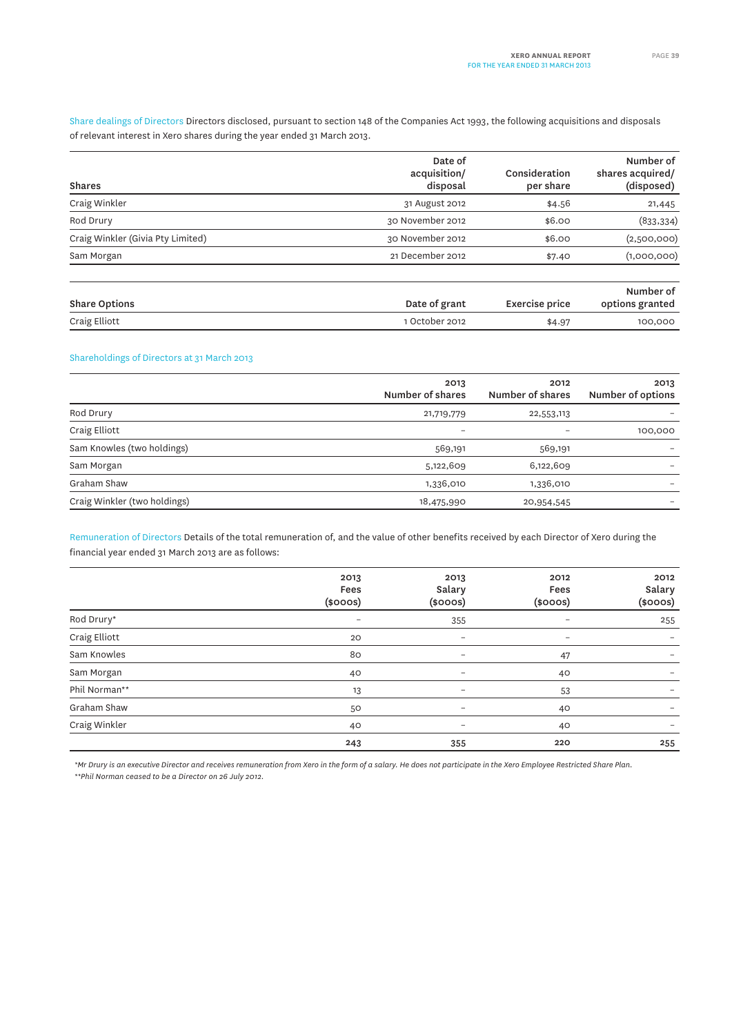**Share dealings of Directors** Directors disclosed, pursuant to section 148 of the Companies Act 1993, the following acquisitions and disposals of relevant interest in Xero shares during the year ended 31 March 2013.

| Shares | Date of acquisition/ disposal | Consideration per share | Number of shares acquired/ (disposed) |
|---|---|---|---|
| Craig Winkler | 31 August 2012 | $4.56 | 21,445 |
| Rod Drury | 30 November 2012 | $6.00 | (833,334) |
| Craig Winkler (Givia Pty Limited) | 30 November 2012 | $6.00 | (2,500,000) |
| Sam Morgan | 21 December 2012 | $7.40 | (1,000,000) |

| Share Options | Date of grant | Exercise price | Number of options granted |
|---|---|---|---|
| Craig Elliott | 1 October 2012 | $4.97 | 100,000 |

## Shareholdings of Directors at 31 March 2013

| | 2013 Number of shares | 2012 Number of shares | 2013 Number of options |
|---|---|---|---|
| Rod Drury | 21,719,779 | 22,553,113 | – |
| Craig Elliott | – | – | 100,000 |
| Sam Knowles (two holdings) | 569,191 | 569,191 | – |
| Sam Morgan | 5,122,609 | 6,122,609 | – |
| Graham Shaw | 1,336,010 | 1,336,010 | – |
| Craig Winkler (two holdings) | 18,475,990 | 20,954,545 | – |

**Remuneration of Directors** Details of the total remuneration of, and the value of other benefits received by each Director of Xero during the financial year ended 31 March 2013 are as follows:

| | 2013 Fees ($000s) | 2013 Salary ($000s) | 2012 Fees ($000s) | 2012 Salary ($000s) |
|---|---|---|---|---|
| Rod Drury* | – | 355 | – | 255 |
| Craig Elliott | 20 | – | – | – |
| Sam Knowles | 80 | – | 47 | – |
| Sam Morgan | 40 | – | 40 | – |
| Phil Norman** | 13 | – | 53 | – |
| Graham Shaw | 50 | – | 40 | – |
| Craig Winkler | 40 | – | 40 | – |
| | **243** | **355** | **220** | **255** |

*\*Mr Drury is an executive Director and receives remuneration from Xero in the form of a salary. He does not participate in the Xero Employee Restricted Share Plan.*

*\*\*Phil Norman ceased to be a Director on 26 July 2012.*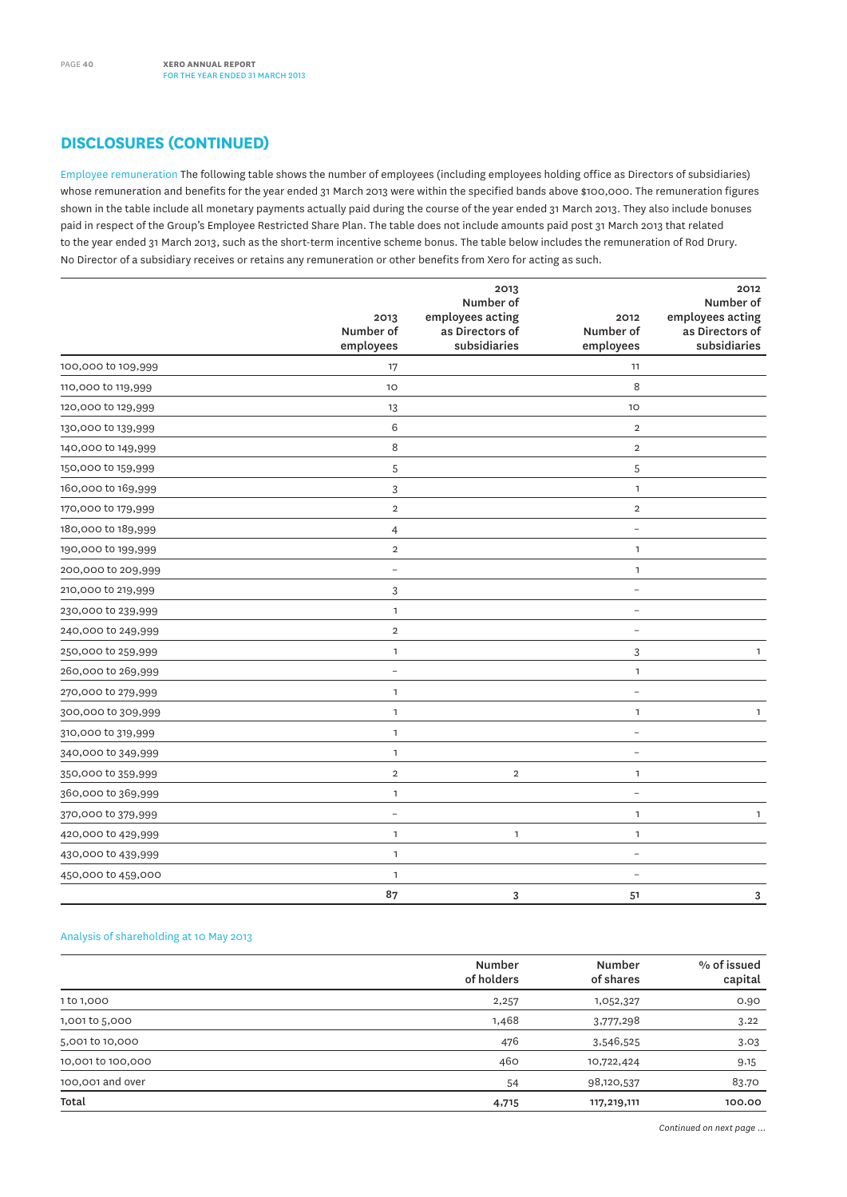## DISCLOSURES (CONTINUED)

Employee remuneration The following table shows the number of employees (including employees holding office as Directors of subsidiaries) whose remuneration and benefits for the year ended 31 March 2013 were within the specified bands above $100,000. The remuneration figures shown in the table include all monetary payments actually paid during the course of the year ended 31 March 2013. They also include bonuses paid in respect of the Group's Employee Restricted Share Plan. The table does not include amounts paid post 31 March 2013 that related to the year ended 31 March 2013, such as the short-term incentive scheme bonus. The table below includes the remuneration of Rod Drury. No Director of a subsidiary receives or retains any remuneration or other benefits from Xero for acting as such.

| | 2013 Number of employees | 2013 Number of employees acting as Directors of subsidiaries | 2012 Number of employees | 2012 Number of employees acting as Directors of subsidiaries |
|---|---|---|---|---|
| 100,000 to 109,999 | 17 | | 11 | |
| 110,000 to 119,999 | 10 | | 8 | |
| 120,000 to 129,999 | 13 | | 10 | |
| 130,000 to 139,999 | 6 | | 2 | |
| 140,000 to 149,999 | 8 | | 2 | |
| 150,000 to 159,999 | 5 | | 5 | |
| 160,000 to 169,999 | 3 | | 1 | |
| 170,000 to 179,999 | 2 | | 2 | |
| 180,000 to 189,999 | 4 | | – | |
| 190,000 to 199,999 | 2 | | 1 | |
| 200,000 to 209,999 | – | | 1 | |
| 210,000 to 219,999 | 3 | | – | |
| 230,000 to 239,999 | 1 | | – | |
| 240,000 to 249,999 | 2 | | – | |
| 250,000 to 259,999 | 1 | | 3 | 1 |
| 260,000 to 269,999 | – | | 1 | |
| 270,000 to 279,999 | 1 | | – | |
| 300,000 to 309,999 | 1 | | 1 | 1 |
| 310,000 to 319,999 | 1 | | – | |
| 340,000 to 349,999 | 1 | | – | |
| 350,000 to 359,999 | 2 | 2 | 1 | |
| 360,000 to 369,999 | 1 | | – | |
| 370,000 to 379,999 | – | | 1 | 1 |
| 420,000 to 429,999 | 1 | 1 | 1 | |
| 430,000 to 439,999 | 1 | | – | |
| 450,000 to 459,000 | 1 | | – | |
| | 87 | 3 | 51 | 3 |

Analysis of shareholding at 10 May 2013

| | Number of holders | Number of shares | % of issued capital |
|---|---|---|---|
| 1 to 1,000 | 2,257 | 1,052,327 | 0.90 |
| 1,001 to 5,000 | 1,468 | 3,777,298 | 3.22 |
| 5,001 to 10,000 | 476 | 3,546,525 | 3.03 |
| 10,001 to 100,000 | 460 | 10,722,424 | 9.15 |
| 100,001 and over | 54 | 98,120,537 | 83.70 |
| **Total** | **4,715** | **117,219,111** | **100.00** |

*Continued on next page ...*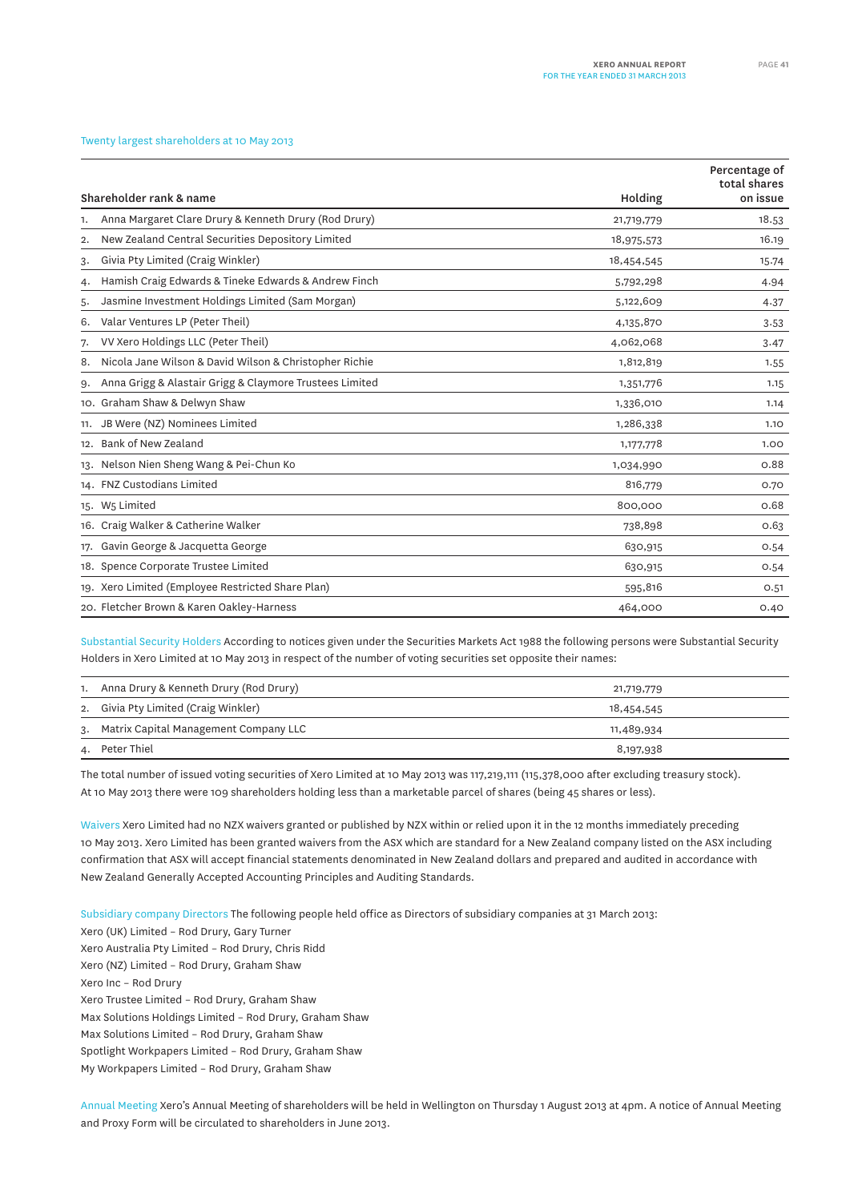## Twenty largest shareholders at 10 May 2013

| Shareholder rank & name | Holding | Percentage of total shares on issue |
|---|---|---|
| 1. Anna Margaret Clare Drury & Kenneth Drury (Rod Drury) | 21,719,779 | 18.53 |
| 2. New Zealand Central Securities Depository Limited | 18,975,573 | 16.19 |
| 3. Givia Pty Limited (Craig Winkler) | 18,454,545 | 15.74 |
| 4. Hamish Craig Edwards & Tineke Edwards & Andrew Finch | 5,792,298 | 4.94 |
| 5. Jasmine Investment Holdings Limited (Sam Morgan) | 5,122,609 | 4.37 |
| 6. Valar Ventures LP (Peter Theil) | 4,135,870 | 3.53 |
| 7. VV Xero Holdings LLC (Peter Theil) | 4,062,068 | 3.47 |
| 8. Nicola Jane Wilson & David Wilson & Christopher Richie | 1,812,819 | 1.55 |
| 9. Anna Grigg & Alastair Grigg & Claymore Trustees Limited | 1,351,776 | 1.15 |
| 10. Graham Shaw & Delwyn Shaw | 1,336,010 | 1.14 |
| 11. JB Were (NZ) Nominees Limited | 1,286,338 | 1.10 |
| 12. Bank of New Zealand | 1,177,778 | 1.00 |
| 13. Nelson Nien Sheng Wang & Pei-Chun Ko | 1,034,990 | 0.88 |
| 14. FNZ Custodians Limited | 816,779 | 0.70 |
| 15. W5 Limited | 800,000 | 0.68 |
| 16. Craig Walker & Catherine Walker | 738,898 | 0.63 |
| 17. Gavin George & Jacquetta George | 630,915 | 0.54 |
| 18. Spence Corporate Trustee Limited | 630,915 | 0.54 |
| 19. Xero Limited (Employee Restricted Share Plan) | 595,816 | 0.51 |
| 20. Fletcher Brown & Karen Oakley-Harness | 464,000 | 0.40 |

**Substantial Security Holders** According to notices given under the Securities Markets Act 1988 the following persons were Substantial Security Holders in Xero Limited at 10 May 2013 in respect of the number of voting securities set opposite their names:

| | |
|---|---|
| 1. Anna Drury & Kenneth Drury (Rod Drury) | 21,719,779 |
| 2. Givia Pty Limited (Craig Winkler) | 18,454,545 |
| 3. Matrix Capital Management Company LLC | 11,489,934 |
| 4. Peter Thiel | 8,197,938 |

The total number of issued voting securities of Xero Limited at 10 May 2013 was 117,219,111 (115,378,000 after excluding treasury stock). At 10 May 2013 there were 109 shareholders holding less than a marketable parcel of shares (being 45 shares or less).

**Waivers** Xero Limited had no NZX waivers granted or published by NZX within or relied upon it in the 12 months immediately preceding 10 May 2013. Xero Limited has been granted waivers from the ASX which are standard for a New Zealand company listed on the ASX including confirmation that ASX will accept financial statements denominated in New Zealand dollars and prepared and audited in accordance with New Zealand Generally Accepted Accounting Principles and Auditing Standards.

**Subsidiary company Directors** The following people held office as Directors of subsidiary companies at 31 March 2013:

Xero (UK) Limited – Rod Drury, Gary Turner
Xero Australia Pty Limited – Rod Drury, Chris Ridd
Xero (NZ) Limited – Rod Drury, Graham Shaw
Xero Inc – Rod Drury
Xero Trustee Limited – Rod Drury, Graham Shaw
Max Solutions Holdings Limited – Rod Drury, Graham Shaw
Max Solutions Limited – Rod Drury, Graham Shaw
Spotlight Workpapers Limited – Rod Drury, Graham Shaw
My Workpapers Limited – Rod Drury, Graham Shaw

**Annual Meeting** Xero's Annual Meeting of shareholders will be held in Wellington on Thursday 1 August 2013 at 4pm. A notice of Annual Meeting and Proxy Form will be circulated to shareholders in June 2013.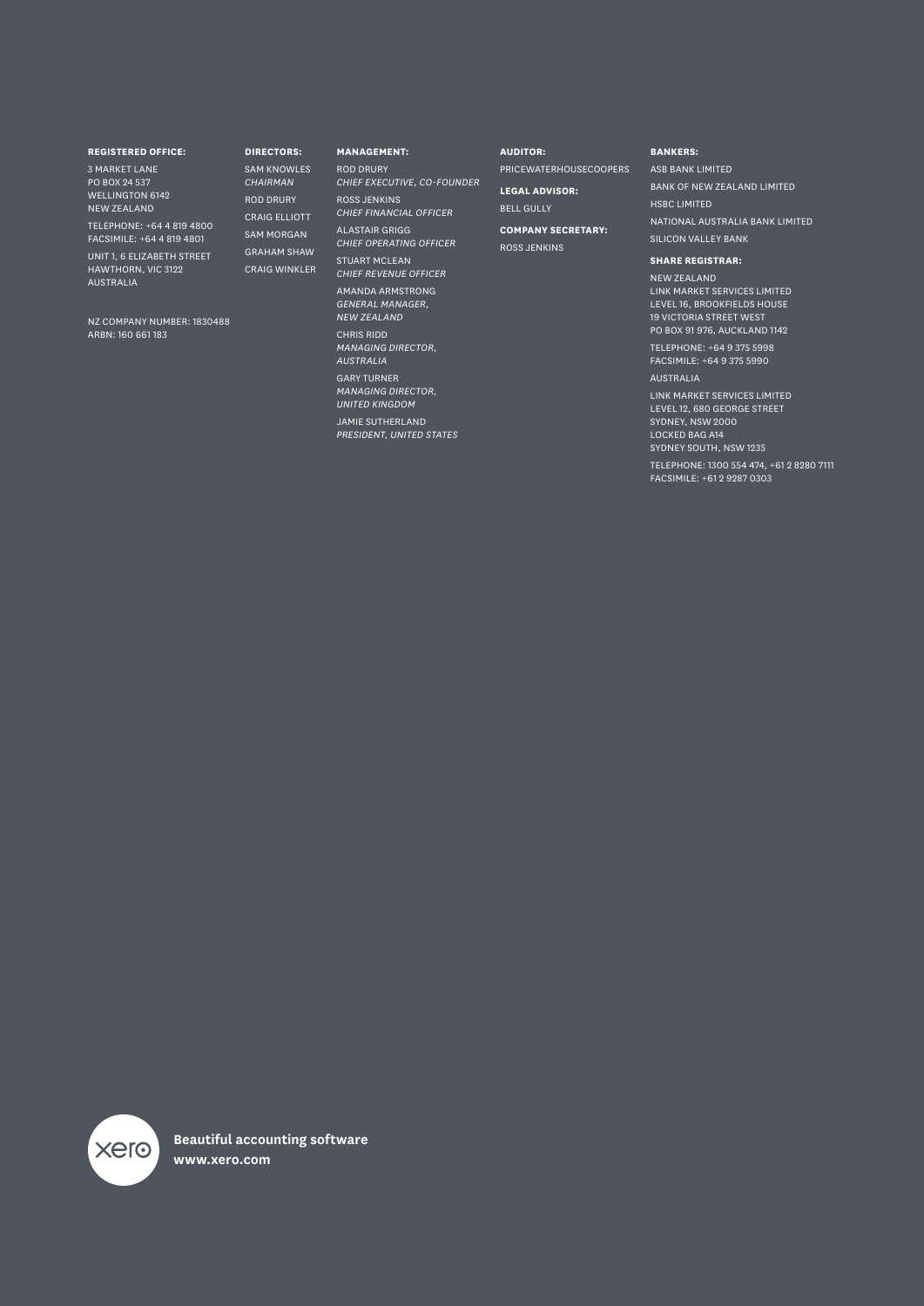**REGISTERED OFFICE:**

3 MARKET LANE
PO BOX 24 537
WELLINGTON 6142
NEW ZEALAND

TELEPHONE: +64 4 819 4800
FACSIMILE: +64 4 819 4801

UNIT 1, 6 ELIZABETH STREET
HAWTHORN, VIC 3122
AUSTRALIA

NZ COMPANY NUMBER: 1830488
ARBN: 160 661 183

**DIRECTORS:**

SAM KNOWLES
*CHAIRMAN*

ROD DRURY

CRAIG ELLIOTT

SAM MORGAN

GRAHAM SHAW

CRAIG WINKLER

**MANAGEMENT:**

ROD DRURY
*CHIEF EXECUTIVE, CO-FOUNDER*

ROSS JENKINS
*CHIEF FINANCIAL OFFICER*

ALASTAIR GRIGG
*CHIEF OPERATING OFFICER*

STUART MCLEAN
*CHIEF REVENUE OFFICER*

AMANDA ARMSTRONG
*GENERAL MANAGER, NEW ZEALAND*

CHRIS RIDD
*MANAGING DIRECTOR, AUSTRALIA*

GARY TURNER
*MANAGING DIRECTOR, UNITED KINGDOM*

JAMIE SUTHERLAND
*PRESIDENT, UNITED STATES*

**AUDITOR:**

PRICEWATERHOUSECOOPERS

**LEGAL ADVISOR:**

BELL GULLY

**COMPANY SECRETARY:**

ROSS JENKINS

**BANKERS:**

ASB BANK LIMITED

BANK OF NEW ZEALAND LIMITED

HSBC LIMITED

NATIONAL AUSTRALIA BANK LIMITED

SILICON VALLEY BANK

**SHARE REGISTRAR:**

NEW ZEALAND

LINK MARKET SERVICES LIMITED
LEVEL 16, BROOKFIELDS HOUSE
19 VICTORIA STREET WEST
PO BOX 91 976, AUCKLAND 1142

TELEPHONE: +64 9 375 5998
FACSIMILE: +64 9 375 5990

AUSTRALIA

LINK MARKET SERVICES LIMITED
LEVEL 12, 680 GEORGE STREET
SYDNEY, NSW 2000
LOCKED BAG A14
SYDNEY SOUTH, NSW 1235

TELEPHONE: 1300 554 474, +61 2 8280 7111
FACSIMILE: +61 2 9287 0303

xero

**Beautiful accounting software**
**www.xero.com**